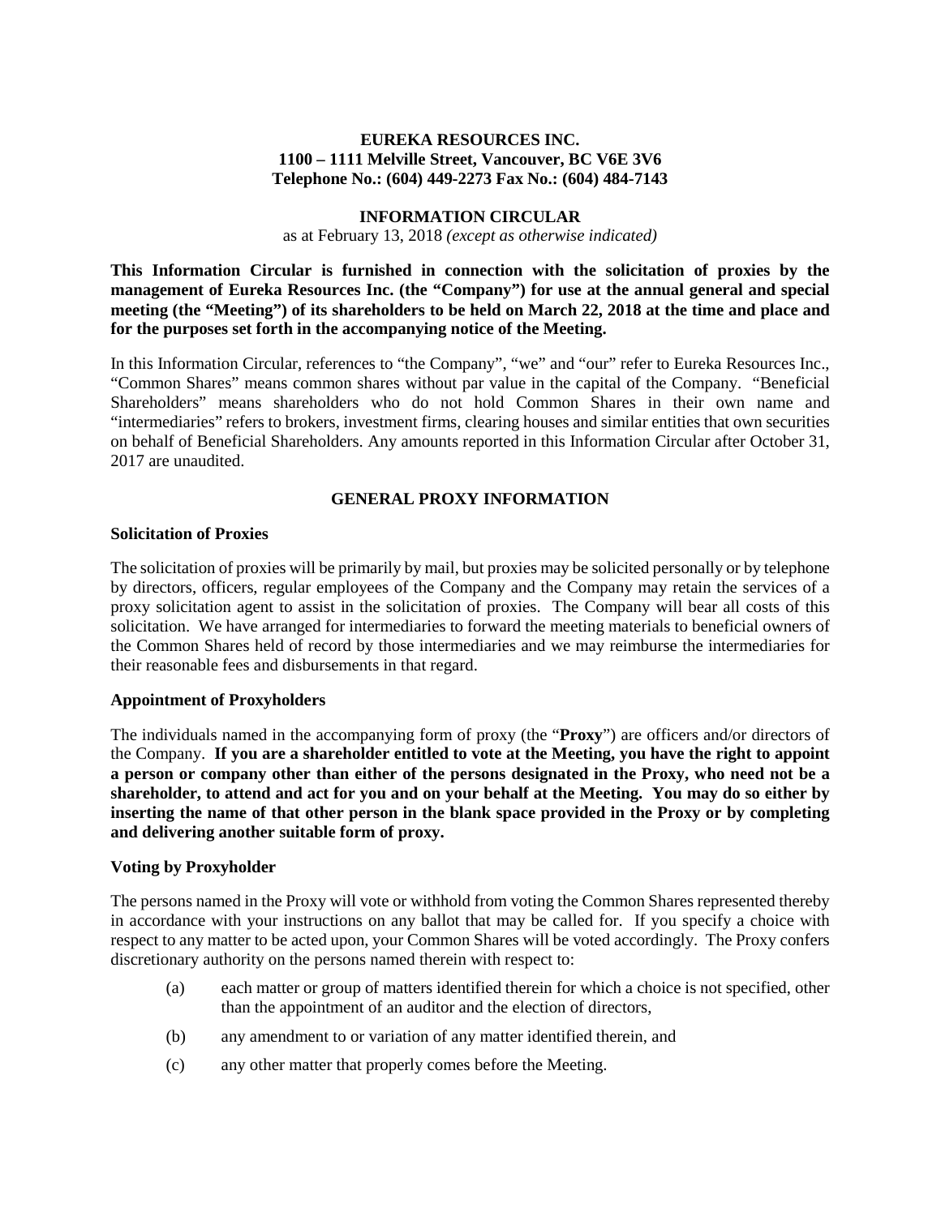**EUREKA RESOURCES INC.**
**1100 – 1111 Melville Street, Vancouver, BC V6E 3V6**
**Telephone No.: (604) 449-2273 Fax No.: (604) 484-7143**

**INFORMATION CIRCULAR**

as at February 13, 2018 *(except as otherwise indicated)*

**This Information Circular is furnished in connection with the solicitation of proxies by the management of Eureka Resources Inc. (the "Company") for use at the annual general and special meeting (the "Meeting") of its shareholders to be held on March 22, 2018 at the time and place and for the purposes set forth in the accompanying notice of the Meeting.**

In this Information Circular, references to "the Company", "we" and "our" refer to Eureka Resources Inc., "Common Shares" means common shares without par value in the capital of the Company. "Beneficial Shareholders" means shareholders who do not hold Common Shares in their own name and "intermediaries" refers to brokers, investment firms, clearing houses and similar entities that own securities on behalf of Beneficial Shareholders. Any amounts reported in this Information Circular after October 31, 2017 are unaudited.

## GENERAL PROXY INFORMATION

### Solicitation of Proxies

The solicitation of proxies will be primarily by mail, but proxies may be solicited personally or by telephone by directors, officers, regular employees of the Company and the Company may retain the services of a proxy solicitation agent to assist in the solicitation of proxies. The Company will bear all costs of this solicitation. We have arranged for intermediaries to forward the meeting materials to beneficial owners of the Common Shares held of record by those intermediaries and we may reimburse the intermediaries for their reasonable fees and disbursements in that regard.

### Appointment of Proxyholders

The individuals named in the accompanying form of proxy (the "**Proxy**") are officers and/or directors of the Company. **If you are a shareholder entitled to vote at the Meeting, you have the right to appoint a person or company other than either of the persons designated in the Proxy, who need not be a shareholder, to attend and act for you and on your behalf at the Meeting. You may do so either by inserting the name of that other person in the blank space provided in the Proxy or by completing and delivering another suitable form of proxy.**

### Voting by Proxyholder

The persons named in the Proxy will vote or withhold from voting the Common Shares represented thereby in accordance with your instructions on any ballot that may be called for. If you specify a choice with respect to any matter to be acted upon, your Common Shares will be voted accordingly. The Proxy confers discretionary authority on the persons named therein with respect to:

(a) each matter or group of matters identified therein for which a choice is not specified, other than the appointment of an auditor and the election of directors,

(b) any amendment to or variation of any matter identified therein, and

(c) any other matter that properly comes before the Meeting.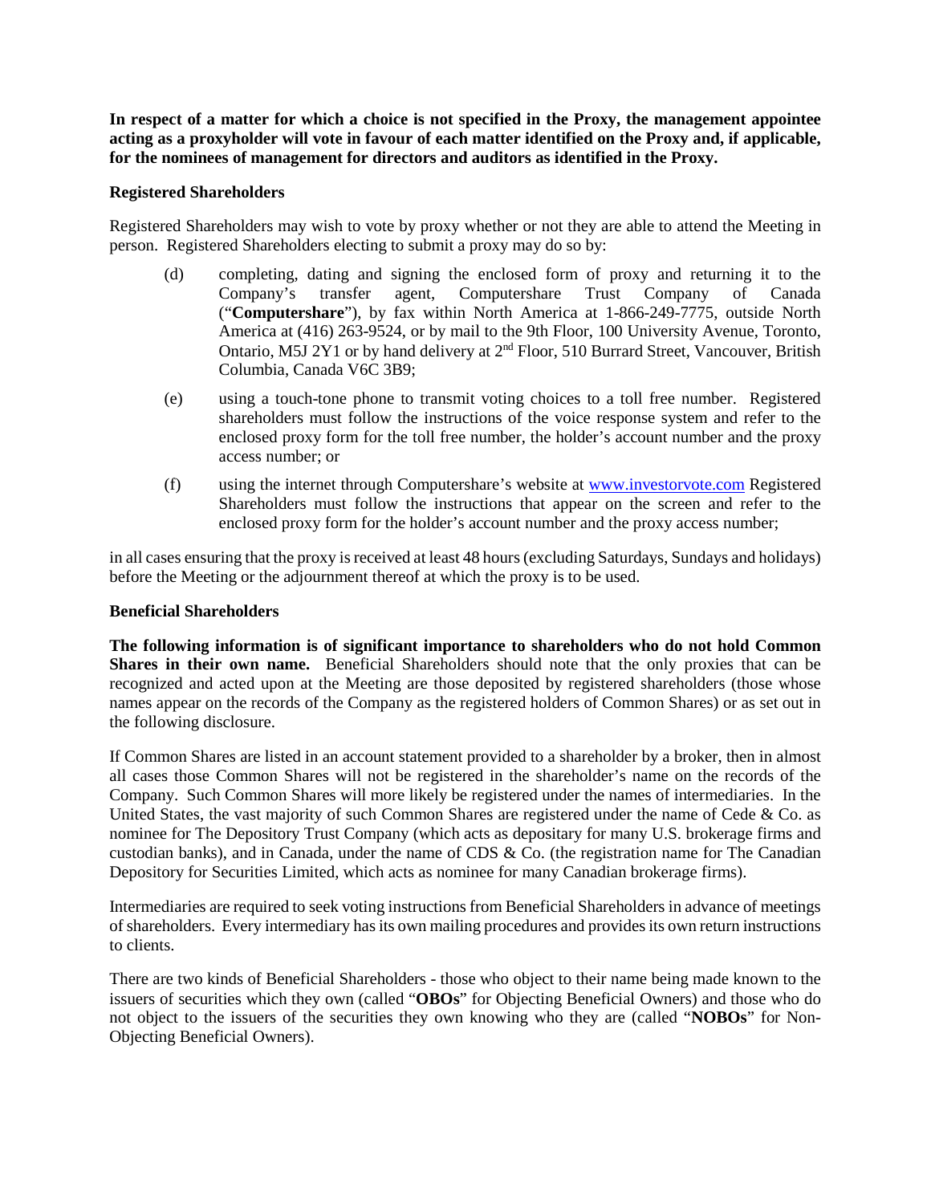**In respect of a matter for which a choice is not specified in the Proxy, the management appointee acting as a proxyholder will vote in favour of each matter identified on the Proxy and, if applicable, for the nominees of management for directors and auditors as identified in the Proxy.**

**Registered Shareholders**

Registered Shareholders may wish to vote by proxy whether or not they are able to attend the Meeting in person. Registered Shareholders electing to submit a proxy may do so by:

(d) completing, dating and signing the enclosed form of proxy and returning it to the Company's transfer agent, Computershare Trust Company of Canada ("**Computershare**"), by fax within North America at 1-866-249-7775, outside North America at (416) 263-9524, or by mail to the 9th Floor, 100 University Avenue, Toronto, Ontario, M5J 2Y1 or by hand delivery at 2nd Floor, 510 Burrard Street, Vancouver, British Columbia, Canada V6C 3B9;

(e) using a touch-tone phone to transmit voting choices to a toll free number. Registered shareholders must follow the instructions of the voice response system and refer to the enclosed proxy form for the toll free number, the holder's account number and the proxy access number; or

(f) using the internet through Computershare's website at www.investorvote.com Registered Shareholders must follow the instructions that appear on the screen and refer to the enclosed proxy form for the holder's account number and the proxy access number;

in all cases ensuring that the proxy is received at least 48 hours (excluding Saturdays, Sundays and holidays) before the Meeting or the adjournment thereof at which the proxy is to be used.

**Beneficial Shareholders**

**The following information is of significant importance to shareholders who do not hold Common Shares in their own name.** Beneficial Shareholders should note that the only proxies that can be recognized and acted upon at the Meeting are those deposited by registered shareholders (those whose names appear on the records of the Company as the registered holders of Common Shares) or as set out in the following disclosure.

If Common Shares are listed in an account statement provided to a shareholder by a broker, then in almost all cases those Common Shares will not be registered in the shareholder's name on the records of the Company. Such Common Shares will more likely be registered under the names of intermediaries. In the United States, the vast majority of such Common Shares are registered under the name of Cede & Co. as nominee for The Depository Trust Company (which acts as depositary for many U.S. brokerage firms and custodian banks), and in Canada, under the name of CDS & Co. (the registration name for The Canadian Depository for Securities Limited, which acts as nominee for many Canadian brokerage firms).

Intermediaries are required to seek voting instructions from Beneficial Shareholders in advance of meetings of shareholders. Every intermediary has its own mailing procedures and provides its own return instructions to clients.

There are two kinds of Beneficial Shareholders - those who object to their name being made known to the issuers of securities which they own (called "**OBOs**" for Objecting Beneficial Owners) and those who do not object to the issuers of the securities they own knowing who they are (called "**NOBOs**" for Non-Objecting Beneficial Owners).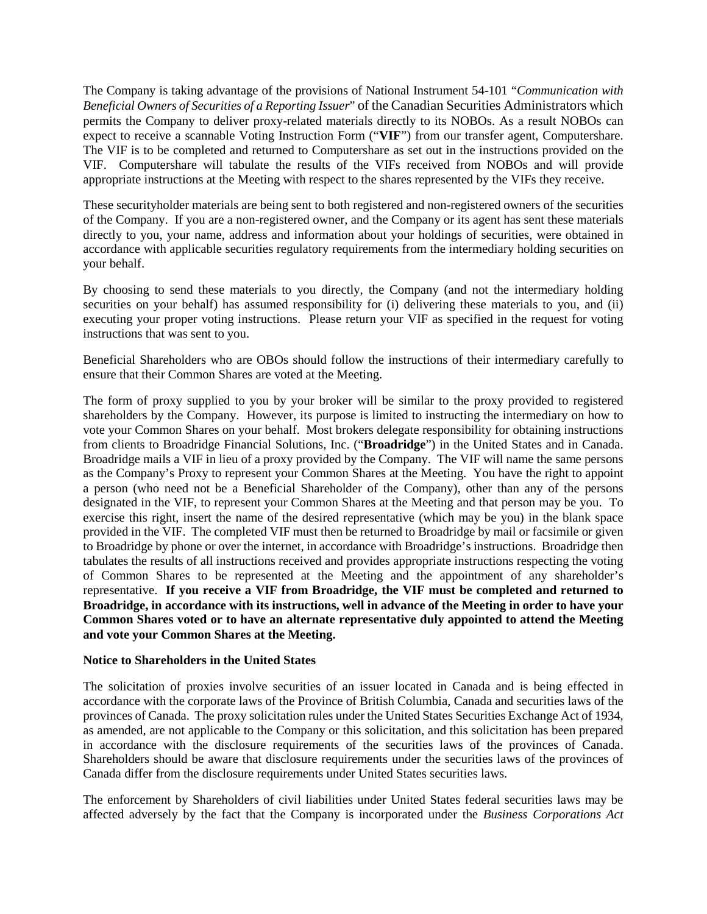The Company is taking advantage of the provisions of National Instrument 54-101 "*Communication with Beneficial Owners of Securities of a Reporting Issuer*" of the Canadian Securities Administrators which permits the Company to deliver proxy-related materials directly to its NOBOs. As a result NOBOs can expect to receive a scannable Voting Instruction Form ("**VIF**") from our transfer agent, Computershare. The VIF is to be completed and returned to Computershare as set out in the instructions provided on the VIF. Computershare will tabulate the results of the VIFs received from NOBOs and will provide appropriate instructions at the Meeting with respect to the shares represented by the VIFs they receive.

These securityholder materials are being sent to both registered and non-registered owners of the securities of the Company. If you are a non-registered owner, and the Company or its agent has sent these materials directly to you, your name, address and information about your holdings of securities, were obtained in accordance with applicable securities regulatory requirements from the intermediary holding securities on your behalf.

By choosing to send these materials to you directly, the Company (and not the intermediary holding securities on your behalf) has assumed responsibility for (i) delivering these materials to you, and (ii) executing your proper voting instructions. Please return your VIF as specified in the request for voting instructions that was sent to you.

Beneficial Shareholders who are OBOs should follow the instructions of their intermediary carefully to ensure that their Common Shares are voted at the Meeting.

The form of proxy supplied to you by your broker will be similar to the proxy provided to registered shareholders by the Company. However, its purpose is limited to instructing the intermediary on how to vote your Common Shares on your behalf. Most brokers delegate responsibility for obtaining instructions from clients to Broadridge Financial Solutions, Inc. ("**Broadridge**") in the United States and in Canada. Broadridge mails a VIF in lieu of a proxy provided by the Company. The VIF will name the same persons as the Company's Proxy to represent your Common Shares at the Meeting. You have the right to appoint a person (who need not be a Beneficial Shareholder of the Company), other than any of the persons designated in the VIF, to represent your Common Shares at the Meeting and that person may be you. To exercise this right, insert the name of the desired representative (which may be you) in the blank space provided in the VIF. The completed VIF must then be returned to Broadridge by mail or facsimile or given to Broadridge by phone or over the internet, in accordance with Broadridge's instructions. Broadridge then tabulates the results of all instructions received and provides appropriate instructions respecting the voting of Common Shares to be represented at the Meeting and the appointment of any shareholder's representative. **If you receive a VIF from Broadridge, the VIF must be completed and returned to Broadridge, in accordance with its instructions, well in advance of the Meeting in order to have your Common Shares voted or to have an alternate representative duly appointed to attend the Meeting and vote your Common Shares at the Meeting.**

**Notice to Shareholders in the United States**

The solicitation of proxies involve securities of an issuer located in Canada and is being effected in accordance with the corporate laws of the Province of British Columbia, Canada and securities laws of the provinces of Canada. The proxy solicitation rules under the United States Securities Exchange Act of 1934, as amended, are not applicable to the Company or this solicitation, and this solicitation has been prepared in accordance with the disclosure requirements of the securities laws of the provinces of Canada. Shareholders should be aware that disclosure requirements under the securities laws of the provinces of Canada differ from the disclosure requirements under United States securities laws.

The enforcement by Shareholders of civil liabilities under United States federal securities laws may be affected adversely by the fact that the Company is incorporated under the *Business Corporations Act*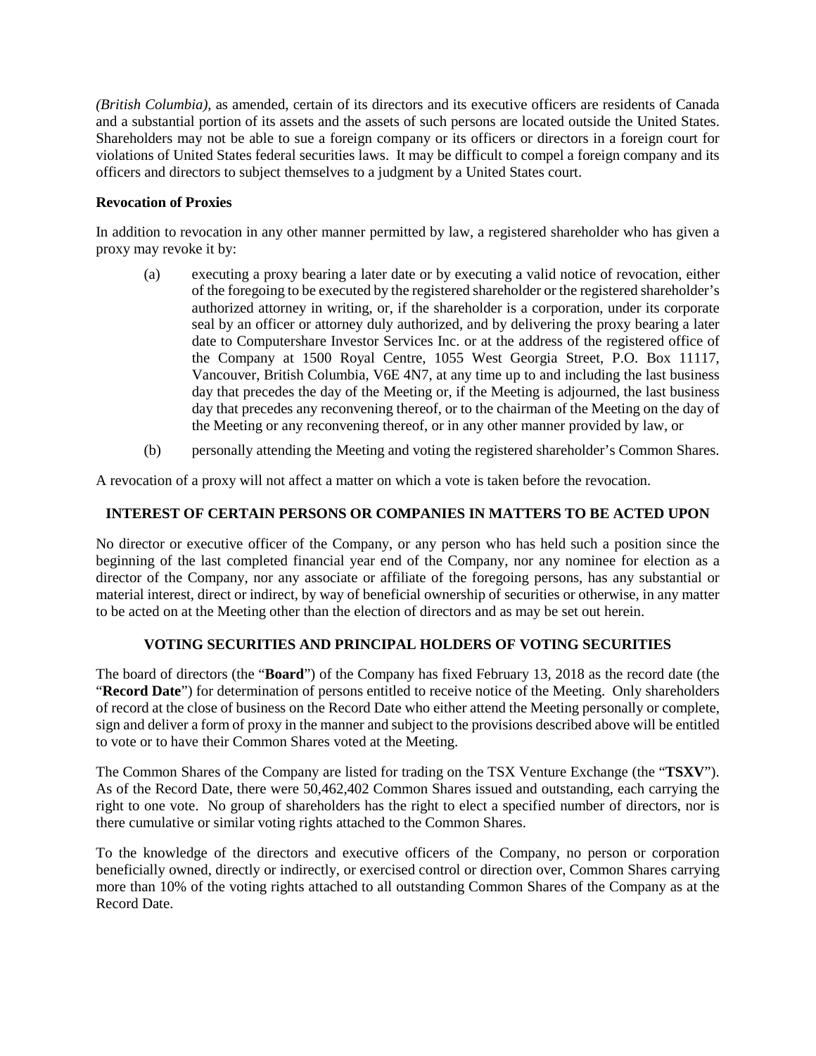*(British Columbia)*, as amended, certain of its directors and its executive officers are residents of Canada and a substantial portion of its assets and the assets of such persons are located outside the United States. Shareholders may not be able to sue a foreign company or its officers or directors in a foreign court for violations of United States federal securities laws. It may be difficult to compel a foreign company and its officers and directors to subject themselves to a judgment by a United States court.

**Revocation of Proxies**

In addition to revocation in any other manner permitted by law, a registered shareholder who has given a proxy may revoke it by:

(a) executing a proxy bearing a later date or by executing a valid notice of revocation, either of the foregoing to be executed by the registered shareholder or the registered shareholder's authorized attorney in writing, or, if the shareholder is a corporation, under its corporate seal by an officer or attorney duly authorized, and by delivering the proxy bearing a later date to Computershare Investor Services Inc. or at the address of the registered office of the Company at 1500 Royal Centre, 1055 West Georgia Street, P.O. Box 11117, Vancouver, British Columbia, V6E 4N7, at any time up to and including the last business day that precedes the day of the Meeting or, if the Meeting is adjourned, the last business day that precedes any reconvening thereof, or to the chairman of the Meeting on the day of the Meeting or any reconvening thereof, or in any other manner provided by law, or

(b) personally attending the Meeting and voting the registered shareholder's Common Shares.

A revocation of a proxy will not affect a matter on which a vote is taken before the revocation.

## INTEREST OF CERTAIN PERSONS OR COMPANIES IN MATTERS TO BE ACTED UPON

No director or executive officer of the Company, or any person who has held such a position since the beginning of the last completed financial year end of the Company, nor any nominee for election as a director of the Company, nor any associate or affiliate of the foregoing persons, has any substantial or material interest, direct or indirect, by way of beneficial ownership of securities or otherwise, in any matter to be acted on at the Meeting other than the election of directors and as may be set out herein.

## VOTING SECURITIES AND PRINCIPAL HOLDERS OF VOTING SECURITIES

The board of directors (the "**Board**") of the Company has fixed February 13, 2018 as the record date (the "**Record Date**") for determination of persons entitled to receive notice of the Meeting. Only shareholders of record at the close of business on the Record Date who either attend the Meeting personally or complete, sign and deliver a form of proxy in the manner and subject to the provisions described above will be entitled to vote or to have their Common Shares voted at the Meeting.

The Common Shares of the Company are listed for trading on the TSX Venture Exchange (the "**TSXV**"). As of the Record Date, there were 50,462,402 Common Shares issued and outstanding, each carrying the right to one vote. No group of shareholders has the right to elect a specified number of directors, nor is there cumulative or similar voting rights attached to the Common Shares.

To the knowledge of the directors and executive officers of the Company, no person or corporation beneficially owned, directly or indirectly, or exercised control or direction over, Common Shares carrying more than 10% of the voting rights attached to all outstanding Common Shares of the Company as at the Record Date.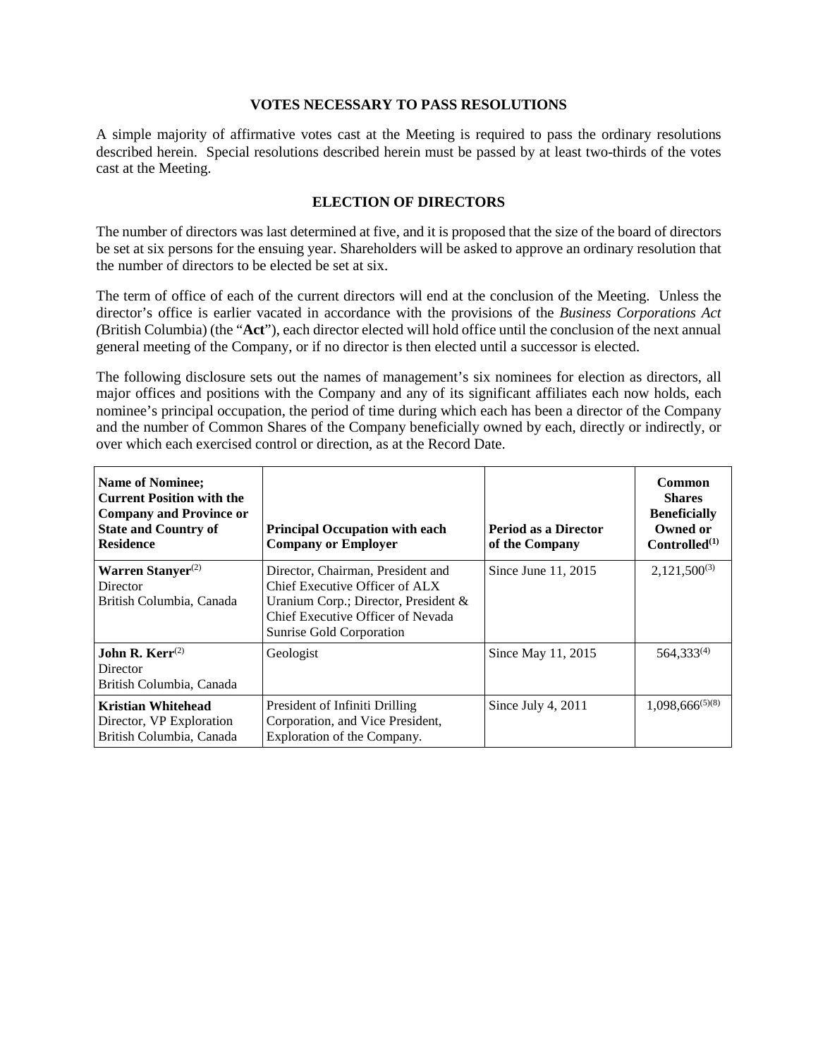## VOTES NECESSARY TO PASS RESOLUTIONS

A simple majority of affirmative votes cast at the Meeting is required to pass the ordinary resolutions described herein. Special resolutions described herein must be passed by at least two-thirds of the votes cast at the Meeting.

## ELECTION OF DIRECTORS

The number of directors was last determined at five, and it is proposed that the size of the board of directors be set at six persons for the ensuing year. Shareholders will be asked to approve an ordinary resolution that the number of directors to be elected be set at six.

The term of office of each of the current directors will end at the conclusion of the Meeting. Unless the director's office is earlier vacated in accordance with the provisions of the *Business Corporations Act (*British Columbia) (the "**Act**"), each director elected will hold office until the conclusion of the next annual general meeting of the Company, or if no director is then elected until a successor is elected.

The following disclosure sets out the names of management's six nominees for election as directors, all major offices and positions with the Company and any of its significant affiliates each now holds, each nominee's principal occupation, the period of time during which each has been a director of the Company and the number of Common Shares of the Company beneficially owned by each, directly or indirectly, or over which each exercised control or direction, as at the Record Date.

| **Name of Nominee; Current Position with the Company and Province or State and Country of Residence** | **Principal Occupation with each Company or Employer** | **Period as a Director of the Company** | **Common Shares Beneficially Owned or Controlled[(1)]** |
|---|---|---|---|
| **Warren Stanyer**[(2)]<br>Director<br>British Columbia, Canada | Director, Chairman, President and Chief Executive Officer of ALX Uranium Corp.; Director, President & Chief Executive Officer of Nevada Sunrise Gold Corporation | Since June 11, 2015 | 2,121,500[(3)] |
| **John R. Kerr**[(2)]<br>Director<br>British Columbia, Canada | Geologist | Since May 11, 2015 | 564,333[(4)] |
| **Kristian Whitehead**<br>Director, VP Exploration<br>British Columbia, Canada | President of Infiniti Drilling Corporation, and Vice President, Exploration of the Company. | Since July 4, 2011 | 1,098,666[(5)(8)] |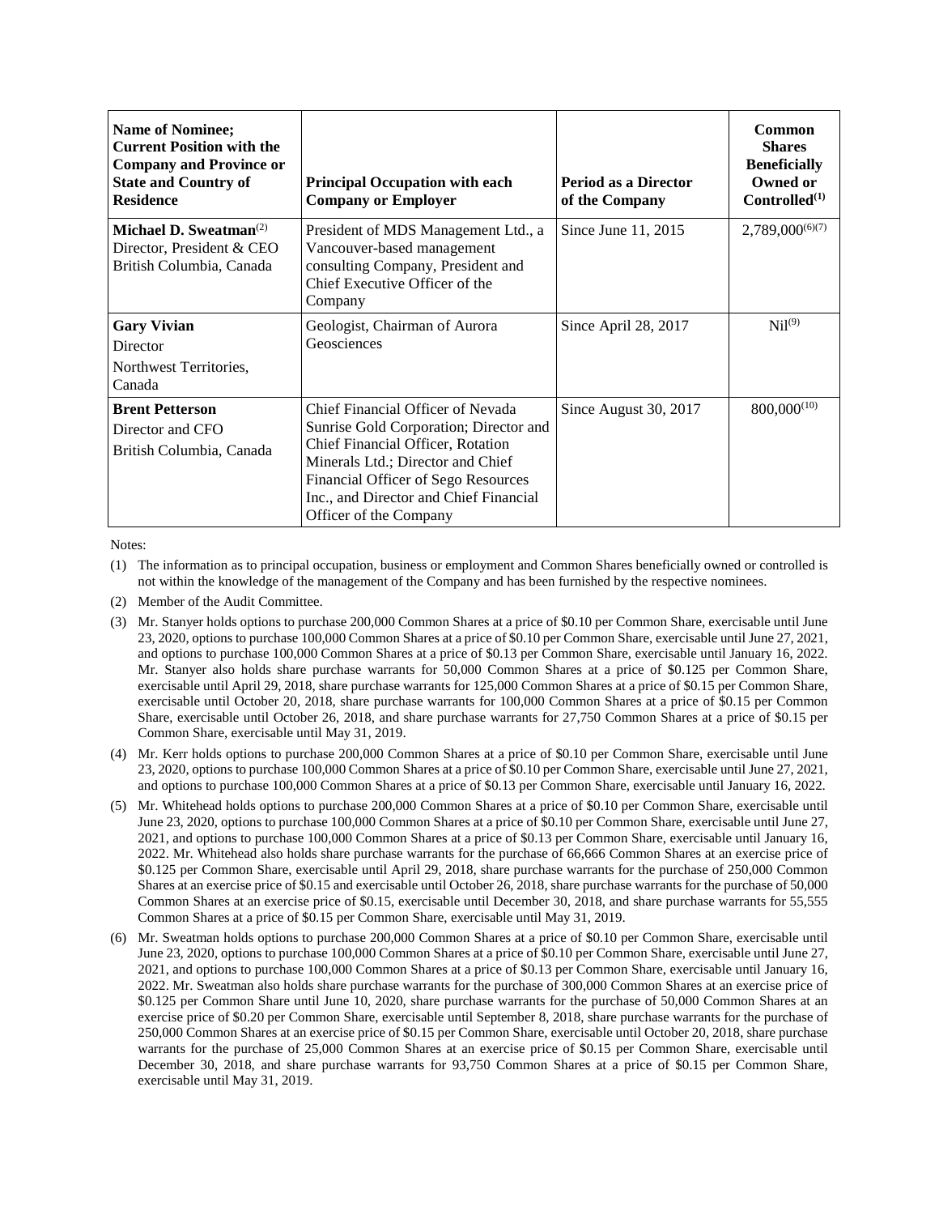| **Name of Nominee; Current Position with the Company and Province or State and Country of Residence** | **Principal Occupation with each Company or Employer** | **Period as a Director of the Company** | **Common Shares Beneficially Owned or Controlled**[(1)] |
|---|---|---|---|
| **Michael D. Sweatman**[(2)] Director, President & CEO British Columbia, Canada | President of MDS Management Ltd., a Vancouver-based management consulting Company, President and Chief Executive Officer of the Company | Since June 11, 2015 | 2,789,000[(6)(7)] |
| **Gary Vivian** Director Northwest Territories, Canada | Geologist, Chairman of Aurora Geosciences | Since April 28, 2017 | Nil[(9)] |
| **Brent Petterson** Director and CFO British Columbia, Canada | Chief Financial Officer of Nevada Sunrise Gold Corporation; Director and Chief Financial Officer, Rotation Minerals Ltd.; Director and Chief Financial Officer of Sego Resources Inc., and Director and Chief Financial Officer of the Company | Since August 30, 2017 | 800,000[(10)] |

Notes:

(1) The information as to principal occupation, business or employment and Common Shares beneficially owned or controlled is not within the knowledge of the management of the Company and has been furnished by the respective nominees.

(2) Member of the Audit Committee.

(3) Mr. Stanyer holds options to purchase 200,000 Common Shares at a price of $0.10 per Common Share, exercisable until June 23, 2020, options to purchase 100,000 Common Shares at a price of $0.10 per Common Share, exercisable until June 27, 2021, and options to purchase 100,000 Common Shares at a price of $0.13 per Common Share, exercisable until January 16, 2022. Mr. Stanyer also holds share purchase warrants for 50,000 Common Shares at a price of $0.125 per Common Share, exercisable until April 29, 2018, share purchase warrants for 125,000 Common Shares at a price of $0.15 per Common Share, exercisable until October 20, 2018, share purchase warrants for 100,000 Common Shares at a price of $0.15 per Common Share, exercisable until October 26, 2018, and share purchase warrants for 27,750 Common Shares at a price of $0.15 per Common Share, exercisable until May 31, 2019.

(4) Mr. Kerr holds options to purchase 200,000 Common Shares at a price of $0.10 per Common Share, exercisable until June 23, 2020, options to purchase 100,000 Common Shares at a price of $0.10 per Common Share, exercisable until June 27, 2021, and options to purchase 100,000 Common Shares at a price of $0.13 per Common Share, exercisable until January 16, 2022.

(5) Mr. Whitehead holds options to purchase 200,000 Common Shares at a price of $0.10 per Common Share, exercisable until June 23, 2020, options to purchase 100,000 Common Shares at a price of $0.10 per Common Share, exercisable until June 27, 2021, and options to purchase 100,000 Common Shares at a price of $0.13 per Common Share, exercisable until January 16, 2022. Mr. Whitehead also holds share purchase warrants for the purchase of 66,666 Common Shares at an exercise price of $0.125 per Common Share, exercisable until April 29, 2018, share purchase warrants for the purchase of 250,000 Common Shares at an exercise price of $0.15 and exercisable until October 26, 2018, share purchase warrants for the purchase of 50,000 Common Shares at an exercise price of $0.15, exercisable until December 30, 2018, and share purchase warrants for 55,555 Common Shares at a price of $0.15 per Common Share, exercisable until May 31, 2019.

(6) Mr. Sweatman holds options to purchase 200,000 Common Shares at a price of $0.10 per Common Share, exercisable until June 23, 2020, options to purchase 100,000 Common Shares at a price of $0.10 per Common Share, exercisable until June 27, 2021, and options to purchase 100,000 Common Shares at a price of $0.13 per Common Share, exercisable until January 16, 2022. Mr. Sweatman also holds share purchase warrants for the purchase of 300,000 Common Shares at an exercise price of $0.125 per Common Share until June 10, 2020, share purchase warrants for the purchase of 50,000 Common Shares at an exercise price of $0.20 per Common Share, exercisable until September 8, 2018, share purchase warrants for the purchase of 250,000 Common Shares at an exercise price of $0.15 per Common Share, exercisable until October 20, 2018, share purchase warrants for the purchase of 25,000 Common Shares at an exercise price of $0.15 per Common Share, exercisable until December 30, 2018, and share purchase warrants for 93,750 Common Shares at a price of $0.15 per Common Share, exercisable until May 31, 2019.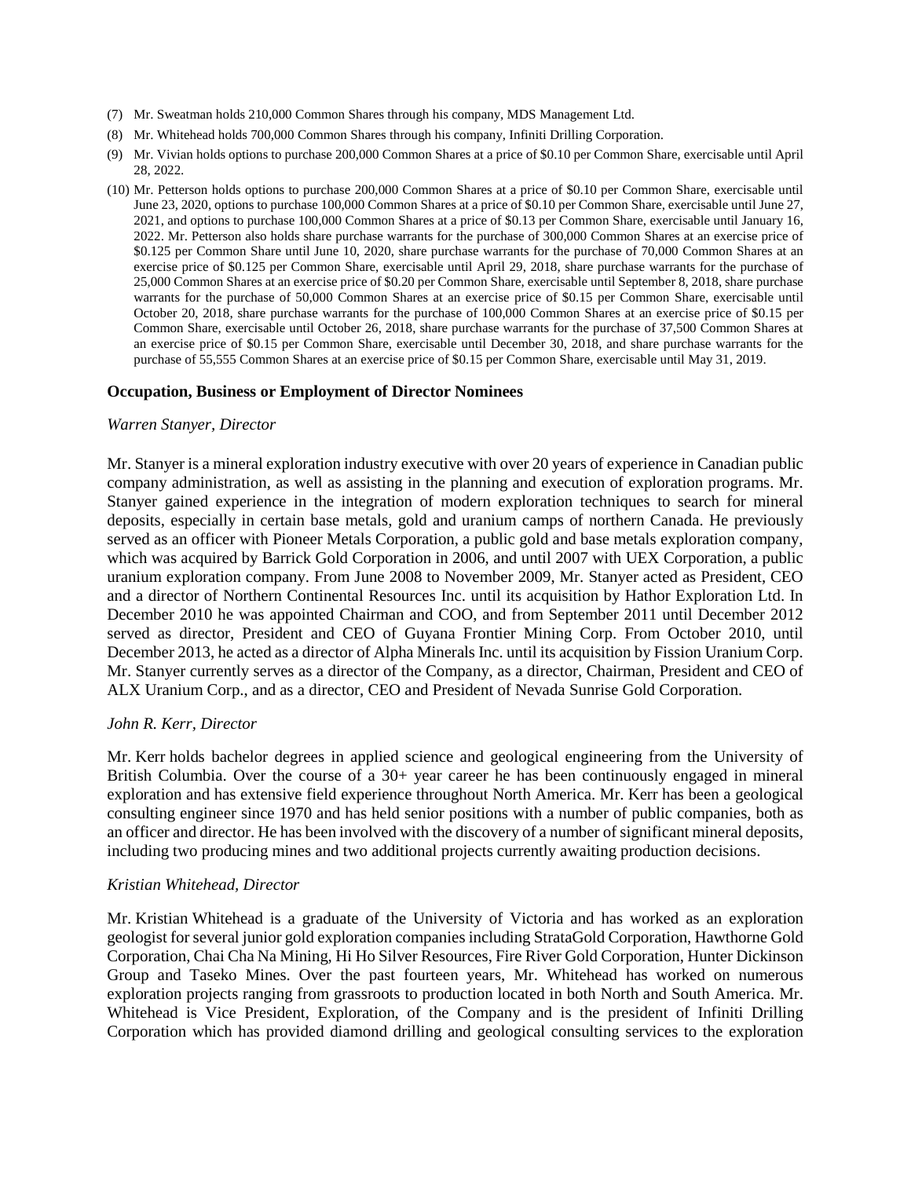(7) Mr. Sweatman holds 210,000 Common Shares through his company, MDS Management Ltd.

(8) Mr. Whitehead holds 700,000 Common Shares through his company, Infiniti Drilling Corporation.

(9) Mr. Vivian holds options to purchase 200,000 Common Shares at a price of $0.10 per Common Share, exercisable until April 28, 2022.

(10) Mr. Petterson holds options to purchase 200,000 Common Shares at a price of $0.10 per Common Share, exercisable until June 23, 2020, options to purchase 100,000 Common Shares at a price of $0.10 per Common Share, exercisable until June 27, 2021, and options to purchase 100,000 Common Shares at a price of $0.13 per Common Share, exercisable until January 16, 2022. Mr. Petterson also holds share purchase warrants for the purchase of 300,000 Common Shares at an exercise price of $0.125 per Common Share until June 10, 2020, share purchase warrants for the purchase of 70,000 Common Shares at an exercise price of $0.125 per Common Share, exercisable until April 29, 2018, share purchase warrants for the purchase of 25,000 Common Shares at an exercise price of $0.20 per Common Share, exercisable until September 8, 2018, share purchase warrants for the purchase of 50,000 Common Shares at an exercise price of $0.15 per Common Share, exercisable until October 20, 2018, share purchase warrants for the purchase of 100,000 Common Shares at an exercise price of $0.15 per Common Share, exercisable until October 26, 2018, share purchase warrants for the purchase of 37,500 Common Shares at an exercise price of $0.15 per Common Share, exercisable until December 30, 2018, and share purchase warrants for the purchase of 55,555 Common Shares at an exercise price of $0.15 per Common Share, exercisable until May 31, 2019.

## Occupation, Business or Employment of Director Nominees

*Warren Stanyer, Director*

Mr. Stanyer is a mineral exploration industry executive with over 20 years of experience in Canadian public company administration, as well as assisting in the planning and execution of exploration programs. Mr. Stanyer gained experience in the integration of modern exploration techniques to search for mineral deposits, especially in certain base metals, gold and uranium camps of northern Canada. He previously served as an officer with Pioneer Metals Corporation, a public gold and base metals exploration company, which was acquired by Barrick Gold Corporation in 2006, and until 2007 with UEX Corporation, a public uranium exploration company. From June 2008 to November 2009, Mr. Stanyer acted as President, CEO and a director of Northern Continental Resources Inc. until its acquisition by Hathor Exploration Ltd. In December 2010 he was appointed Chairman and COO, and from September 2011 until December 2012 served as director, President and CEO of Guyana Frontier Mining Corp. From October 2010, until December 2013, he acted as a director of Alpha Minerals Inc. until its acquisition by Fission Uranium Corp. Mr. Stanyer currently serves as a director of the Company, as a director, Chairman, President and CEO of ALX Uranium Corp., and as a director, CEO and President of Nevada Sunrise Gold Corporation.

*John R. Kerr, Director*

Mr. Kerr holds bachelor degrees in applied science and geological engineering from the University of British Columbia. Over the course of a 30+ year career he has been continuously engaged in mineral exploration and has extensive field experience throughout North America. Mr. Kerr has been a geological consulting engineer since 1970 and has held senior positions with a number of public companies, both as an officer and director. He has been involved with the discovery of a number of significant mineral deposits, including two producing mines and two additional projects currently awaiting production decisions.

*Kristian Whitehead, Director*

Mr. Kristian Whitehead is a graduate of the University of Victoria and has worked as an exploration geologist for several junior gold exploration companies including StrataGold Corporation, Hawthorne Gold Corporation, Chai Cha Na Mining, Hi Ho Silver Resources, Fire River Gold Corporation, Hunter Dickinson Group and Taseko Mines. Over the past fourteen years, Mr. Whitehead has worked on numerous exploration projects ranging from grassroots to production located in both North and South America. Mr. Whitehead is Vice President, Exploration, of the Company and is the president of Infiniti Drilling Corporation which has provided diamond drilling and geological consulting services to the exploration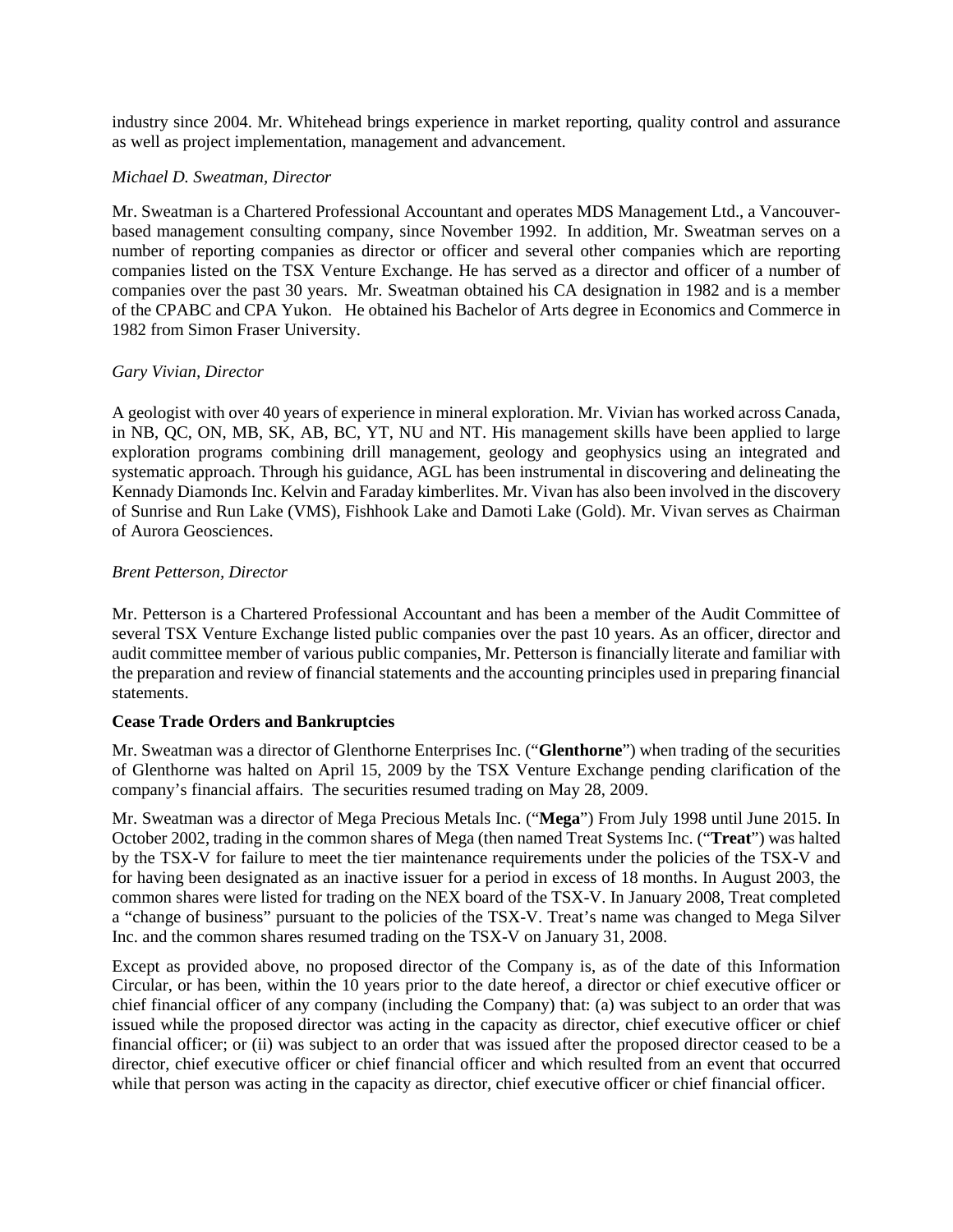industry since 2004. Mr. Whitehead brings experience in market reporting, quality control and assurance as well as project implementation, management and advancement.

*Michael D. Sweatman, Director*

Mr. Sweatman is a Chartered Professional Accountant and operates MDS Management Ltd., a Vancouver-based management consulting company, since November 1992. In addition, Mr. Sweatman serves on a number of reporting companies as director or officer and several other companies which are reporting companies listed on the TSX Venture Exchange. He has served as a director and officer of a number of companies over the past 30 years. Mr. Sweatman obtained his CA designation in 1982 and is a member of the CPABC and CPA Yukon. He obtained his Bachelor of Arts degree in Economics and Commerce in 1982 from Simon Fraser University.

*Gary Vivian, Director*

A geologist with over 40 years of experience in mineral exploration. Mr. Vivian has worked across Canada, in NB, QC, ON, MB, SK, AB, BC, YT, NU and NT. His management skills have been applied to large exploration programs combining drill management, geology and geophysics using an integrated and systematic approach. Through his guidance, AGL has been instrumental in discovering and delineating the Kennady Diamonds Inc. Kelvin and Faraday kimberlites. Mr. Vivan has also been involved in the discovery of Sunrise and Run Lake (VMS), Fishhook Lake and Damoti Lake (Gold). Mr. Vivan serves as Chairman of Aurora Geosciences.

*Brent Petterson, Director*

Mr. Petterson is a Chartered Professional Accountant and has been a member of the Audit Committee of several TSX Venture Exchange listed public companies over the past 10 years. As an officer, director and audit committee member of various public companies, Mr. Petterson is financially literate and familiar with the preparation and review of financial statements and the accounting principles used in preparing financial statements.

**Cease Trade Orders and Bankruptcies**

Mr. Sweatman was a director of Glenthorne Enterprises Inc. ("**Glenthorne**") when trading of the securities of Glenthorne was halted on April 15, 2009 by the TSX Venture Exchange pending clarification of the company's financial affairs. The securities resumed trading on May 28, 2009.

Mr. Sweatman was a director of Mega Precious Metals Inc. ("**Mega**") From July 1998 until June 2015. In October 2002, trading in the common shares of Mega (then named Treat Systems Inc. ("**Treat**") was halted by the TSX-V for failure to meet the tier maintenance requirements under the policies of the TSX-V and for having been designated as an inactive issuer for a period in excess of 18 months. In August 2003, the common shares were listed for trading on the NEX board of the TSX-V. In January 2008, Treat completed a "change of business" pursuant to the policies of the TSX-V. Treat's name was changed to Mega Silver Inc. and the common shares resumed trading on the TSX-V on January 31, 2008.

Except as provided above, no proposed director of the Company is, as of the date of this Information Circular, or has been, within the 10 years prior to the date hereof, a director or chief executive officer or chief financial officer of any company (including the Company) that: (a) was subject to an order that was issued while the proposed director was acting in the capacity as director, chief executive officer or chief financial officer; or (ii) was subject to an order that was issued after the proposed director ceased to be a director, chief executive officer or chief financial officer and which resulted from an event that occurred while that person was acting in the capacity as director, chief executive officer or chief financial officer.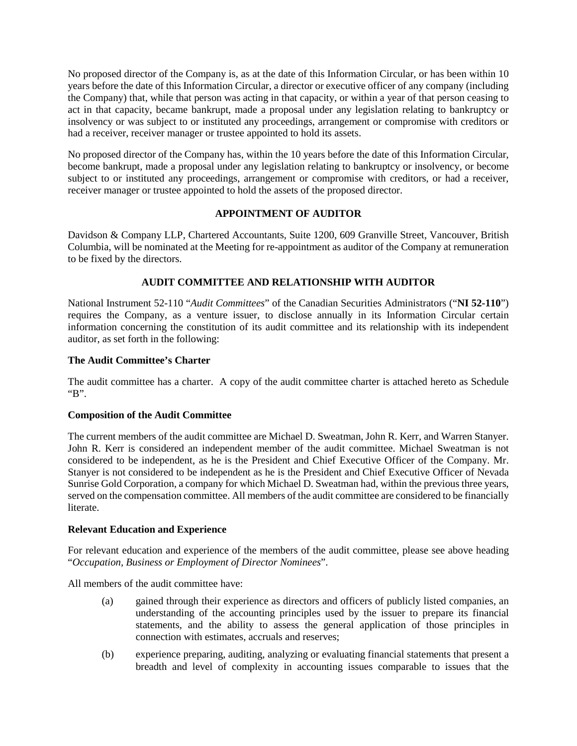No proposed director of the Company is, as at the date of this Information Circular, or has been within 10 years before the date of this Information Circular, a director or executive officer of any company (including the Company) that, while that person was acting in that capacity, or within a year of that person ceasing to act in that capacity, became bankrupt, made a proposal under any legislation relating to bankruptcy or insolvency or was subject to or instituted any proceedings, arrangement or compromise with creditors or had a receiver, receiver manager or trustee appointed to hold its assets.

No proposed director of the Company has, within the 10 years before the date of this Information Circular, become bankrupt, made a proposal under any legislation relating to bankruptcy or insolvency, or become subject to or instituted any proceedings, arrangement or compromise with creditors, or had a receiver, receiver manager or trustee appointed to hold the assets of the proposed director.

## APPOINTMENT OF AUDITOR

Davidson & Company LLP, Chartered Accountants, Suite 1200, 609 Granville Street, Vancouver, British Columbia, will be nominated at the Meeting for re-appointment as auditor of the Company at remuneration to be fixed by the directors.

## AUDIT COMMITTEE AND RELATIONSHIP WITH AUDITOR

National Instrument 52-110 "*Audit Committees*" of the Canadian Securities Administrators ("**NI 52-110**") requires the Company, as a venture issuer, to disclose annually in its Information Circular certain information concerning the constitution of its audit committee and its relationship with its independent auditor, as set forth in the following:

### The Audit Committee's Charter

The audit committee has a charter. A copy of the audit committee charter is attached hereto as Schedule "B".

### Composition of the Audit Committee

The current members of the audit committee are Michael D. Sweatman, John R. Kerr, and Warren Stanyer. John R. Kerr is considered an independent member of the audit committee. Michael Sweatman is not considered to be independent, as he is the President and Chief Executive Officer of the Company. Mr. Stanyer is not considered to be independent as he is the President and Chief Executive Officer of Nevada Sunrise Gold Corporation, a company for which Michael D. Sweatman had, within the previous three years, served on the compensation committee. All members of the audit committee are considered to be financially literate.

### Relevant Education and Experience

For relevant education and experience of the members of the audit committee, please see above heading "*Occupation, Business or Employment of Director Nominees*".

All members of the audit committee have:

(a) gained through their experience as directors and officers of publicly listed companies, an understanding of the accounting principles used by the issuer to prepare its financial statements, and the ability to assess the general application of those principles in connection with estimates, accruals and reserves;

(b) experience preparing, auditing, analyzing or evaluating financial statements that present a breadth and level of complexity in accounting issues comparable to issues that the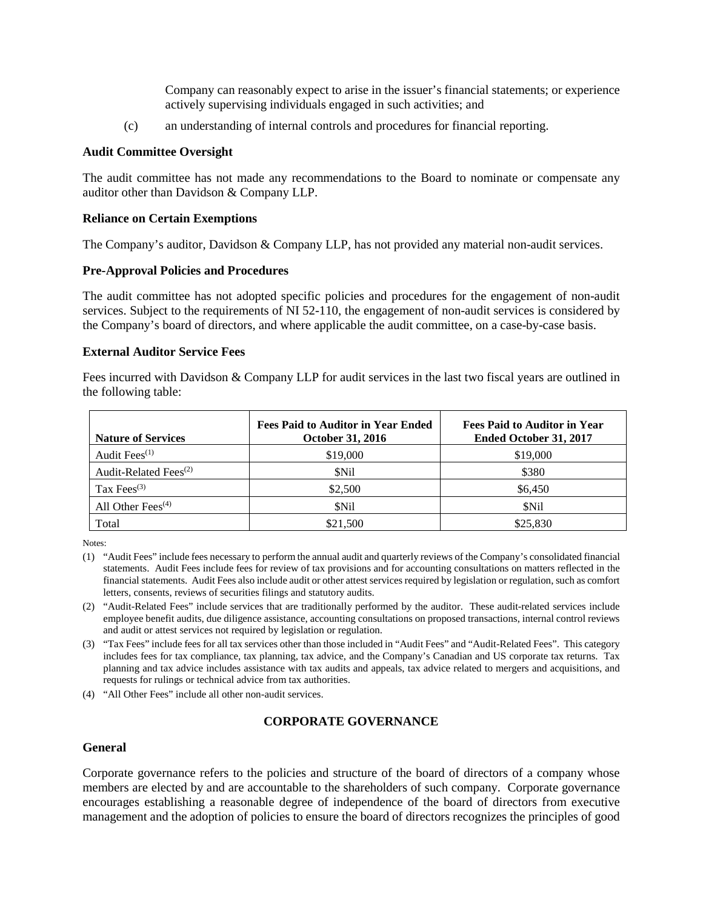Company can reasonably expect to arise in the issuer's financial statements; or experience actively supervising individuals engaged in such activities; and

(c) an understanding of internal controls and procedures for financial reporting.

**Audit Committee Oversight**

The audit committee has not made any recommendations to the Board to nominate or compensate any auditor other than Davidson & Company LLP.

**Reliance on Certain Exemptions**

The Company's auditor, Davidson & Company LLP, has not provided any material non-audit services.

**Pre-Approval Policies and Procedures**

The audit committee has not adopted specific policies and procedures for the engagement of non-audit services. Subject to the requirements of NI 52-110, the engagement of non-audit services is considered by the Company's board of directors, and where applicable the audit committee, on a case-by-case basis.

**External Auditor Service Fees**

Fees incurred with Davidson & Company LLP for audit services in the last two fiscal years are outlined in the following table:

| Nature of Services | Fees Paid to Auditor in Year Ended October 31, 2016 | Fees Paid to Auditor in Year Ended October 31, 2017 |
|---|---|---|
| Audit Fees(1) | $19,000 | $19,000 |
| Audit-Related Fees(2) | $Nil | $380 |
| Tax Fees(3) | $2,500 | $6,450 |
| All Other Fees(4) | $Nil | $Nil |
| Total | $21,500 | $25,830 |

Notes:

(1) "Audit Fees" include fees necessary to perform the annual audit and quarterly reviews of the Company's consolidated financial statements. Audit Fees include fees for review of tax provisions and for accounting consultations on matters reflected in the financial statements. Audit Fees also include audit or other attest services required by legislation or regulation, such as comfort letters, consents, reviews of securities filings and statutory audits.

(2) "Audit-Related Fees" include services that are traditionally performed by the auditor. These audit-related services include employee benefit audits, due diligence assistance, accounting consultations on proposed transactions, internal control reviews and audit or attest services not required by legislation or regulation.

(3) "Tax Fees" include fees for all tax services other than those included in "Audit Fees" and "Audit-Related Fees". This category includes fees for tax compliance, tax planning, tax advice, and the Company's Canadian and US corporate tax returns. Tax planning and tax advice includes assistance with tax audits and appeals, tax advice related to mergers and acquisitions, and requests for rulings or technical advice from tax authorities.

(4) "All Other Fees" include all other non-audit services.

## CORPORATE GOVERNANCE

**General**

Corporate governance refers to the policies and structure of the board of directors of a company whose members are elected by and are accountable to the shareholders of such company. Corporate governance encourages establishing a reasonable degree of independence of the board of directors from executive management and the adoption of policies to ensure the board of directors recognizes the principles of good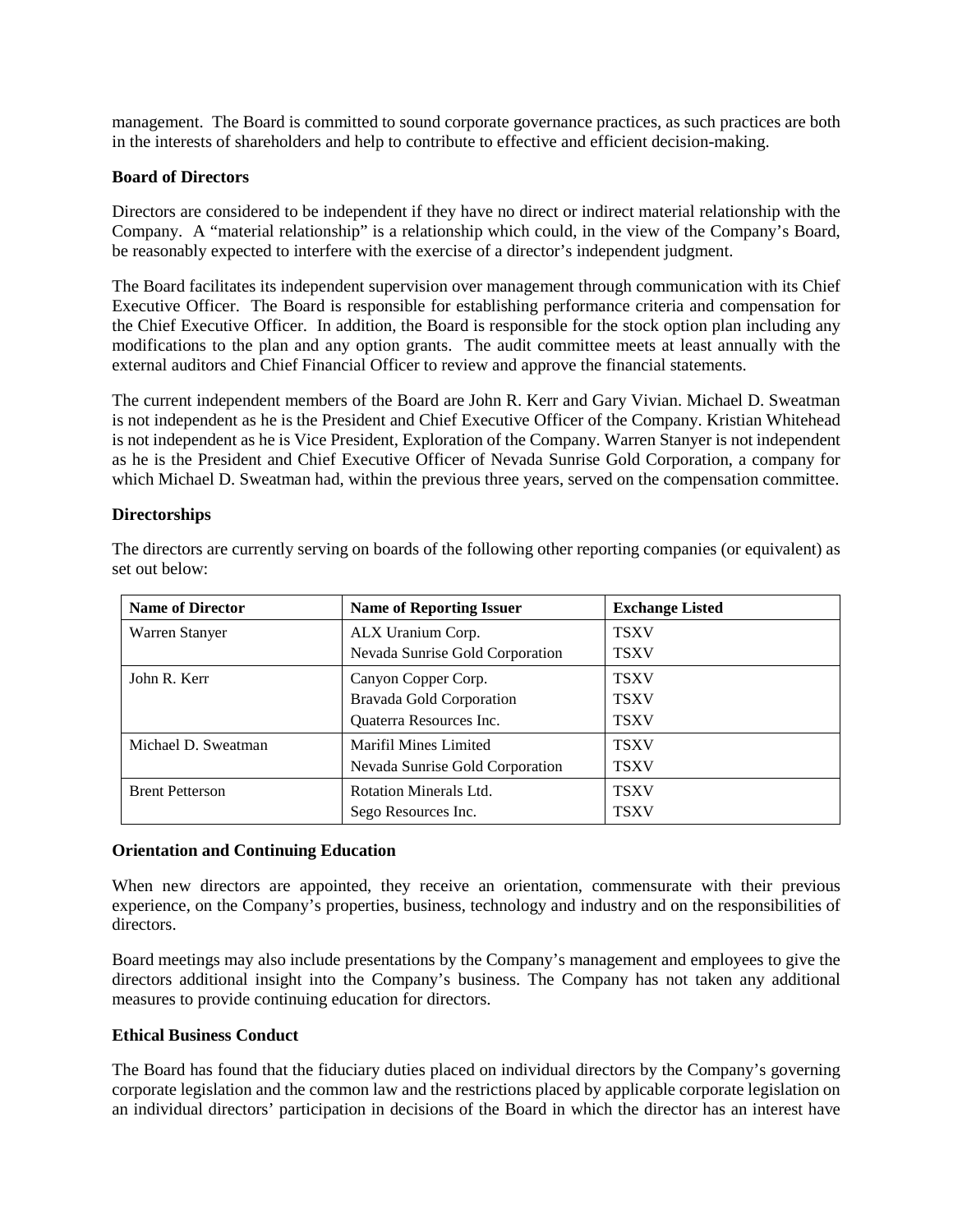management. The Board is committed to sound corporate governance practices, as such practices are both in the interests of shareholders and help to contribute to effective and efficient decision-making.

**Board of Directors**

Directors are considered to be independent if they have no direct or indirect material relationship with the Company. A "material relationship" is a relationship which could, in the view of the Company's Board, be reasonably expected to interfere with the exercise of a director's independent judgment.

The Board facilitates its independent supervision over management through communication with its Chief Executive Officer. The Board is responsible for establishing performance criteria and compensation for the Chief Executive Officer. In addition, the Board is responsible for the stock option plan including any modifications to the plan and any option grants. The audit committee meets at least annually with the external auditors and Chief Financial Officer to review and approve the financial statements.

The current independent members of the Board are John R. Kerr and Gary Vivian. Michael D. Sweatman is not independent as he is the President and Chief Executive Officer of the Company. Kristian Whitehead is not independent as he is Vice President, Exploration of the Company. Warren Stanyer is not independent as he is the President and Chief Executive Officer of Nevada Sunrise Gold Corporation, a company for which Michael D. Sweatman had, within the previous three years, served on the compensation committee.

**Directorships**

The directors are currently serving on boards of the following other reporting companies (or equivalent) as set out below:

| Name of Director | Name of Reporting Issuer | Exchange Listed |
|---|---|---|
| Warren Stanyer | ALX Uranium Corp.<br>Nevada Sunrise Gold Corporation | TSXV<br>TSXV |
| John R. Kerr | Canyon Copper Corp.<br>Bravada Gold Corporation<br>Quaterra Resources Inc. | TSXV<br>TSXV<br>TSXV |
| Michael D. Sweatman | Marifil Mines Limited<br>Nevada Sunrise Gold Corporation | TSXV<br>TSXV |
| Brent Petterson | Rotation Minerals Ltd.<br>Sego Resources Inc. | TSXV<br>TSXV |

**Orientation and Continuing Education**

When new directors are appointed, they receive an orientation, commensurate with their previous experience, on the Company's properties, business, technology and industry and on the responsibilities of directors.

Board meetings may also include presentations by the Company's management and employees to give the directors additional insight into the Company's business. The Company has not taken any additional measures to provide continuing education for directors.

**Ethical Business Conduct**

The Board has found that the fiduciary duties placed on individual directors by the Company's governing corporate legislation and the common law and the restrictions placed by applicable corporate legislation on an individual directors' participation in decisions of the Board in which the director has an interest have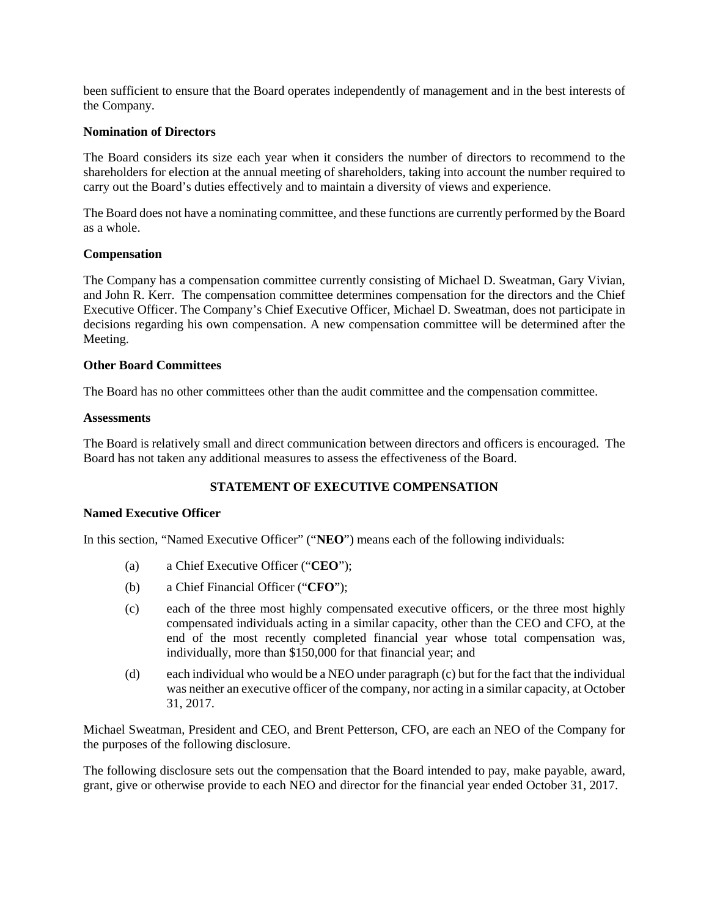been sufficient to ensure that the Board operates independently of management and in the best interests of the Company.

**Nomination of Directors**

The Board considers its size each year when it considers the number of directors to recommend to the shareholders for election at the annual meeting of shareholders, taking into account the number required to carry out the Board's duties effectively and to maintain a diversity of views and experience.

The Board does not have a nominating committee, and these functions are currently performed by the Board as a whole.

**Compensation**

The Company has a compensation committee currently consisting of Michael D. Sweatman, Gary Vivian, and John R. Kerr. The compensation committee determines compensation for the directors and the Chief Executive Officer. The Company's Chief Executive Officer, Michael D. Sweatman, does not participate in decisions regarding his own compensation. A new compensation committee will be determined after the Meeting.

**Other Board Committees**

The Board has no other committees other than the audit committee and the compensation committee.

**Assessments**

The Board is relatively small and direct communication between directors and officers is encouraged. The Board has not taken any additional measures to assess the effectiveness of the Board.

## STATEMENT OF EXECUTIVE COMPENSATION

**Named Executive Officer**

In this section, "Named Executive Officer" ("**NEO**") means each of the following individuals:

(a) a Chief Executive Officer ("**CEO**");

(b) a Chief Financial Officer ("**CFO**");

(c) each of the three most highly compensated executive officers, or the three most highly compensated individuals acting in a similar capacity, other than the CEO and CFO, at the end of the most recently completed financial year whose total compensation was, individually, more than $150,000 for that financial year; and

(d) each individual who would be a NEO under paragraph (c) but for the fact that the individual was neither an executive officer of the company, nor acting in a similar capacity, at October 31, 2017.

Michael Sweatman, President and CEO, and Brent Petterson, CFO, are each an NEO of the Company for the purposes of the following disclosure.

The following disclosure sets out the compensation that the Board intended to pay, make payable, award, grant, give or otherwise provide to each NEO and director for the financial year ended October 31, 2017.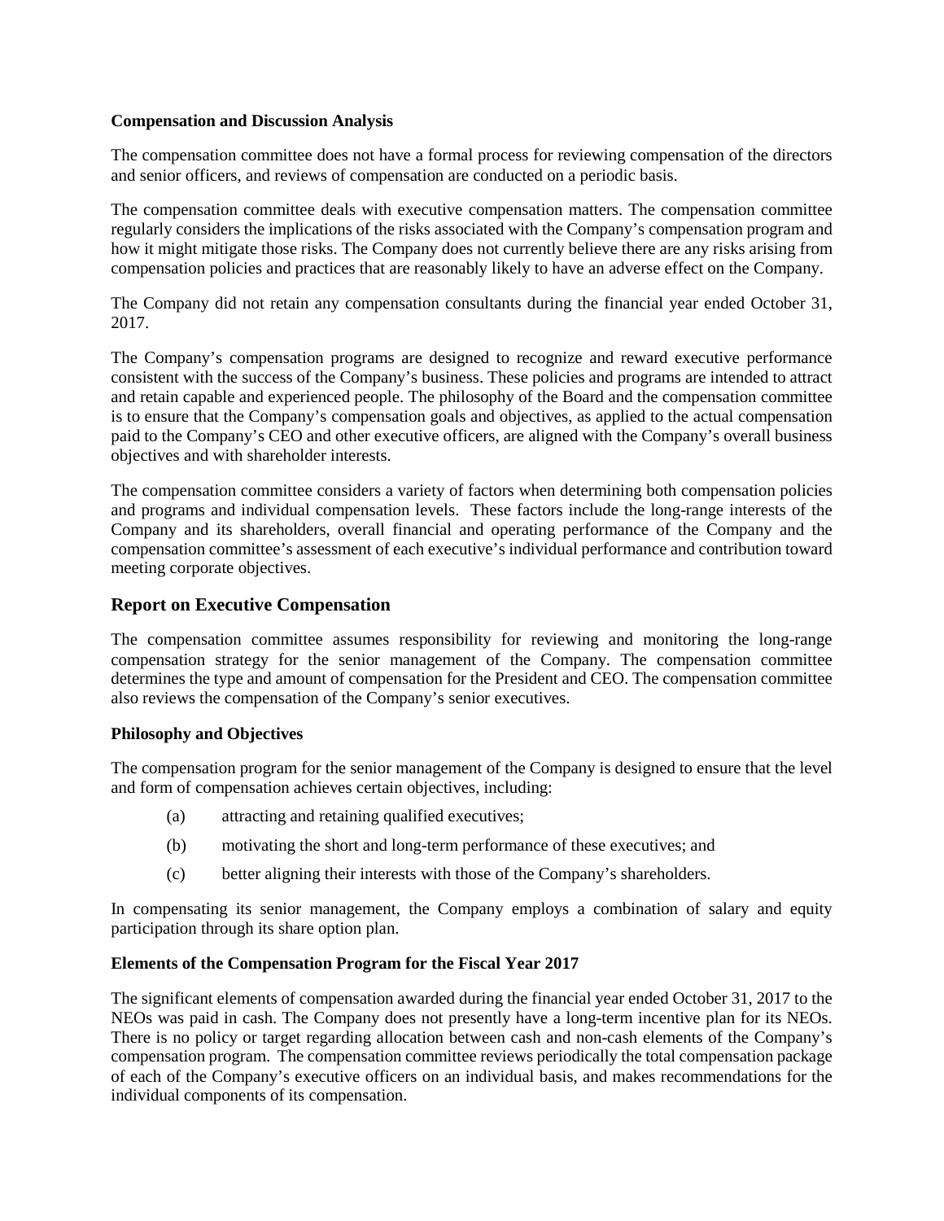**Compensation and Discussion Analysis**

The compensation committee does not have a formal process for reviewing compensation of the directors and senior officers, and reviews of compensation are conducted on a periodic basis.

The compensation committee deals with executive compensation matters. The compensation committee regularly considers the implications of the risks associated with the Company's compensation program and how it might mitigate those risks. The Company does not currently believe there are any risks arising from compensation policies and practices that are reasonably likely to have an adverse effect on the Company.

The Company did not retain any compensation consultants during the financial year ended October 31, 2017.

The Company's compensation programs are designed to recognize and reward executive performance consistent with the success of the Company's business. These policies and programs are intended to attract and retain capable and experienced people. The philosophy of the Board and the compensation committee is to ensure that the Company's compensation goals and objectives, as applied to the actual compensation paid to the Company's CEO and other executive officers, are aligned with the Company's overall business objectives and with shareholder interests.

The compensation committee considers a variety of factors when determining both compensation policies and programs and individual compensation levels. These factors include the long-range interests of the Company and its shareholders, overall financial and operating performance of the Company and the compensation committee's assessment of each executive's individual performance and contribution toward meeting corporate objectives.

## Report on Executive Compensation

The compensation committee assumes responsibility for reviewing and monitoring the long-range compensation strategy for the senior management of the Company. The compensation committee determines the type and amount of compensation for the President and CEO. The compensation committee also reviews the compensation of the Company's senior executives.

**Philosophy and Objectives**

The compensation program for the senior management of the Company is designed to ensure that the level and form of compensation achieves certain objectives, including:

(a) attracting and retaining qualified executives;

(b) motivating the short and long-term performance of these executives; and

(c) better aligning their interests with those of the Company's shareholders.

In compensating its senior management, the Company employs a combination of salary and equity participation through its share option plan.

**Elements of the Compensation Program for the Fiscal Year 2017**

The significant elements of compensation awarded during the financial year ended October 31, 2017 to the NEOs was paid in cash. The Company does not presently have a long-term incentive plan for its NEOs. There is no policy or target regarding allocation between cash and non-cash elements of the Company's compensation program. The compensation committee reviews periodically the total compensation package of each of the Company's executive officers on an individual basis, and makes recommendations for the individual components of its compensation.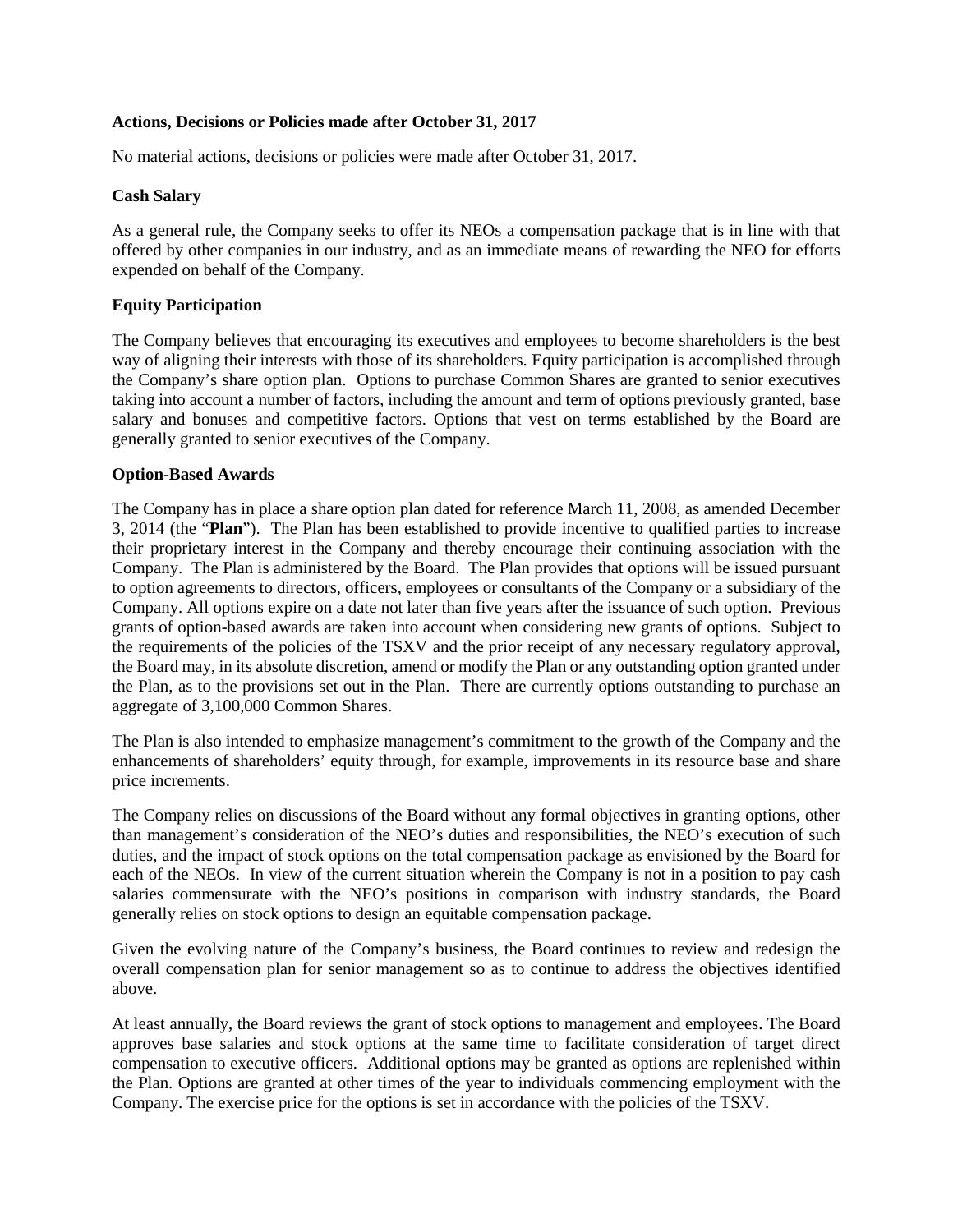**Actions, Decisions or Policies made after October 31, 2017**

No material actions, decisions or policies were made after October 31, 2017.

**Cash Salary**

As a general rule, the Company seeks to offer its NEOs a compensation package that is in line with that offered by other companies in our industry, and as an immediate means of rewarding the NEO for efforts expended on behalf of the Company.

**Equity Participation**

The Company believes that encouraging its executives and employees to become shareholders is the best way of aligning their interests with those of its shareholders. Equity participation is accomplished through the Company's share option plan. Options to purchase Common Shares are granted to senior executives taking into account a number of factors, including the amount and term of options previously granted, base salary and bonuses and competitive factors. Options that vest on terms established by the Board are generally granted to senior executives of the Company.

**Option-Based Awards**

The Company has in place a share option plan dated for reference March 11, 2008, as amended December 3, 2014 (the "**Plan**"). The Plan has been established to provide incentive to qualified parties to increase their proprietary interest in the Company and thereby encourage their continuing association with the Company. The Plan is administered by the Board. The Plan provides that options will be issued pursuant to option agreements to directors, officers, employees or consultants of the Company or a subsidiary of the Company. All options expire on a date not later than five years after the issuance of such option. Previous grants of option-based awards are taken into account when considering new grants of options. Subject to the requirements of the policies of the TSXV and the prior receipt of any necessary regulatory approval, the Board may, in its absolute discretion, amend or modify the Plan or any outstanding option granted under the Plan, as to the provisions set out in the Plan. There are currently options outstanding to purchase an aggregate of 3,100,000 Common Shares.

The Plan is also intended to emphasize management's commitment to the growth of the Company and the enhancements of shareholders' equity through, for example, improvements in its resource base and share price increments.

The Company relies on discussions of the Board without any formal objectives in granting options, other than management's consideration of the NEO's duties and responsibilities, the NEO's execution of such duties, and the impact of stock options on the total compensation package as envisioned by the Board for each of the NEOs. In view of the current situation wherein the Company is not in a position to pay cash salaries commensurate with the NEO's positions in comparison with industry standards, the Board generally relies on stock options to design an equitable compensation package.

Given the evolving nature of the Company's business, the Board continues to review and redesign the overall compensation plan for senior management so as to continue to address the objectives identified above.

At least annually, the Board reviews the grant of stock options to management and employees. The Board approves base salaries and stock options at the same time to facilitate consideration of target direct compensation to executive officers. Additional options may be granted as options are replenished within the Plan. Options are granted at other times of the year to individuals commencing employment with the Company. The exercise price for the options is set in accordance with the policies of the TSXV.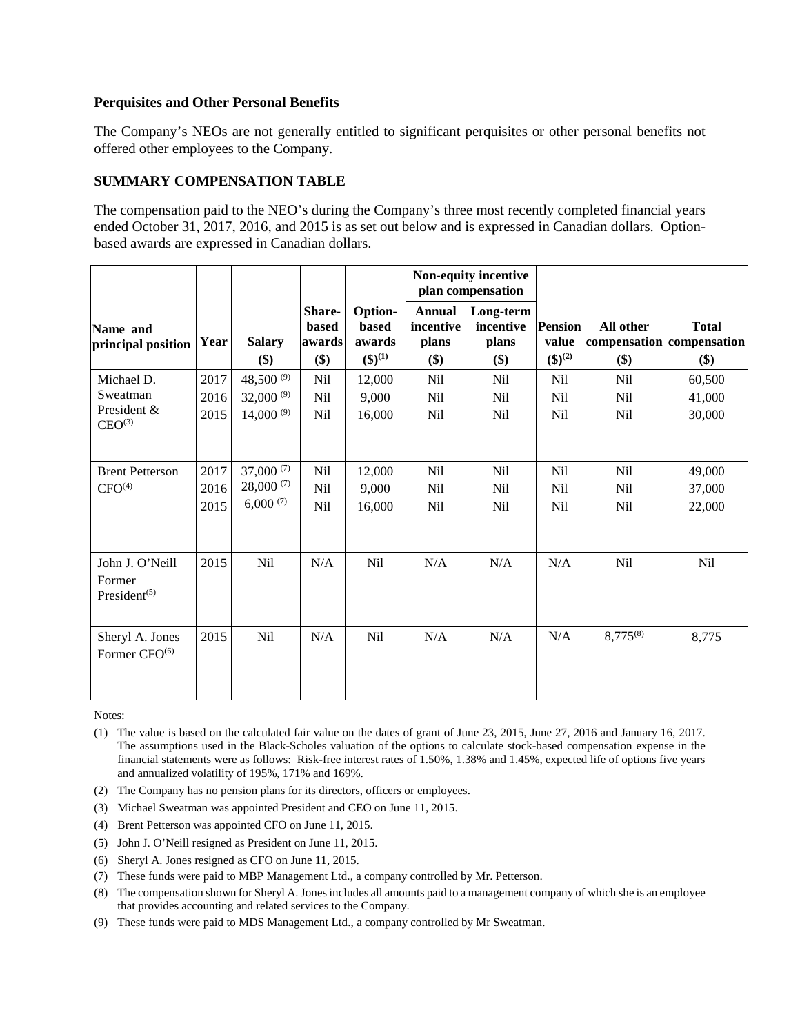### Perquisites and Other Personal Benefits

The Company's NEOs are not generally entitled to significant perquisites or other personal benefits not offered other employees to the Company.

### SUMMARY COMPENSATION TABLE

The compensation paid to the NEO's during the Company's three most recently completed financial years ended October 31, 2017, 2016, and 2015 is as set out below and is expressed in Canadian dollars. Option-based awards are expressed in Canadian dollars.

| Name and principal position | Year | Salary ($) | Share-based awards ($) | Option-based awards ($)[1] | Non-equity incentive plan compensation | | Pension value ($)[2] | All other compensation ($) | Total compensation ($) |
|---|---|---|---|---|---|---|---|---|---|
| | | | | | Annual incentive plans ($) | Long-term incentive plans ($) | | | |
| Michael D. Sweatman President & CEO[3] | 2017 | 48,500 [9] | Nil | 12,000 | Nil | Nil | Nil | Nil | 60,500 |
| | 2016 | 32,000 [9] | Nil | 9,000 | Nil | Nil | Nil | Nil | 41,000 |
| | 2015 | 14,000 [9] | Nil | 16,000 | Nil | Nil | Nil | Nil | 30,000 |
| Brent Petterson CFO[4] | 2017 | 37,000 [7] | Nil | 12,000 | Nil | Nil | Nil | Nil | 49,000 |
| | 2016 | 28,000 [7] | Nil | 9,000 | Nil | Nil | Nil | Nil | 37,000 |
| | 2015 | 6,000 [7] | Nil | 16,000 | Nil | Nil | Nil | Nil | 22,000 |
| John J. O'Neill Former President[5] | 2015 | Nil | N/A | Nil | N/A | N/A | N/A | Nil | Nil |
| Sheryl A. Jones Former CFO[6] | 2015 | Nil | N/A | Nil | N/A | N/A | N/A | 8,775[8] | 8,775 |

Notes:

(1) The value is based on the calculated fair value on the dates of grant of June 23, 2015, June 27, 2016 and January 16, 2017. The assumptions used in the Black-Scholes valuation of the options to calculate stock-based compensation expense in the financial statements were as follows: Risk-free interest rates of 1.50%, 1.38% and 1.45%, expected life of options five years and annualized volatility of 195%, 171% and 169%.

(2) The Company has no pension plans for its directors, officers or employees.

(3) Michael Sweatman was appointed President and CEO on June 11, 2015.

(4) Brent Petterson was appointed CFO on June 11, 2015.

(5) John J. O'Neill resigned as President on June 11, 2015.

(6) Sheryl A. Jones resigned as CFO on June 11, 2015.

(7) These funds were paid to MBP Management Ltd., a company controlled by Mr. Petterson.

(8) The compensation shown for Sheryl A. Jones includes all amounts paid to a management company of which she is an employee that provides accounting and related services to the Company.

(9) These funds were paid to MDS Management Ltd., a company controlled by Mr Sweatman.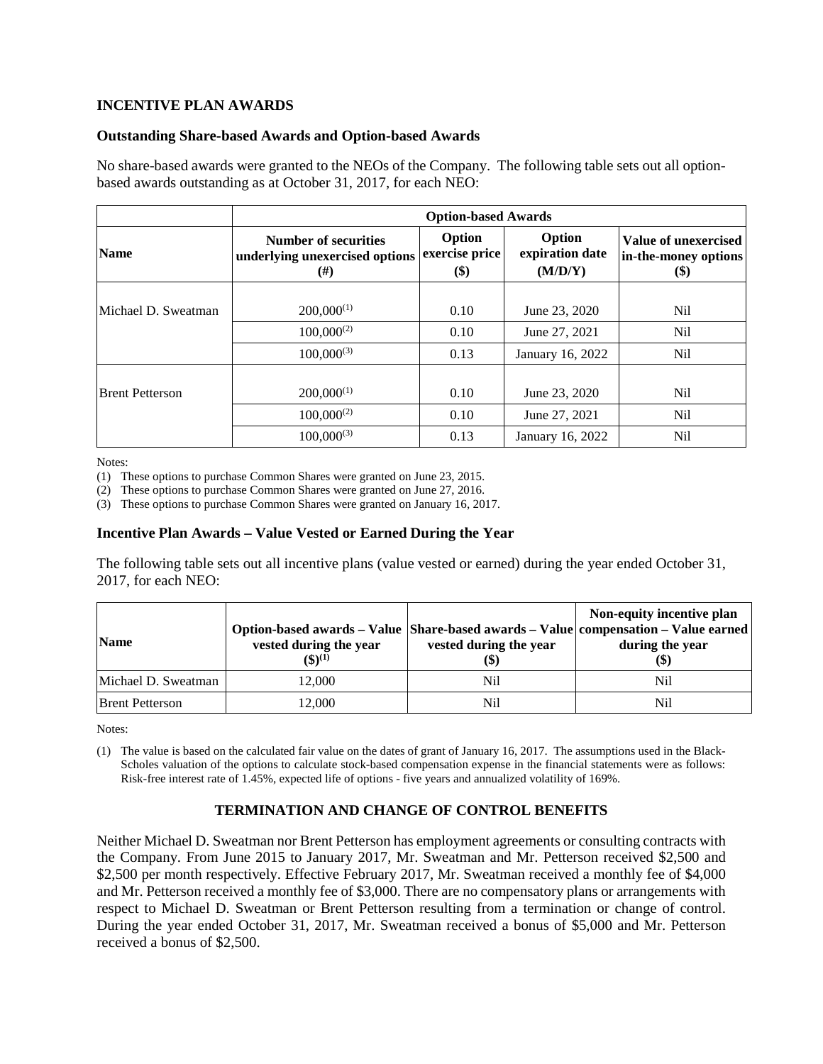## INCENTIVE PLAN AWARDS

### Outstanding Share-based Awards and Option-based Awards

No share-based awards were granted to the NEOs of the Company. The following table sets out all option-based awards outstanding as at October 31, 2017, for each NEO:

| | Option-based Awards | | | |
|---|---|---|---|---|
| **Name** | **Number of securities underlying unexercised options (#)** | **Option exercise price ($)** | **Option expiration date (M/D/Y)** | **Value of unexercised in-the-money options ($)** |
| Michael D. Sweatman | 200,000[(1)] | 0.10 | June 23, 2020 | Nil |
| | 100,000[(2)] | 0.10 | June 27, 2021 | Nil |
| | 100,000[(3)] | 0.13 | January 16, 2022 | Nil |
| Brent Petterson | 200,000[(1)] | 0.10 | June 23, 2020 | Nil |
| | 100,000[(2)] | 0.10 | June 27, 2021 | Nil |
| | 100,000[(3)] | 0.13 | January 16, 2022 | Nil |

Notes:

(1) These options to purchase Common Shares were granted on June 23, 2015.
(2) These options to purchase Common Shares were granted on June 27, 2016.
(3) These options to purchase Common Shares were granted on January 16, 2017.

### Incentive Plan Awards – Value Vested or Earned During the Year

The following table sets out all incentive plans (value vested or earned) during the year ended October 31, 2017, for each NEO:

| Name | Option-based awards – Value vested during the year ($)[(1)] | Share-based awards – Value vested during the year ($) | Non-equity incentive plan compensation – Value earned during the year ($) |
|---|---|---|---|
| Michael D. Sweatman | 12,000 | Nil | Nil |
| Brent Petterson | 12,000 | Nil | Nil |

Notes:

(1) The value is based on the calculated fair value on the dates of grant of January 16, 2017. The assumptions used in the Black-Scholes valuation of the options to calculate stock-based compensation expense in the financial statements were as follows: Risk-free interest rate of 1.45%, expected life of options - five years and annualized volatility of 169%.

## TERMINATION AND CHANGE OF CONTROL BENEFITS

Neither Michael D. Sweatman nor Brent Petterson has employment agreements or consulting contracts with the Company. From June 2015 to January 2017, Mr. Sweatman and Mr. Petterson received $2,500 and $2,500 per month respectively. Effective February 2017, Mr. Sweatman received a monthly fee of $4,000 and Mr. Petterson received a monthly fee of $3,000. There are no compensatory plans or arrangements with respect to Michael D. Sweatman or Brent Petterson resulting from a termination or change of control. During the year ended October 31, 2017, Mr. Sweatman received a bonus of $5,000 and Mr. Petterson received a bonus of $2,500.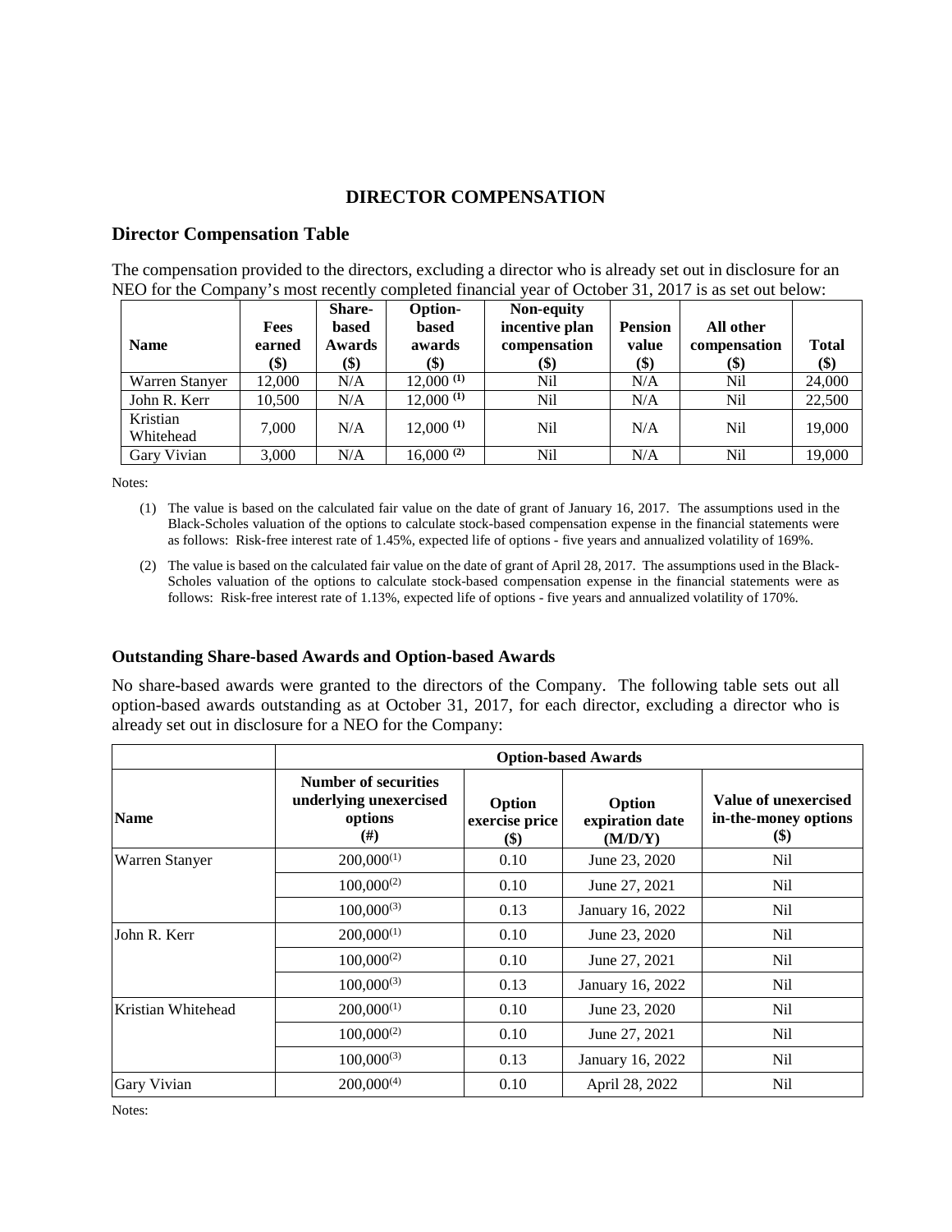# DIRECTOR COMPENSATION

## Director Compensation Table

The compensation provided to the directors, excluding a director who is already set out in disclosure for an NEO for the Company's most recently completed financial year of October 31, 2017 is as set out below:

| Name | Fees earned ($) | Share-based Awards ($) | Option-based awards ($) | Non-equity incentive plan compensation ($) | Pension value ($) | All other compensation ($) | Total ($) |
|---|---|---|---|---|---|---|---|
| Warren Stanyer | 12,000 | N/A | 12,000 (1) | Nil | N/A | Nil | 24,000 |
| John R. Kerr | 10,500 | N/A | 12,000 (1) | Nil | N/A | Nil | 22,500 |
| Kristian Whitehead | 7,000 | N/A | 12,000 (1) | Nil | N/A | Nil | 19,000 |
| Gary Vivian | 3,000 | N/A | 16,000 (2) | Nil | N/A | Nil | 19,000 |

Notes:

(1) The value is based on the calculated fair value on the date of grant of January 16, 2017. The assumptions used in the Black-Scholes valuation of the options to calculate stock-based compensation expense in the financial statements were as follows: Risk-free interest rate of 1.45%, expected life of options - five years and annualized volatility of 169%.

(2) The value is based on the calculated fair value on the date of grant of April 28, 2017. The assumptions used in the Black-Scholes valuation of the options to calculate stock-based compensation expense in the financial statements were as follows: Risk-free interest rate of 1.13%, expected life of options - five years and annualized volatility of 170%.

### Outstanding Share-based Awards and Option-based Awards

No share-based awards were granted to the directors of the Company. The following table sets out all option-based awards outstanding as at October 31, 2017, for each director, excluding a director who is already set out in disclosure for a NEO for the Company:

| | Option-based Awards | | | |
|---|---|---|---|---|
| Name | Number of securities underlying unexercised options (#) | Option exercise price ($) | Option expiration date (M/D/Y) | Value of unexercised in-the-money options ($) |
| Warren Stanyer | 200,000(1) | 0.10 | June 23, 2020 | Nil |
| | 100,000(2) | 0.10 | June 27, 2021 | Nil |
| | 100,000(3) | 0.13 | January 16, 2022 | Nil |
| John R. Kerr | 200,000(1) | 0.10 | June 23, 2020 | Nil |
| | 100,000(2) | 0.10 | June 27, 2021 | Nil |
| | 100,000(3) | 0.13 | January 16, 2022 | Nil |
| Kristian Whitehead | 200,000(1) | 0.10 | June 23, 2020 | Nil |
| | 100,000(2) | 0.10 | June 27, 2021 | Nil |
| | 100,000(3) | 0.13 | January 16, 2022 | Nil |
| Gary Vivian | 200,000(4) | 0.10 | April 28, 2022 | Nil |

Notes: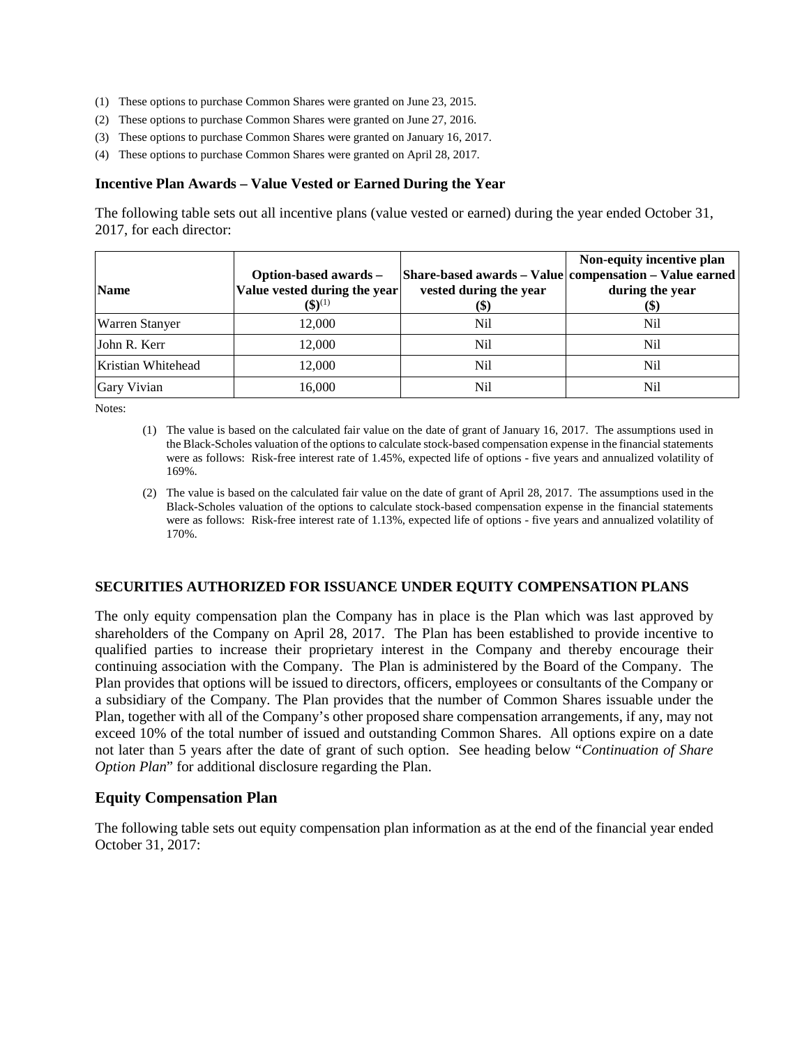(1) These options to purchase Common Shares were granted on June 23, 2015.

(2) These options to purchase Common Shares were granted on June 27, 2016.

(3) These options to purchase Common Shares were granted on January 16, 2017.

(4) These options to purchase Common Shares were granted on April 28, 2017.

### Incentive Plan Awards – Value Vested or Earned During the Year

The following table sets out all incentive plans (value vested or earned) during the year ended October 31, 2017, for each director:

| Name | Option-based awards – Value vested during the year ($)[(1)] | Share-based awards – Value vested during the year ($) | Non-equity incentive plan compensation – Value earned during the year ($) |
|---|---|---|---|
| Warren Stanyer | 12,000 | Nil | Nil |
| John R. Kerr | 12,000 | Nil | Nil |
| Kristian Whitehead | 12,000 | Nil | Nil |
| Gary Vivian | 16,000 | Nil | Nil |

Notes:

(1) The value is based on the calculated fair value on the date of grant of January 16, 2017. The assumptions used in the Black-Scholes valuation of the options to calculate stock-based compensation expense in the financial statements were as follows: Risk-free interest rate of 1.45%, expected life of options - five years and annualized volatility of 169%.

(2) The value is based on the calculated fair value on the date of grant of April 28, 2017. The assumptions used in the Black-Scholes valuation of the options to calculate stock-based compensation expense in the financial statements were as follows: Risk-free interest rate of 1.13%, expected life of options - five years and annualized volatility of 170%.

### SECURITIES AUTHORIZED FOR ISSUANCE UNDER EQUITY COMPENSATION PLANS

The only equity compensation plan the Company has in place is the Plan which was last approved by shareholders of the Company on April 28, 2017. The Plan has been established to provide incentive to qualified parties to increase their proprietary interest in the Company and thereby encourage their continuing association with the Company. The Plan is administered by the Board of the Company. The Plan provides that options will be issued to directors, officers, employees or consultants of the Company or a subsidiary of the Company. The Plan provides that the number of Common Shares issuable under the Plan, together with all of the Company's other proposed share compensation arrangements, if any, may not exceed 10% of the total number of issued and outstanding Common Shares. All options expire on a date not later than 5 years after the date of grant of such option. See heading below "*Continuation of Share Option Plan*" for additional disclosure regarding the Plan.

## Equity Compensation Plan

The following table sets out equity compensation plan information as at the end of the financial year ended October 31, 2017: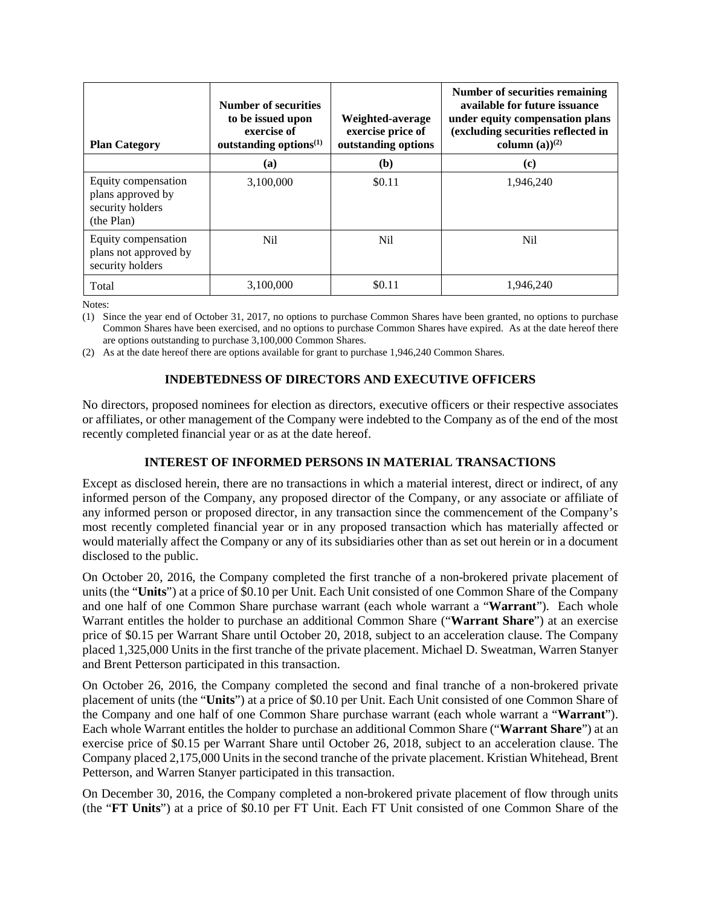| Plan Category | Number of securities to be issued upon exercise of outstanding options[(1)] | Weighted-average exercise price of outstanding options | Number of securities remaining available for future issuance under equity compensation plans (excluding securities reflected in column (a))[(2)] |
|---|---|---|---|
| | **(a)** | **(b)** | **(c)** |
| Equity compensation plans approved by security holders (the Plan) | 3,100,000 | \$0.11 | 1,946,240 |
| Equity compensation plans not approved by security holders | Nil | Nil | Nil |
| Total | 3,100,000 | \$0.11 | 1,946,240 |

Notes:

(1) Since the year end of October 31, 2017, no options to purchase Common Shares have been granted, no options to purchase Common Shares have been exercised, and no options to purchase Common Shares have expired. As at the date hereof there are options outstanding to purchase 3,100,000 Common Shares.

(2) As at the date hereof there are options available for grant to purchase 1,946,240 Common Shares.

## INDEBTEDNESS OF DIRECTORS AND EXECUTIVE OFFICERS

No directors, proposed nominees for election as directors, executive officers or their respective associates or affiliates, or other management of the Company were indebted to the Company as of the end of the most recently completed financial year or as at the date hereof.

## INTEREST OF INFORMED PERSONS IN MATERIAL TRANSACTIONS

Except as disclosed herein, there are no transactions in which a material interest, direct or indirect, of any informed person of the Company, any proposed director of the Company, or any associate or affiliate of any informed person or proposed director, in any transaction since the commencement of the Company's most recently completed financial year or in any proposed transaction which has materially affected or would materially affect the Company or any of its subsidiaries other than as set out herein or in a document disclosed to the public.

On October 20, 2016, the Company completed the first tranche of a non-brokered private placement of units (the "**Units**") at a price of \$0.10 per Unit. Each Unit consisted of one Common Share of the Company and one half of one Common Share purchase warrant (each whole warrant a "**Warrant**"). Each whole Warrant entitles the holder to purchase an additional Common Share ("**Warrant Share**") at an exercise price of \$0.15 per Warrant Share until October 20, 2018, subject to an acceleration clause. The Company placed 1,325,000 Units in the first tranche of the private placement. Michael D. Sweatman, Warren Stanyer and Brent Petterson participated in this transaction.

On October 26, 2016, the Company completed the second and final tranche of a non-brokered private placement of units (the "**Units**") at a price of \$0.10 per Unit. Each Unit consisted of one Common Share of the Company and one half of one Common Share purchase warrant (each whole warrant a "**Warrant**"). Each whole Warrant entitles the holder to purchase an additional Common Share ("**Warrant Share**") at an exercise price of \$0.15 per Warrant Share until October 26, 2018, subject to an acceleration clause. The Company placed 2,175,000 Units in the second tranche of the private placement. Kristian Whitehead, Brent Petterson, and Warren Stanyer participated in this transaction.

On December 30, 2016, the Company completed a non-brokered private placement of flow through units (the "**FT Units**") at a price of \$0.10 per FT Unit. Each FT Unit consisted of one Common Share of the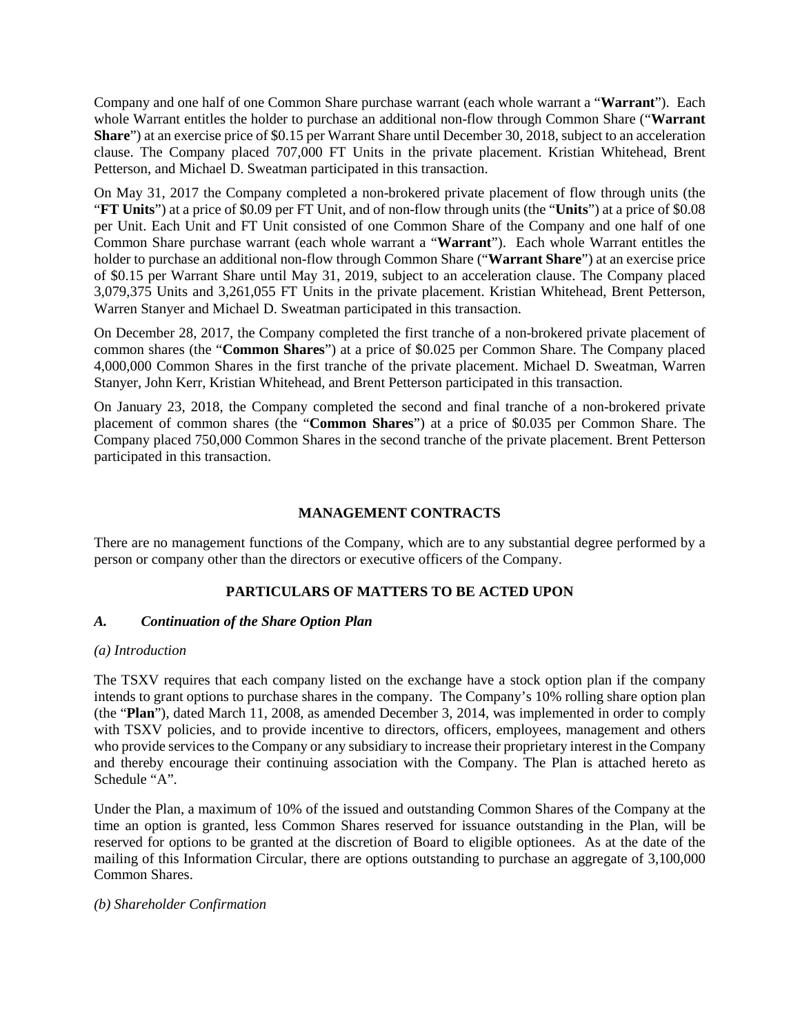Company and one half of one Common Share purchase warrant (each whole warrant a "**Warrant**"). Each whole Warrant entitles the holder to purchase an additional non-flow through Common Share ("**Warrant Share**") at an exercise price of $0.15 per Warrant Share until December 30, 2018, subject to an acceleration clause. The Company placed 707,000 FT Units in the private placement. Kristian Whitehead, Brent Petterson, and Michael D. Sweatman participated in this transaction.

On May 31, 2017 the Company completed a non-brokered private placement of flow through units (the "**FT Units**") at a price of $0.09 per FT Unit, and of non-flow through units (the "**Units**") at a price of $0.08 per Unit. Each Unit and FT Unit consisted of one Common Share of the Company and one half of one Common Share purchase warrant (each whole warrant a "**Warrant**"). Each whole Warrant entitles the holder to purchase an additional non-flow through Common Share ("**Warrant Share**") at an exercise price of $0.15 per Warrant Share until May 31, 2019, subject to an acceleration clause. The Company placed 3,079,375 Units and 3,261,055 FT Units in the private placement. Kristian Whitehead, Brent Petterson, Warren Stanyer and Michael D. Sweatman participated in this transaction.

On December 28, 2017, the Company completed the first tranche of a non-brokered private placement of common shares (the "**Common Shares**") at a price of $0.025 per Common Share. The Company placed 4,000,000 Common Shares in the first tranche of the private placement. Michael D. Sweatman, Warren Stanyer, John Kerr, Kristian Whitehead, and Brent Petterson participated in this transaction.

On January 23, 2018, the Company completed the second and final tranche of a non-brokered private placement of common shares (the "**Common Shares**") at a price of $0.035 per Common Share. The Company placed 750,000 Common Shares in the second tranche of the private placement. Brent Petterson participated in this transaction.

## MANAGEMENT CONTRACTS

There are no management functions of the Company, which are to any substantial degree performed by a person or company other than the directors or executive officers of the Company.

## PARTICULARS OF MATTERS TO BE ACTED UPON

### *A. Continuation of the Share Option Plan*

*(a) Introduction*

The TSXV requires that each company listed on the exchange have a stock option plan if the company intends to grant options to purchase shares in the company. The Company's 10% rolling share option plan (the "**Plan**"), dated March 11, 2008, as amended December 3, 2014, was implemented in order to comply with TSXV policies, and to provide incentive to directors, officers, employees, management and others who provide services to the Company or any subsidiary to increase their proprietary interest in the Company and thereby encourage their continuing association with the Company. The Plan is attached hereto as Schedule "A".

Under the Plan, a maximum of 10% of the issued and outstanding Common Shares of the Company at the time an option is granted, less Common Shares reserved for issuance outstanding in the Plan, will be reserved for options to be granted at the discretion of Board to eligible optionees. As at the date of the mailing of this Information Circular, there are options outstanding to purchase an aggregate of 3,100,000 Common Shares.

*(b) Shareholder Confirmation*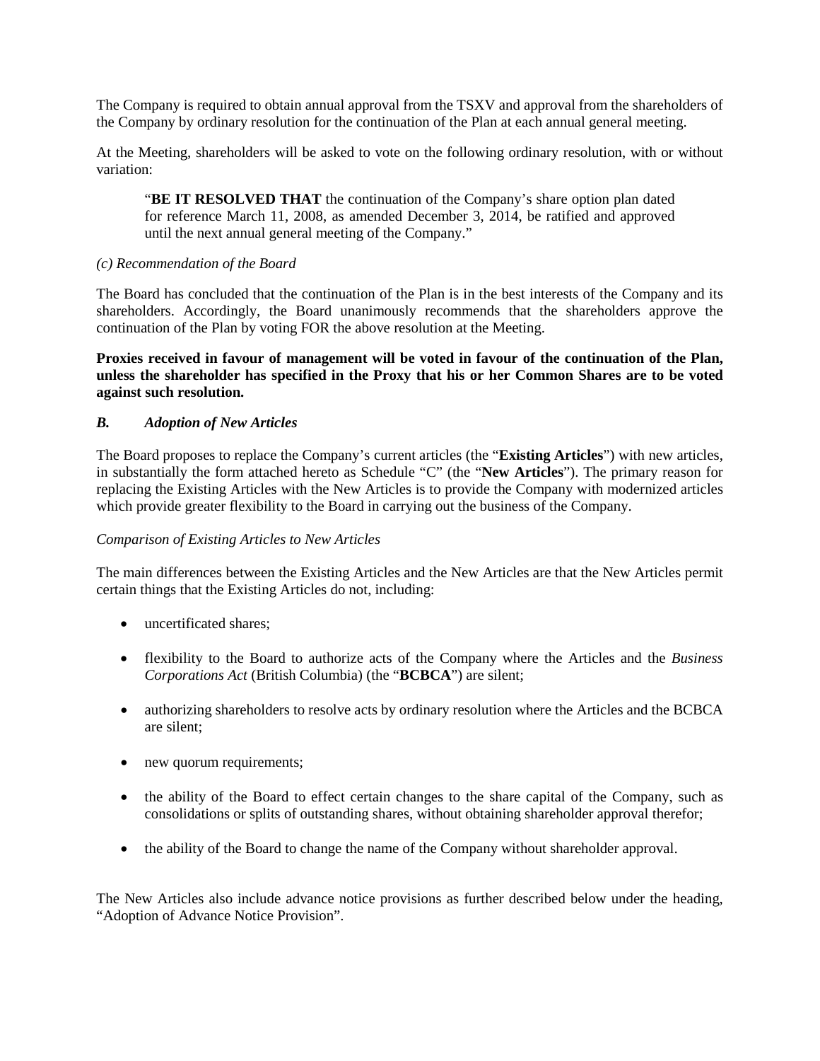The Company is required to obtain annual approval from the TSXV and approval from the shareholders of the Company by ordinary resolution for the continuation of the Plan at each annual general meeting.

At the Meeting, shareholders will be asked to vote on the following ordinary resolution, with or without variation:

> "**BE IT RESOLVED THAT** the continuation of the Company's share option plan dated for reference March 11, 2008, as amended December 3, 2014, be ratified and approved until the next annual general meeting of the Company."

*(c) Recommendation of the Board*

The Board has concluded that the continuation of the Plan is in the best interests of the Company and its shareholders. Accordingly, the Board unanimously recommends that the shareholders approve the continuation of the Plan by voting FOR the above resolution at the Meeting.

**Proxies received in favour of management will be voted in favour of the continuation of the Plan, unless the shareholder has specified in the Proxy that his or her Common Shares are to be voted against such resolution.**

### *B. Adoption of New Articles*

The Board proposes to replace the Company's current articles (the "**Existing Articles**") with new articles, in substantially the form attached hereto as Schedule "C" (the "**New Articles**"). The primary reason for replacing the Existing Articles with the New Articles is to provide the Company with modernized articles which provide greater flexibility to the Board in carrying out the business of the Company.

*Comparison of Existing Articles to New Articles*

The main differences between the Existing Articles and the New Articles are that the New Articles permit certain things that the Existing Articles do not, including:

- uncertificated shares;
- flexibility to the Board to authorize acts of the Company where the Articles and the *Business Corporations Act* (British Columbia) (the "**BCBCA**") are silent;
- authorizing shareholders to resolve acts by ordinary resolution where the Articles and the BCBCA are silent;
- new quorum requirements;
- the ability of the Board to effect certain changes to the share capital of the Company, such as consolidations or splits of outstanding shares, without obtaining shareholder approval therefor;
- the ability of the Board to change the name of the Company without shareholder approval.

The New Articles also include advance notice provisions as further described below under the heading, "Adoption of Advance Notice Provision".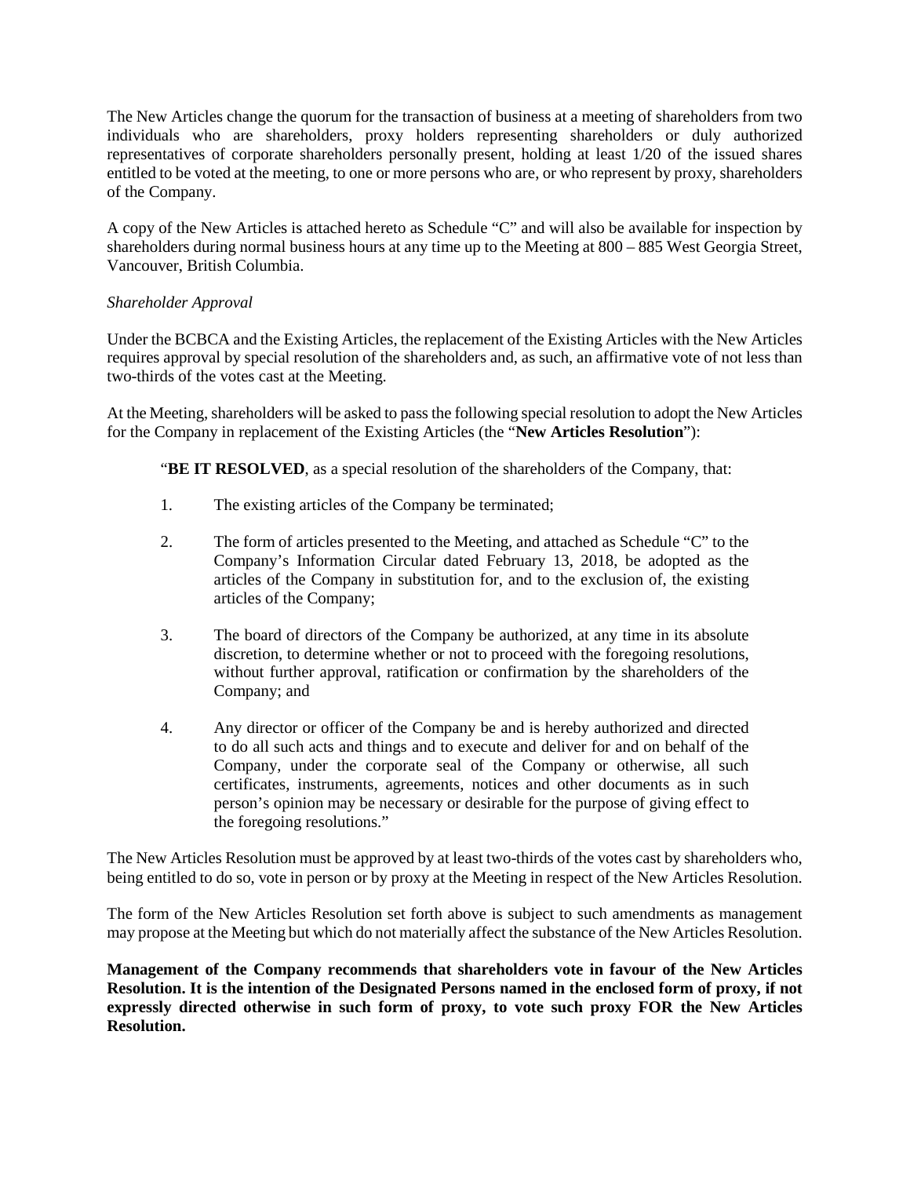The New Articles change the quorum for the transaction of business at a meeting of shareholders from two individuals who are shareholders, proxy holders representing shareholders or duly authorized representatives of corporate shareholders personally present, holding at least 1/20 of the issued shares entitled to be voted at the meeting, to one or more persons who are, or who represent by proxy, shareholders of the Company.

A copy of the New Articles is attached hereto as Schedule "C" and will also be available for inspection by shareholders during normal business hours at any time up to the Meeting at 800 – 885 West Georgia Street, Vancouver, British Columbia.

*Shareholder Approval*

Under the BCBCA and the Existing Articles, the replacement of the Existing Articles with the New Articles requires approval by special resolution of the shareholders and, as such, an affirmative vote of not less than two-thirds of the votes cast at the Meeting.

At the Meeting, shareholders will be asked to pass the following special resolution to adopt the New Articles for the Company in replacement of the Existing Articles (the "**New Articles Resolution**"):

> "**BE IT RESOLVED**, as a special resolution of the shareholders of the Company, that:
>
> 1. The existing articles of the Company be terminated;
>
> 2. The form of articles presented to the Meeting, and attached as Schedule "C" to the Company's Information Circular dated February 13, 2018, be adopted as the articles of the Company in substitution for, and to the exclusion of, the existing articles of the Company;
>
> 3. The board of directors of the Company be authorized, at any time in its absolute discretion, to determine whether or not to proceed with the foregoing resolutions, without further approval, ratification or confirmation by the shareholders of the Company; and
>
> 4. Any director or officer of the Company be and is hereby authorized and directed to do all such acts and things and to execute and deliver for and on behalf of the Company, under the corporate seal of the Company or otherwise, all such certificates, instruments, agreements, notices and other documents as in such person's opinion may be necessary or desirable for the purpose of giving effect to the foregoing resolutions."

The New Articles Resolution must be approved by at least two-thirds of the votes cast by shareholders who, being entitled to do so, vote in person or by proxy at the Meeting in respect of the New Articles Resolution.

The form of the New Articles Resolution set forth above is subject to such amendments as management may propose at the Meeting but which do not materially affect the substance of the New Articles Resolution.

**Management of the Company recommends that shareholders vote in favour of the New Articles Resolution. It is the intention of the Designated Persons named in the enclosed form of proxy, if not expressly directed otherwise in such form of proxy, to vote such proxy FOR the New Articles Resolution.**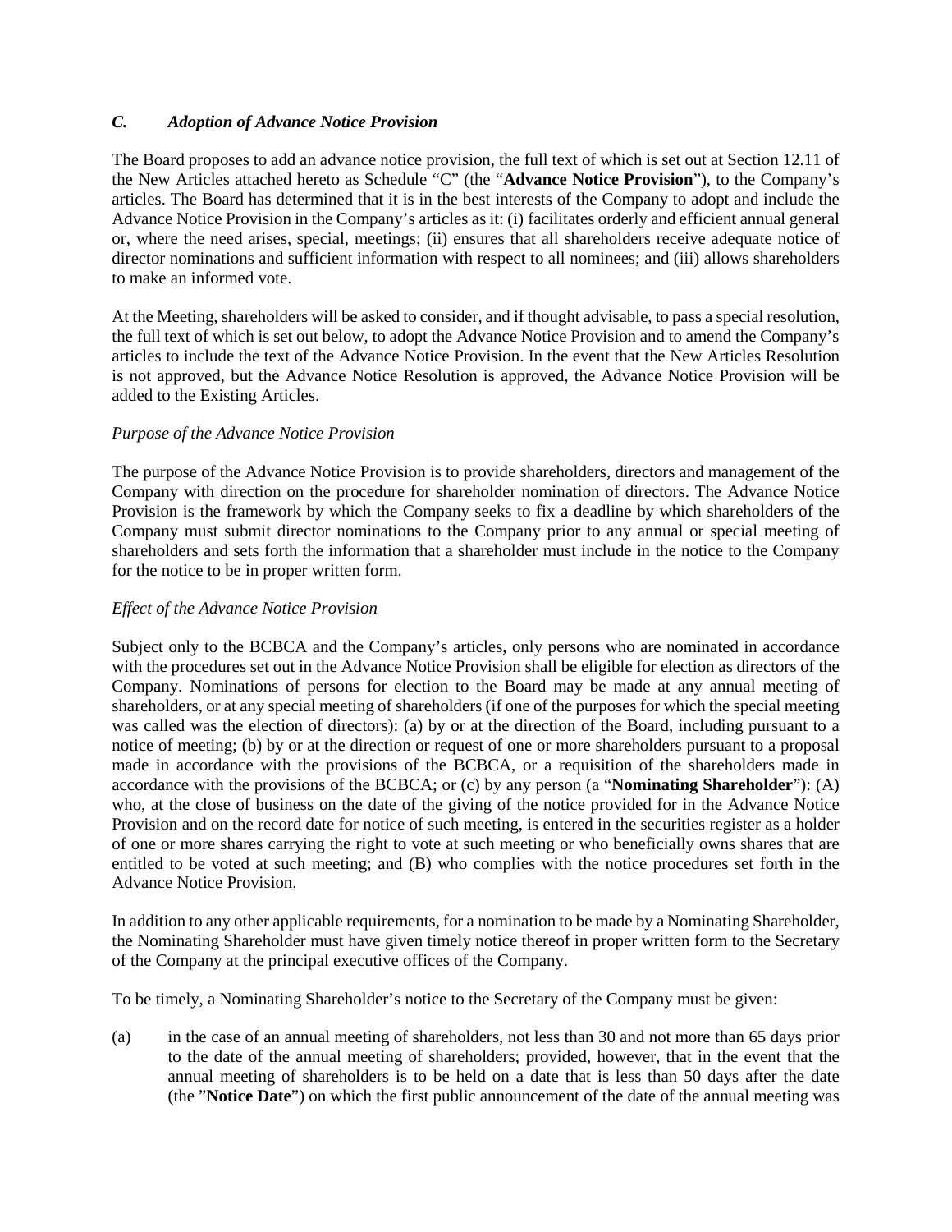### *C. Adoption of Advance Notice Provision*

The Board proposes to add an advance notice provision, the full text of which is set out at Section 12.11 of the New Articles attached hereto as Schedule "C" (the "**Advance Notice Provision**"), to the Company's articles. The Board has determined that it is in the best interests of the Company to adopt and include the Advance Notice Provision in the Company's articles as it: (i) facilitates orderly and efficient annual general or, where the need arises, special, meetings; (ii) ensures that all shareholders receive adequate notice of director nominations and sufficient information with respect to all nominees; and (iii) allows shareholders to make an informed vote.

At the Meeting, shareholders will be asked to consider, and if thought advisable, to pass a special resolution, the full text of which is set out below, to adopt the Advance Notice Provision and to amend the Company's articles to include the text of the Advance Notice Provision. In the event that the New Articles Resolution is not approved, but the Advance Notice Resolution is approved, the Advance Notice Provision will be added to the Existing Articles.

*Purpose of the Advance Notice Provision*

The purpose of the Advance Notice Provision is to provide shareholders, directors and management of the Company with direction on the procedure for shareholder nomination of directors. The Advance Notice Provision is the framework by which the Company seeks to fix a deadline by which shareholders of the Company must submit director nominations to the Company prior to any annual or special meeting of shareholders and sets forth the information that a shareholder must include in the notice to the Company for the notice to be in proper written form.

*Effect of the Advance Notice Provision*

Subject only to the BCBCA and the Company's articles, only persons who are nominated in accordance with the procedures set out in the Advance Notice Provision shall be eligible for election as directors of the Company. Nominations of persons for election to the Board may be made at any annual meeting of shareholders, or at any special meeting of shareholders (if one of the purposes for which the special meeting was called was the election of directors): (a) by or at the direction of the Board, including pursuant to a notice of meeting; (b) by or at the direction or request of one or more shareholders pursuant to a proposal made in accordance with the provisions of the BCBCA, or a requisition of the shareholders made in accordance with the provisions of the BCBCA; or (c) by any person (a "**Nominating Shareholder**"): (A) who, at the close of business on the date of the giving of the notice provided for in the Advance Notice Provision and on the record date for notice of such meeting, is entered in the securities register as a holder of one or more shares carrying the right to vote at such meeting or who beneficially owns shares that are entitled to be voted at such meeting; and (B) who complies with the notice procedures set forth in the Advance Notice Provision.

In addition to any other applicable requirements, for a nomination to be made by a Nominating Shareholder, the Nominating Shareholder must have given timely notice thereof in proper written form to the Secretary of the Company at the principal executive offices of the Company.

To be timely, a Nominating Shareholder's notice to the Secretary of the Company must be given:

(a) in the case of an annual meeting of shareholders, not less than 30 and not more than 65 days prior to the date of the annual meeting of shareholders; provided, however, that in the event that the annual meeting of shareholders is to be held on a date that is less than 50 days after the date (the "**Notice Date**") on which the first public announcement of the date of the annual meeting was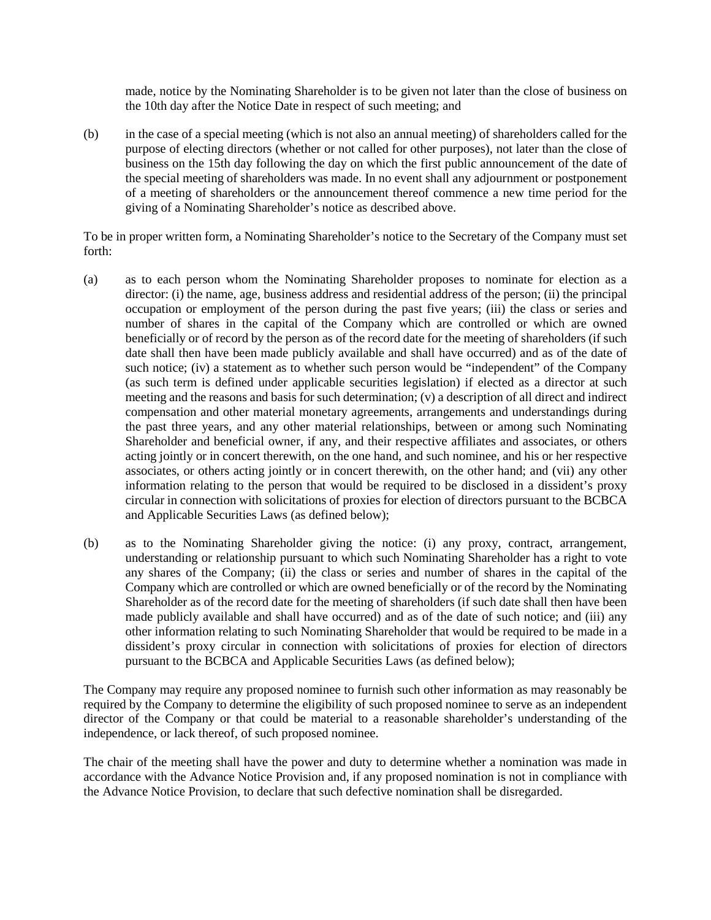made, notice by the Nominating Shareholder is to be given not later than the close of business on the 10th day after the Notice Date in respect of such meeting; and

(b) in the case of a special meeting (which is not also an annual meeting) of shareholders called for the purpose of electing directors (whether or not called for other purposes), not later than the close of business on the 15th day following the day on which the first public announcement of the date of the special meeting of shareholders was made. In no event shall any adjournment or postponement of a meeting of shareholders or the announcement thereof commence a new time period for the giving of a Nominating Shareholder's notice as described above.

To be in proper written form, a Nominating Shareholder's notice to the Secretary of the Company must set forth:

(a) as to each person whom the Nominating Shareholder proposes to nominate for election as a director: (i) the name, age, business address and residential address of the person; (ii) the principal occupation or employment of the person during the past five years; (iii) the class or series and number of shares in the capital of the Company which are controlled or which are owned beneficially or of record by the person as of the record date for the meeting of shareholders (if such date shall then have been made publicly available and shall have occurred) and as of the date of such notice; (iv) a statement as to whether such person would be "independent" of the Company (as such term is defined under applicable securities legislation) if elected as a director at such meeting and the reasons and basis for such determination; (v) a description of all direct and indirect compensation and other material monetary agreements, arrangements and understandings during the past three years, and any other material relationships, between or among such Nominating Shareholder and beneficial owner, if any, and their respective affiliates and associates, or others acting jointly or in concert therewith, on the one hand, and such nominee, and his or her respective associates, or others acting jointly or in concert therewith, on the other hand; and (vii) any other information relating to the person that would be required to be disclosed in a dissident's proxy circular in connection with solicitations of proxies for election of directors pursuant to the BCBCA and Applicable Securities Laws (as defined below);

(b) as to the Nominating Shareholder giving the notice: (i) any proxy, contract, arrangement, understanding or relationship pursuant to which such Nominating Shareholder has a right to vote any shares of the Company; (ii) the class or series and number of shares in the capital of the Company which are controlled or which are owned beneficially or of the record by the Nominating Shareholder as of the record date for the meeting of shareholders (if such date shall then have been made publicly available and shall have occurred) and as of the date of such notice; and (iii) any other information relating to such Nominating Shareholder that would be required to be made in a dissident's proxy circular in connection with solicitations of proxies for election of directors pursuant to the BCBCA and Applicable Securities Laws (as defined below);

The Company may require any proposed nominee to furnish such other information as may reasonably be required by the Company to determine the eligibility of such proposed nominee to serve as an independent director of the Company or that could be material to a reasonable shareholder's understanding of the independence, or lack thereof, of such proposed nominee.

The chair of the meeting shall have the power and duty to determine whether a nomination was made in accordance with the Advance Notice Provision and, if any proposed nomination is not in compliance with the Advance Notice Provision, to declare that such defective nomination shall be disregarded.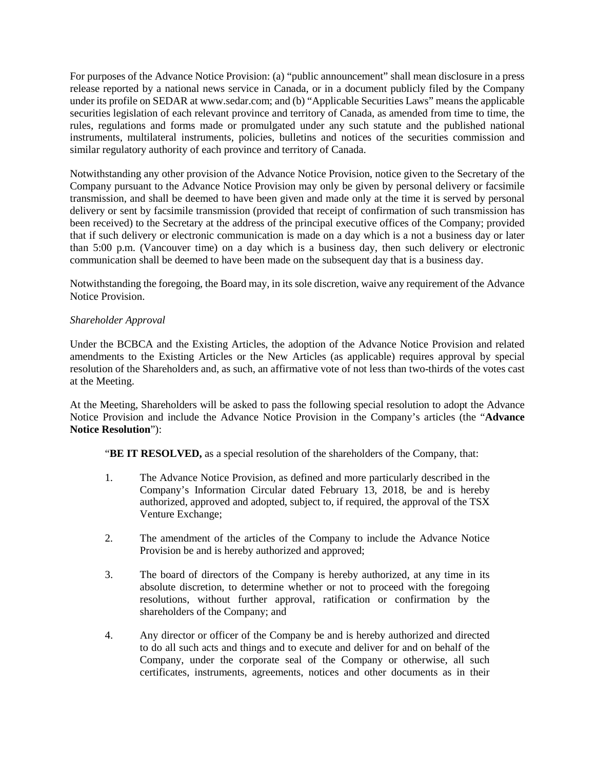For purposes of the Advance Notice Provision: (a) "public announcement" shall mean disclosure in a press release reported by a national news service in Canada, or in a document publicly filed by the Company under its profile on SEDAR at www.sedar.com; and (b) "Applicable Securities Laws" means the applicable securities legislation of each relevant province and territory of Canada, as amended from time to time, the rules, regulations and forms made or promulgated under any such statute and the published national instruments, multilateral instruments, policies, bulletins and notices of the securities commission and similar regulatory authority of each province and territory of Canada.

Notwithstanding any other provision of the Advance Notice Provision, notice given to the Secretary of the Company pursuant to the Advance Notice Provision may only be given by personal delivery or facsimile transmission, and shall be deemed to have been given and made only at the time it is served by personal delivery or sent by facsimile transmission (provided that receipt of confirmation of such transmission has been received) to the Secretary at the address of the principal executive offices of the Company; provided that if such delivery or electronic communication is made on a day which is a not a business day or later than 5:00 p.m. (Vancouver time) on a day which is a business day, then such delivery or electronic communication shall be deemed to have been made on the subsequent day that is a business day.

Notwithstanding the foregoing, the Board may, in its sole discretion, waive any requirement of the Advance Notice Provision.

*Shareholder Approval*

Under the BCBCA and the Existing Articles, the adoption of the Advance Notice Provision and related amendments to the Existing Articles or the New Articles (as applicable) requires approval by special resolution of the Shareholders and, as such, an affirmative vote of not less than two-thirds of the votes cast at the Meeting.

At the Meeting, Shareholders will be asked to pass the following special resolution to adopt the Advance Notice Provision and include the Advance Notice Provision in the Company's articles (the "**Advance Notice Resolution**"):

> "**BE IT RESOLVED,** as a special resolution of the shareholders of the Company, that:
>
> 1. The Advance Notice Provision, as defined and more particularly described in the Company's Information Circular dated February 13, 2018, be and is hereby authorized, approved and adopted, subject to, if required, the approval of the TSX Venture Exchange;
>
> 2. The amendment of the articles of the Company to include the Advance Notice Provision be and is hereby authorized and approved;
>
> 3. The board of directors of the Company is hereby authorized, at any time in its absolute discretion, to determine whether or not to proceed with the foregoing resolutions, without further approval, ratification or confirmation by the shareholders of the Company; and
>
> 4. Any director or officer of the Company be and is hereby authorized and directed to do all such acts and things and to execute and deliver for and on behalf of the Company, under the corporate seal of the Company or otherwise, all such certificates, instruments, agreements, notices and other documents as in their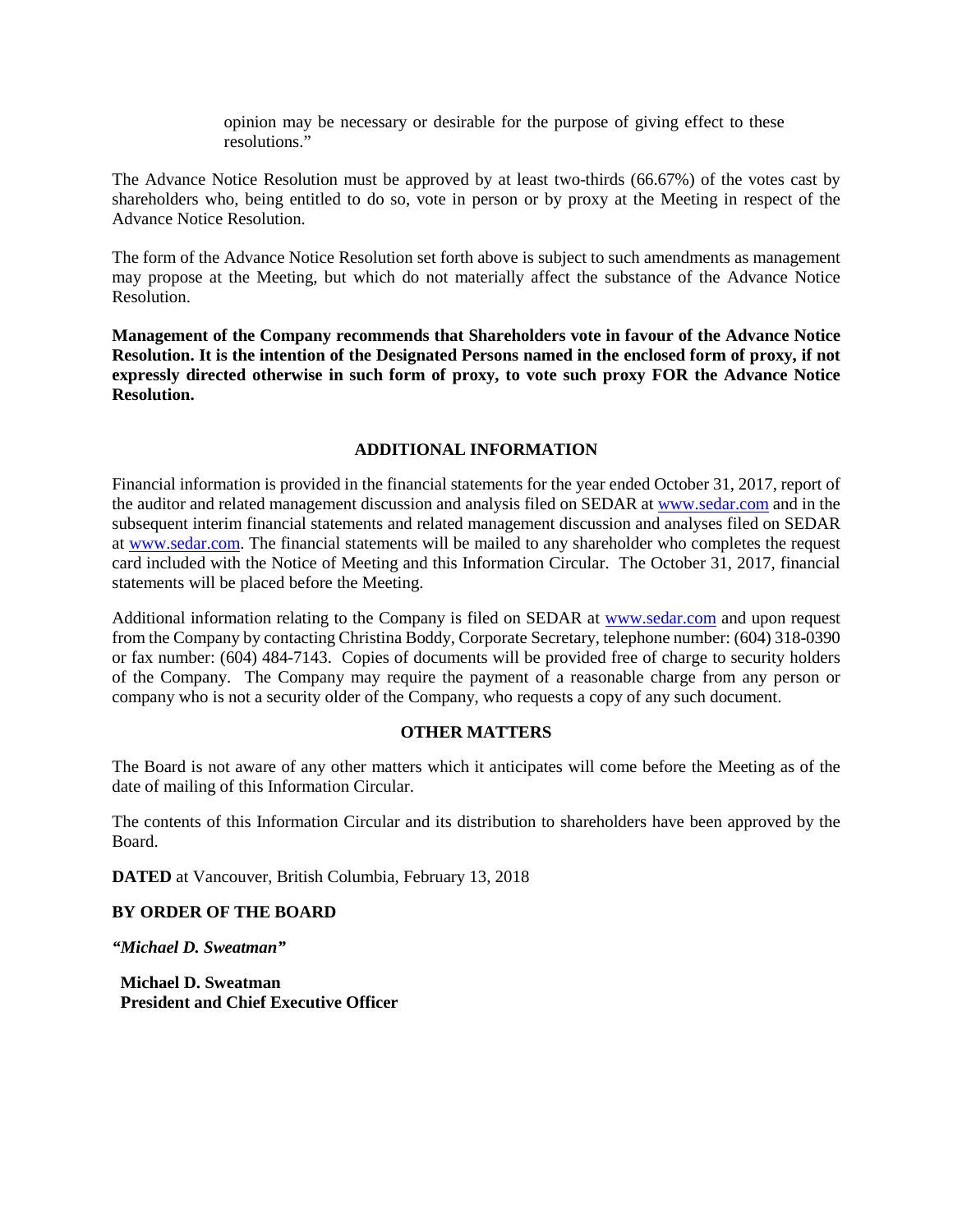opinion may be necessary or desirable for the purpose of giving effect to these resolutions."

The Advance Notice Resolution must be approved by at least two-thirds (66.67%) of the votes cast by shareholders who, being entitled to do so, vote in person or by proxy at the Meeting in respect of the Advance Notice Resolution.

The form of the Advance Notice Resolution set forth above is subject to such amendments as management may propose at the Meeting, but which do not materially affect the substance of the Advance Notice Resolution.

**Management of the Company recommends that Shareholders vote in favour of the Advance Notice Resolution. It is the intention of the Designated Persons named in the enclosed form of proxy, if not expressly directed otherwise in such form of proxy, to vote such proxy FOR the Advance Notice Resolution.**

## ADDITIONAL INFORMATION

Financial information is provided in the financial statements for the year ended October 31, 2017, report of the auditor and related management discussion and analysis filed on SEDAR at www.sedar.com and in the subsequent interim financial statements and related management discussion and analyses filed on SEDAR at www.sedar.com. The financial statements will be mailed to any shareholder who completes the request card included with the Notice of Meeting and this Information Circular. The October 31, 2017, financial statements will be placed before the Meeting.

Additional information relating to the Company is filed on SEDAR at www.sedar.com and upon request from the Company by contacting Christina Boddy, Corporate Secretary, telephone number: (604) 318-0390 or fax number: (604) 484-7143. Copies of documents will be provided free of charge to security holders of the Company. The Company may require the payment of a reasonable charge from any person or company who is not a security older of the Company, who requests a copy of any such document.

## OTHER MATTERS

The Board is not aware of any other matters which it anticipates will come before the Meeting as of the date of mailing of this Information Circular.

The contents of this Information Circular and its distribution to shareholders have been approved by the Board.

**DATED** at Vancouver, British Columbia, February 13, 2018

**BY ORDER OF THE BOARD**

***"Michael D. Sweatman"***

**Michael D. Sweatman**
**President and Chief Executive Officer**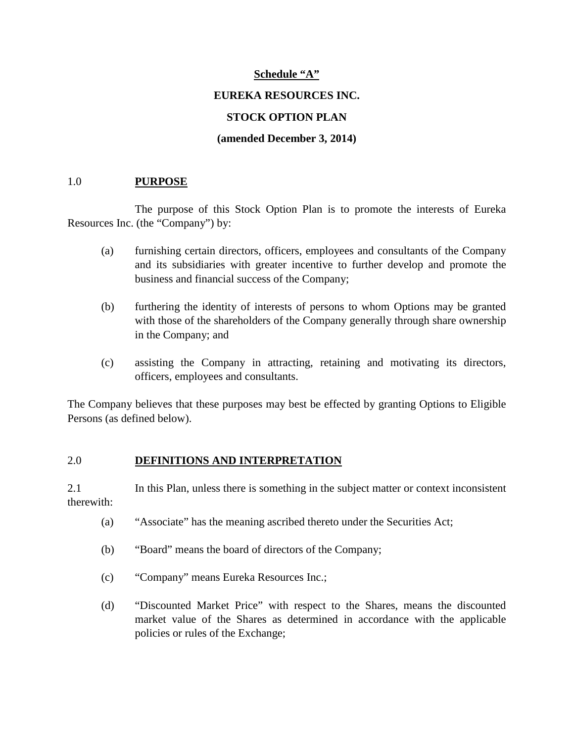**Schedule "A"**

**EUREKA RESOURCES INC.**

**STOCK OPTION PLAN**

**(amended December 3, 2014)**

## 1.0 PURPOSE

The purpose of this Stock Option Plan is to promote the interests of Eureka Resources Inc. (the "Company") by:

(a) furnishing certain directors, officers, employees and consultants of the Company and its subsidiaries with greater incentive to further develop and promote the business and financial success of the Company;

(b) furthering the identity of interests of persons to whom Options may be granted with those of the shareholders of the Company generally through share ownership in the Company; and

(c) assisting the Company in attracting, retaining and motivating its directors, officers, employees and consultants.

The Company believes that these purposes may best be effected by granting Options to Eligible Persons (as defined below).

## 2.0 DEFINITIONS AND INTERPRETATION

2.1 In this Plan, unless there is something in the subject matter or context inconsistent therewith:

(a) "Associate" has the meaning ascribed thereto under the Securities Act;

(b) "Board" means the board of directors of the Company;

(c) "Company" means Eureka Resources Inc.;

(d) "Discounted Market Price" with respect to the Shares, means the discounted market value of the Shares as determined in accordance with the applicable policies or rules of the Exchange;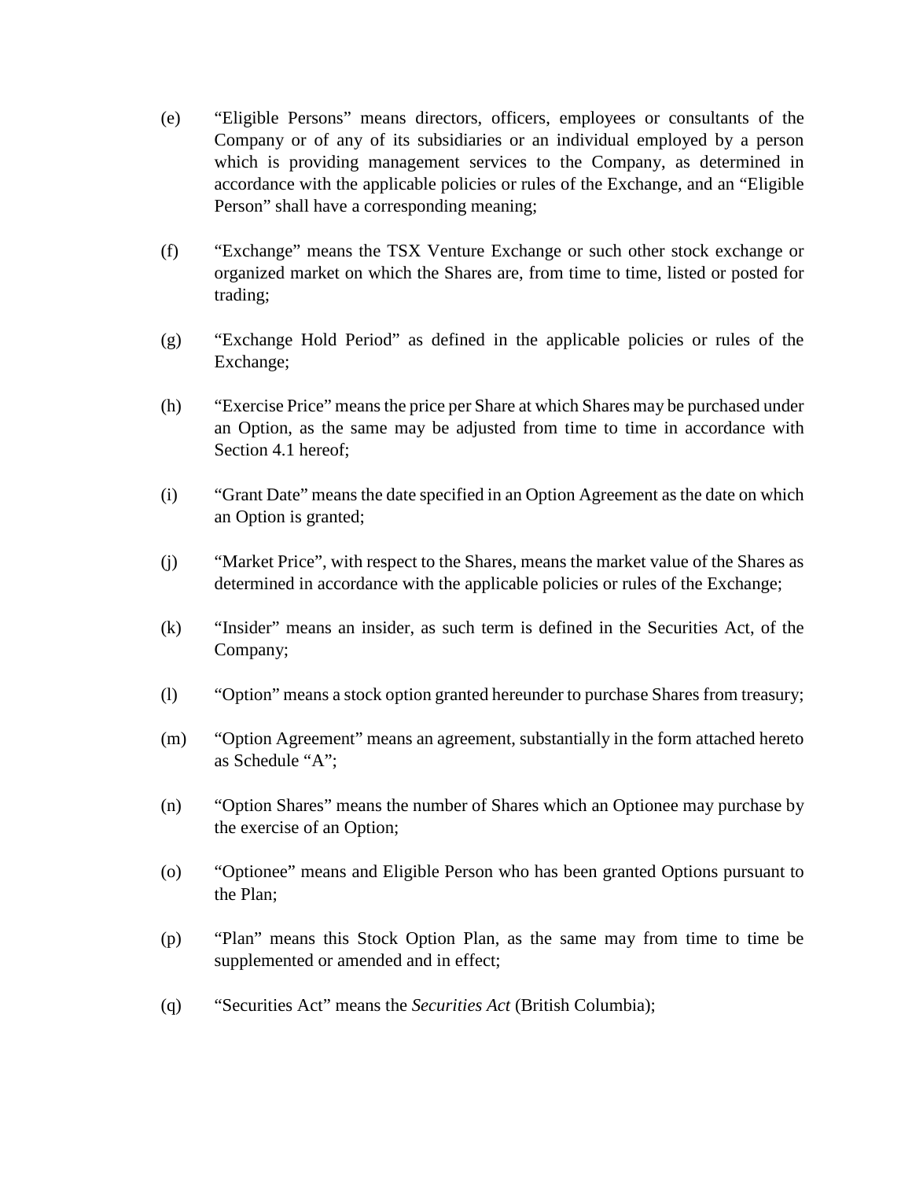(e) "Eligible Persons" means directors, officers, employees or consultants of the Company or of any of its subsidiaries or an individual employed by a person which is providing management services to the Company, as determined in accordance with the applicable policies or rules of the Exchange, and an "Eligible Person" shall have a corresponding meaning;

(f) "Exchange" means the TSX Venture Exchange or such other stock exchange or organized market on which the Shares are, from time to time, listed or posted for trading;

(g) "Exchange Hold Period" as defined in the applicable policies or rules of the Exchange;

(h) "Exercise Price" means the price per Share at which Shares may be purchased under an Option, as the same may be adjusted from time to time in accordance with Section 4.1 hereof;

(i) "Grant Date" means the date specified in an Option Agreement as the date on which an Option is granted;

(j) "Market Price", with respect to the Shares, means the market value of the Shares as determined in accordance with the applicable policies or rules of the Exchange;

(k) "Insider" means an insider, as such term is defined in the Securities Act, of the Company;

(l) "Option" means a stock option granted hereunder to purchase Shares from treasury;

(m) "Option Agreement" means an agreement, substantially in the form attached hereto as Schedule "A";

(n) "Option Shares" means the number of Shares which an Optionee may purchase by the exercise of an Option;

(o) "Optionee" means and Eligible Person who has been granted Options pursuant to the Plan;

(p) "Plan" means this Stock Option Plan, as the same may from time to time be supplemented or amended and in effect;

(q) "Securities Act" means the *Securities Act* (British Columbia);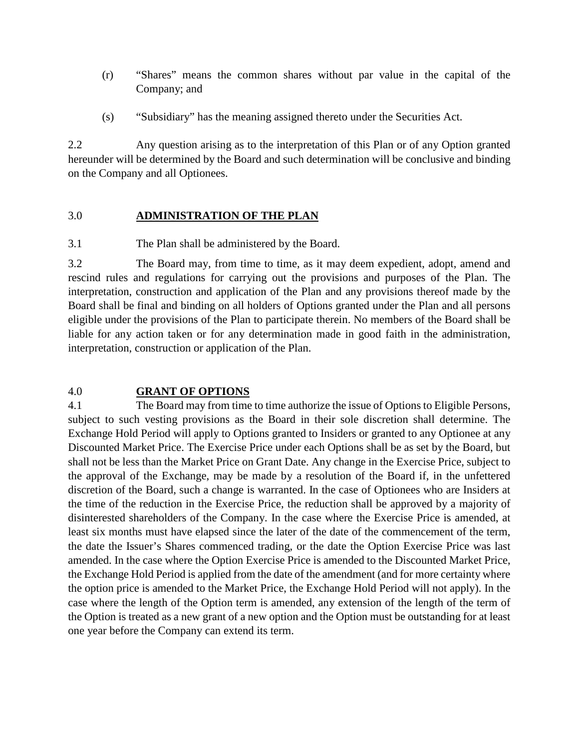(r) "Shares" means the common shares without par value in the capital of the Company; and

(s) "Subsidiary" has the meaning assigned thereto under the Securities Act.

2.2 Any question arising as to the interpretation of this Plan or of any Option granted hereunder will be determined by the Board and such determination will be conclusive and binding on the Company and all Optionees.

## 3.0 <u>ADMINISTRATION OF THE PLAN</u>

3.1 The Plan shall be administered by the Board.

3.2 The Board may, from time to time, as it may deem expedient, adopt, amend and rescind rules and regulations for carrying out the provisions and purposes of the Plan. The interpretation, construction and application of the Plan and any provisions thereof made by the Board shall be final and binding on all holders of Options granted under the Plan and all persons eligible under the provisions of the Plan to participate therein. No members of the Board shall be liable for any action taken or for any determination made in good faith in the administration, interpretation, construction or application of the Plan.

## 4.0 <u>GRANT OF OPTIONS</u>

4.1 The Board may from time to time authorize the issue of Options to Eligible Persons, subject to such vesting provisions as the Board in their sole discretion shall determine. The Exchange Hold Period will apply to Options granted to Insiders or granted to any Optionee at any Discounted Market Price. The Exercise Price under each Options shall be as set by the Board, but shall not be less than the Market Price on Grant Date. Any change in the Exercise Price, subject to the approval of the Exchange, may be made by a resolution of the Board if, in the unfettered discretion of the Board, such a change is warranted. In the case of Optionees who are Insiders at the time of the reduction in the Exercise Price, the reduction shall be approved by a majority of disinterested shareholders of the Company. In the case where the Exercise Price is amended, at least six months must have elapsed since the later of the date of the commencement of the term, the date the Issuer's Shares commenced trading, or the date the Option Exercise Price was last amended. In the case where the Option Exercise Price is amended to the Discounted Market Price, the Exchange Hold Period is applied from the date of the amendment (and for more certainty where the option price is amended to the Market Price, the Exchange Hold Period will not apply). In the case where the length of the Option term is amended, any extension of the length of the term of the Option is treated as a new grant of a new option and the Option must be outstanding for at least one year before the Company can extend its term.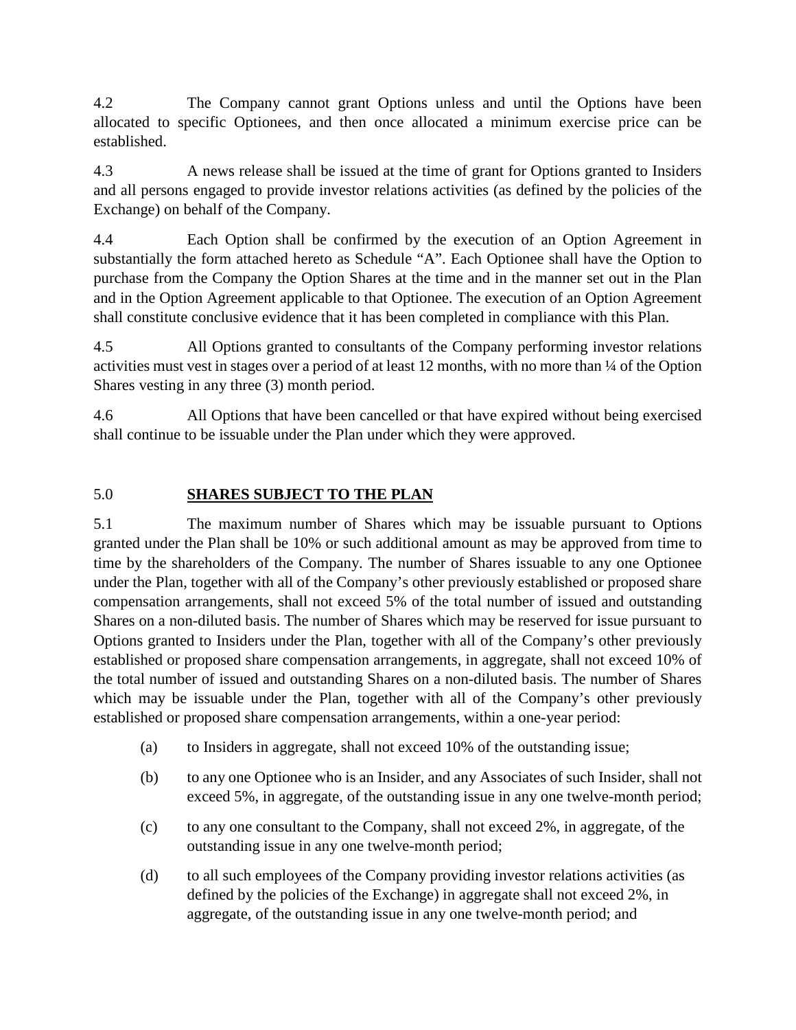4.2 The Company cannot grant Options unless and until the Options have been allocated to specific Optionees, and then once allocated a minimum exercise price can be established.

4.3 A news release shall be issued at the time of grant for Options granted to Insiders and all persons engaged to provide investor relations activities (as defined by the policies of the Exchange) on behalf of the Company.

4.4 Each Option shall be confirmed by the execution of an Option Agreement in substantially the form attached hereto as Schedule "A". Each Optionee shall have the Option to purchase from the Company the Option Shares at the time and in the manner set out in the Plan and in the Option Agreement applicable to that Optionee. The execution of an Option Agreement shall constitute conclusive evidence that it has been completed in compliance with this Plan.

4.5 All Options granted to consultants of the Company performing investor relations activities must vest in stages over a period of at least 12 months, with no more than ¼ of the Option Shares vesting in any three (3) month period.

4.6 All Options that have been cancelled or that have expired without being exercised shall continue to be issuable under the Plan under which they were approved.

## 5.0 **SHARES SUBJECT TO THE PLAN**

5.1 The maximum number of Shares which may be issuable pursuant to Options granted under the Plan shall be 10% or such additional amount as may be approved from time to time by the shareholders of the Company. The number of Shares issuable to any one Optionee under the Plan, together with all of the Company's other previously established or proposed share compensation arrangements, shall not exceed 5% of the total number of issued and outstanding Shares on a non-diluted basis. The number of Shares which may be reserved for issue pursuant to Options granted to Insiders under the Plan, together with all of the Company's other previously established or proposed share compensation arrangements, in aggregate, shall not exceed 10% of the total number of issued and outstanding Shares on a non-diluted basis. The number of Shares which may be issuable under the Plan, together with all of the Company's other previously established or proposed share compensation arrangements, within a one-year period:

(a) to Insiders in aggregate, shall not exceed 10% of the outstanding issue;

(b) to any one Optionee who is an Insider, and any Associates of such Insider, shall not exceed 5%, in aggregate, of the outstanding issue in any one twelve-month period;

(c) to any one consultant to the Company, shall not exceed 2%, in aggregate, of the outstanding issue in any one twelve-month period;

(d) to all such employees of the Company providing investor relations activities (as defined by the policies of the Exchange) in aggregate shall not exceed 2%, in aggregate, of the outstanding issue in any one twelve-month period; and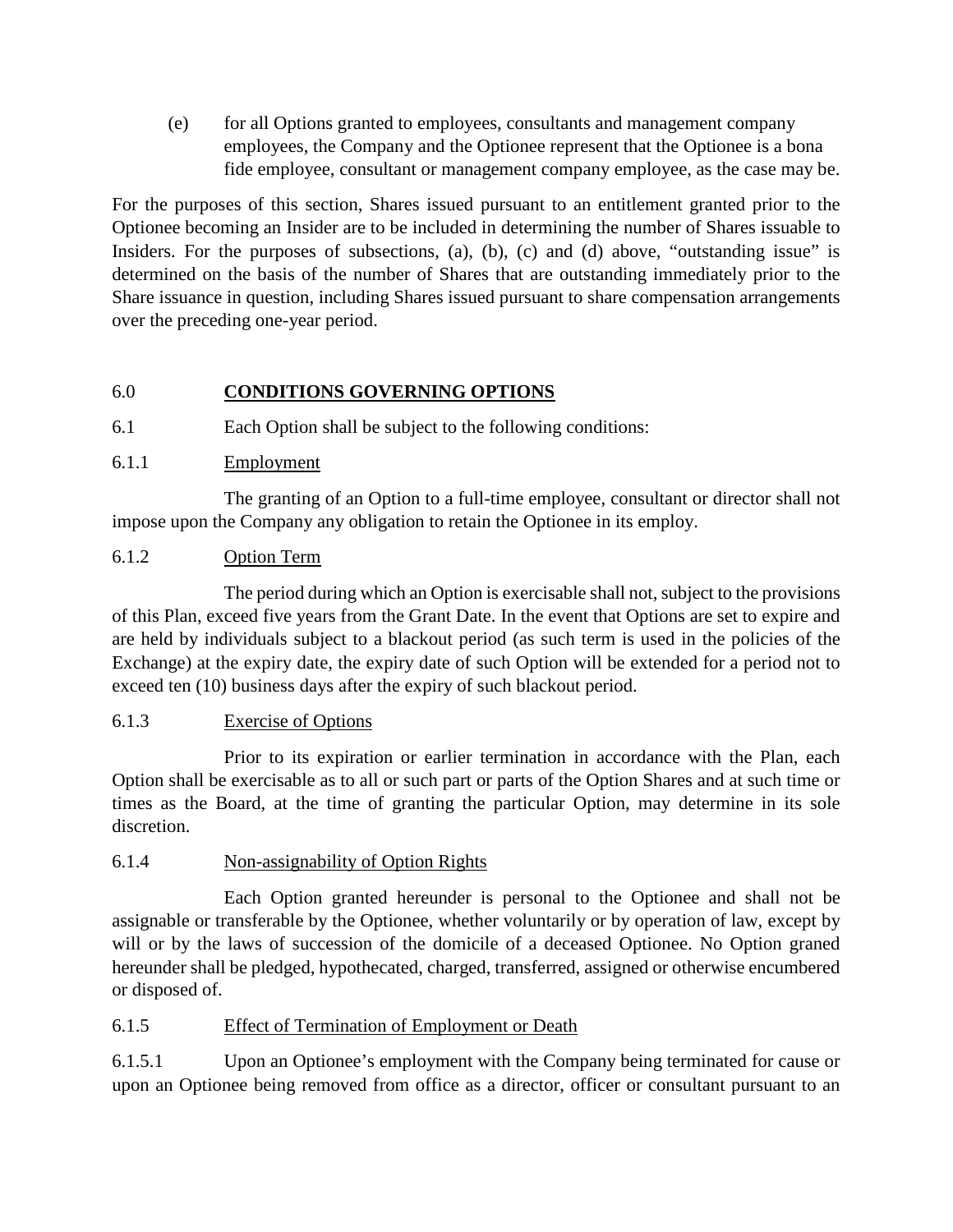(e) for all Options granted to employees, consultants and management company employees, the Company and the Optionee represent that the Optionee is a bona fide employee, consultant or management company employee, as the case may be.

For the purposes of this section, Shares issued pursuant to an entitlement granted prior to the Optionee becoming an Insider are to be included in determining the number of Shares issuable to Insiders. For the purposes of subsections, (a), (b), (c) and (d) above, "outstanding issue" is determined on the basis of the number of Shares that are outstanding immediately prior to the Share issuance in question, including Shares issued pursuant to share compensation arrangements over the preceding one-year period.

## 6.0 CONDITIONS GOVERNING OPTIONS

6.1 Each Option shall be subject to the following conditions:

6.1.1 Employment

The granting of an Option to a full-time employee, consultant or director shall not impose upon the Company any obligation to retain the Optionee in its employ.

6.1.2 Option Term

The period during which an Option is exercisable shall not, subject to the provisions of this Plan, exceed five years from the Grant Date. In the event that Options are set to expire and are held by individuals subject to a blackout period (as such term is used in the policies of the Exchange) at the expiry date, the expiry date of such Option will be extended for a period not to exceed ten (10) business days after the expiry of such blackout period.

6.1.3 Exercise of Options

Prior to its expiration or earlier termination in accordance with the Plan, each Option shall be exercisable as to all or such part or parts of the Option Shares and at such time or times as the Board, at the time of granting the particular Option, may determine in its sole discretion.

6.1.4 Non-assignability of Option Rights

Each Option granted hereunder is personal to the Optionee and shall not be assignable or transferable by the Optionee, whether voluntarily or by operation of law, except by will or by the laws of succession of the domicile of a deceased Optionee. No Option graned hereunder shall be pledged, hypothecated, charged, transferred, assigned or otherwise encumbered or disposed of.

6.1.5 Effect of Termination of Employment or Death

6.1.5.1 Upon an Optionee's employment with the Company being terminated for cause or upon an Optionee being removed from office as a director, officer or consultant pursuant to an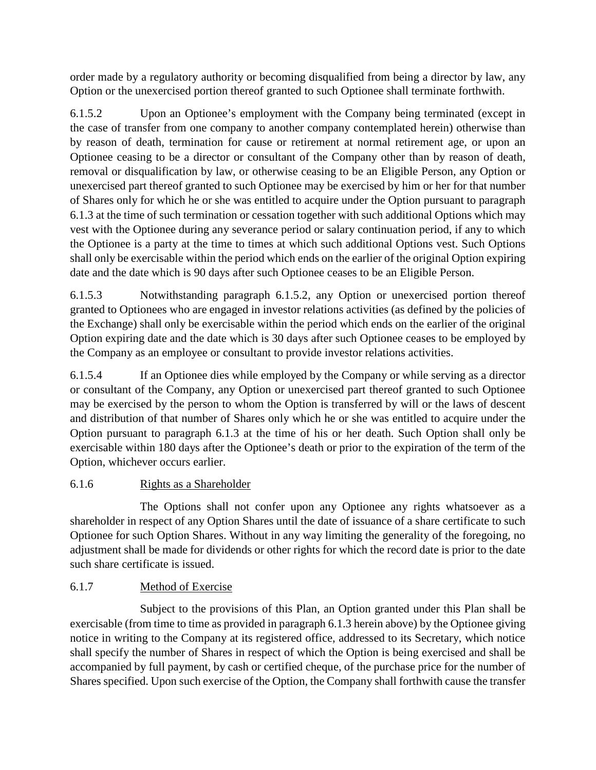order made by a regulatory authority or becoming disqualified from being a director by law, any Option or the unexercised portion thereof granted to such Optionee shall terminate forthwith.

6.1.5.2 Upon an Optionee's employment with the Company being terminated (except in the case of transfer from one company to another company contemplated herein) otherwise than by reason of death, termination for cause or retirement at normal retirement age, or upon an Optionee ceasing to be a director or consultant of the Company other than by reason of death, removal or disqualification by law, or otherwise ceasing to be an Eligible Person, any Option or unexercised part thereof granted to such Optionee may be exercised by him or her for that number of Shares only for which he or she was entitled to acquire under the Option pursuant to paragraph 6.1.3 at the time of such termination or cessation together with such additional Options which may vest with the Optionee during any severance period or salary continuation period, if any to which the Optionee is a party at the time to times at which such additional Options vest. Such Options shall only be exercisable within the period which ends on the earlier of the original Option expiring date and the date which is 90 days after such Optionee ceases to be an Eligible Person.

6.1.5.3 Notwithstanding paragraph 6.1.5.2, any Option or unexercised portion thereof granted to Optionees who are engaged in investor relations activities (as defined by the policies of the Exchange) shall only be exercisable within the period which ends on the earlier of the original Option expiring date and the date which is 30 days after such Optionee ceases to be employed by the Company as an employee or consultant to provide investor relations activities.

6.1.5.4 If an Optionee dies while employed by the Company or while serving as a director or consultant of the Company, any Option or unexercised part thereof granted to such Optionee may be exercised by the person to whom the Option is transferred by will or the laws of descent and distribution of that number of Shares only which he or she was entitled to acquire under the Option pursuant to paragraph 6.1.3 at the time of his or her death. Such Option shall only be exercisable within 180 days after the Optionee's death or prior to the expiration of the term of the Option, whichever occurs earlier.

6.1.6 Rights as a Shareholder

The Options shall not confer upon any Optionee any rights whatsoever as a shareholder in respect of any Option Shares until the date of issuance of a share certificate to such Optionee for such Option Shares. Without in any way limiting the generality of the foregoing, no adjustment shall be made for dividends or other rights for which the record date is prior to the date such share certificate is issued.

6.1.7 Method of Exercise

Subject to the provisions of this Plan, an Option granted under this Plan shall be exercisable (from time to time as provided in paragraph 6.1.3 herein above) by the Optionee giving notice in writing to the Company at its registered office, addressed to its Secretary, which notice shall specify the number of Shares in respect of which the Option is being exercised and shall be accompanied by full payment, by cash or certified cheque, of the purchase price for the number of Shares specified. Upon such exercise of the Option, the Company shall forthwith cause the transfer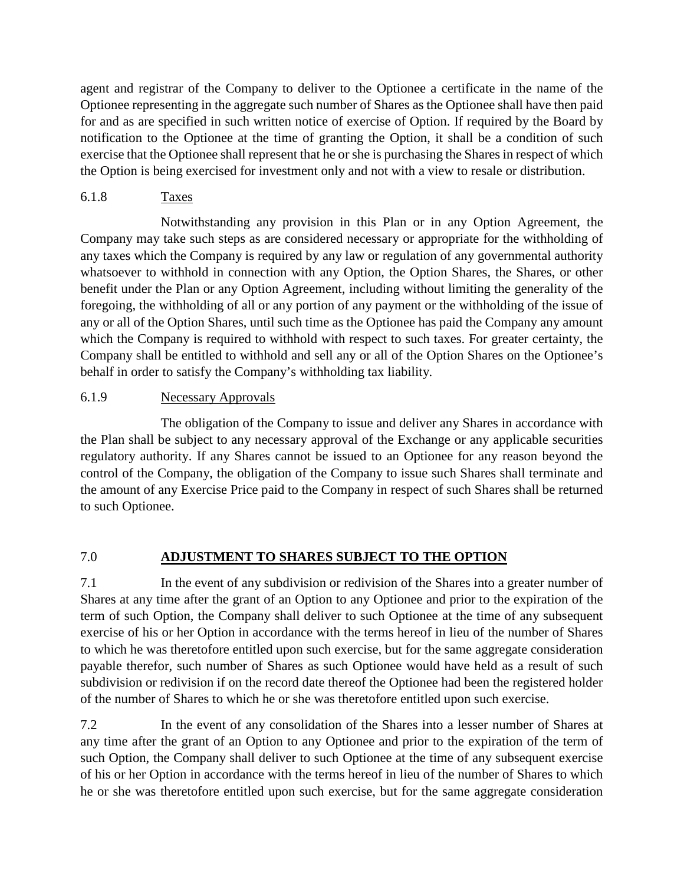agent and registrar of the Company to deliver to the Optionee a certificate in the name of the Optionee representing in the aggregate such number of Shares as the Optionee shall have then paid for and as are specified in such written notice of exercise of Option. If required by the Board by notification to the Optionee at the time of granting the Option, it shall be a condition of such exercise that the Optionee shall represent that he or she is purchasing the Shares in respect of which the Option is being exercised for investment only and not with a view to resale or distribution.

6.1.8 Taxes

Notwithstanding any provision in this Plan or in any Option Agreement, the Company may take such steps as are considered necessary or appropriate for the withholding of any taxes which the Company is required by any law or regulation of any governmental authority whatsoever to withhold in connection with any Option, the Option Shares, the Shares, or other benefit under the Plan or any Option Agreement, including without limiting the generality of the foregoing, the withholding of all or any portion of any payment or the withholding of the issue of any or all of the Option Shares, until such time as the Optionee has paid the Company any amount which the Company is required to withhold with respect to such taxes. For greater certainty, the Company shall be entitled to withhold and sell any or all of the Option Shares on the Optionee's behalf in order to satisfy the Company's withholding tax liability.

6.1.9 Necessary Approvals

The obligation of the Company to issue and deliver any Shares in accordance with the Plan shall be subject to any necessary approval of the Exchange or any applicable securities regulatory authority. If any Shares cannot be issued to an Optionee for any reason beyond the control of the Company, the obligation of the Company to issue such Shares shall terminate and the amount of any Exercise Price paid to the Company in respect of such Shares shall be returned to such Optionee.

## 7.0 ADJUSTMENT TO SHARES SUBJECT TO THE OPTION

7.1 In the event of any subdivision or redivision of the Shares into a greater number of Shares at any time after the grant of an Option to any Optionee and prior to the expiration of the term of such Option, the Company shall deliver to such Optionee at the time of any subsequent exercise of his or her Option in accordance with the terms hereof in lieu of the number of Shares to which he was theretofore entitled upon such exercise, but for the same aggregate consideration payable therefor, such number of Shares as such Optionee would have held as a result of such subdivision or redivision if on the record date thereof the Optionee had been the registered holder of the number of Shares to which he or she was theretofore entitled upon such exercise.

7.2 In the event of any consolidation of the Shares into a lesser number of Shares at any time after the grant of an Option to any Optionee and prior to the expiration of the term of such Option, the Company shall deliver to such Optionee at the time of any subsequent exercise of his or her Option in accordance with the terms hereof in lieu of the number of Shares to which he or she was theretofore entitled upon such exercise, but for the same aggregate consideration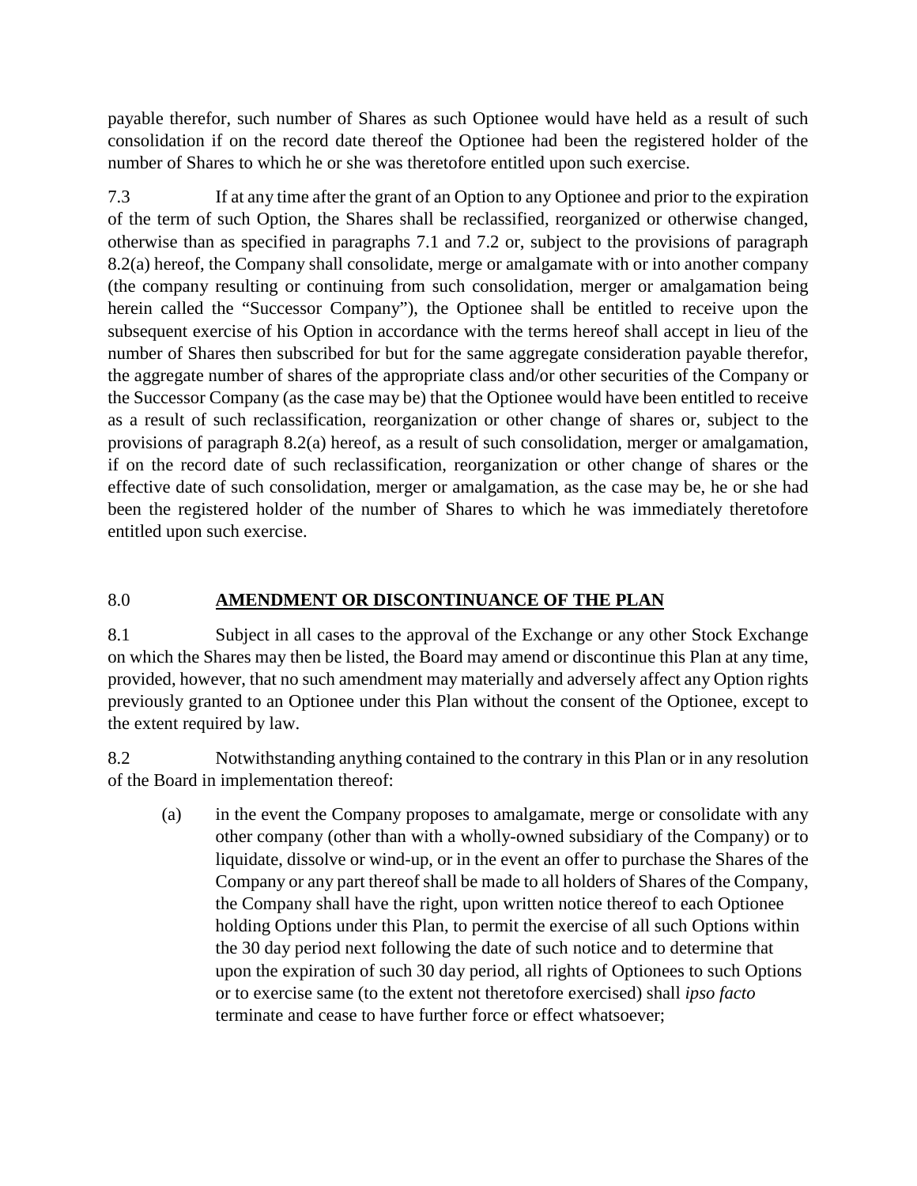payable therefor, such number of Shares as such Optionee would have held as a result of such consolidation if on the record date thereof the Optionee had been the registered holder of the number of Shares to which he or she was theretofore entitled upon such exercise.

7.3 If at any time after the grant of an Option to any Optionee and prior to the expiration of the term of such Option, the Shares shall be reclassified, reorganized or otherwise changed, otherwise than as specified in paragraphs 7.1 and 7.2 or, subject to the provisions of paragraph 8.2(a) hereof, the Company shall consolidate, merge or amalgamate with or into another company (the company resulting or continuing from such consolidation, merger or amalgamation being herein called the "Successor Company"), the Optionee shall be entitled to receive upon the subsequent exercise of his Option in accordance with the terms hereof shall accept in lieu of the number of Shares then subscribed for but for the same aggregate consideration payable therefor, the aggregate number of shares of the appropriate class and/or other securities of the Company or the Successor Company (as the case may be) that the Optionee would have been entitled to receive as a result of such reclassification, reorganization or other change of shares or, subject to the provisions of paragraph 8.2(a) hereof, as a result of such consolidation, merger or amalgamation, if on the record date of such reclassification, reorganization or other change of shares or the effective date of such consolidation, merger or amalgamation, as the case may be, he or she had been the registered holder of the number of Shares to which he was immediately theretofore entitled upon such exercise.

## 8.0 AMENDMENT OR DISCONTINUANCE OF THE PLAN

8.1 Subject in all cases to the approval of the Exchange or any other Stock Exchange on which the Shares may then be listed, the Board may amend or discontinue this Plan at any time, provided, however, that no such amendment may materially and adversely affect any Option rights previously granted to an Optionee under this Plan without the consent of the Optionee, except to the extent required by law.

8.2 Notwithstanding anything contained to the contrary in this Plan or in any resolution of the Board in implementation thereof:

(a) in the event the Company proposes to amalgamate, merge or consolidate with any other company (other than with a wholly-owned subsidiary of the Company) or to liquidate, dissolve or wind-up, or in the event an offer to purchase the Shares of the Company or any part thereof shall be made to all holders of Shares of the Company, the Company shall have the right, upon written notice thereof to each Optionee holding Options under this Plan, to permit the exercise of all such Options within the 30 day period next following the date of such notice and to determine that upon the expiration of such 30 day period, all rights of Optionees to such Options or to exercise same (to the extent not theretofore exercised) shall *ipso facto* terminate and cease to have further force or effect whatsoever;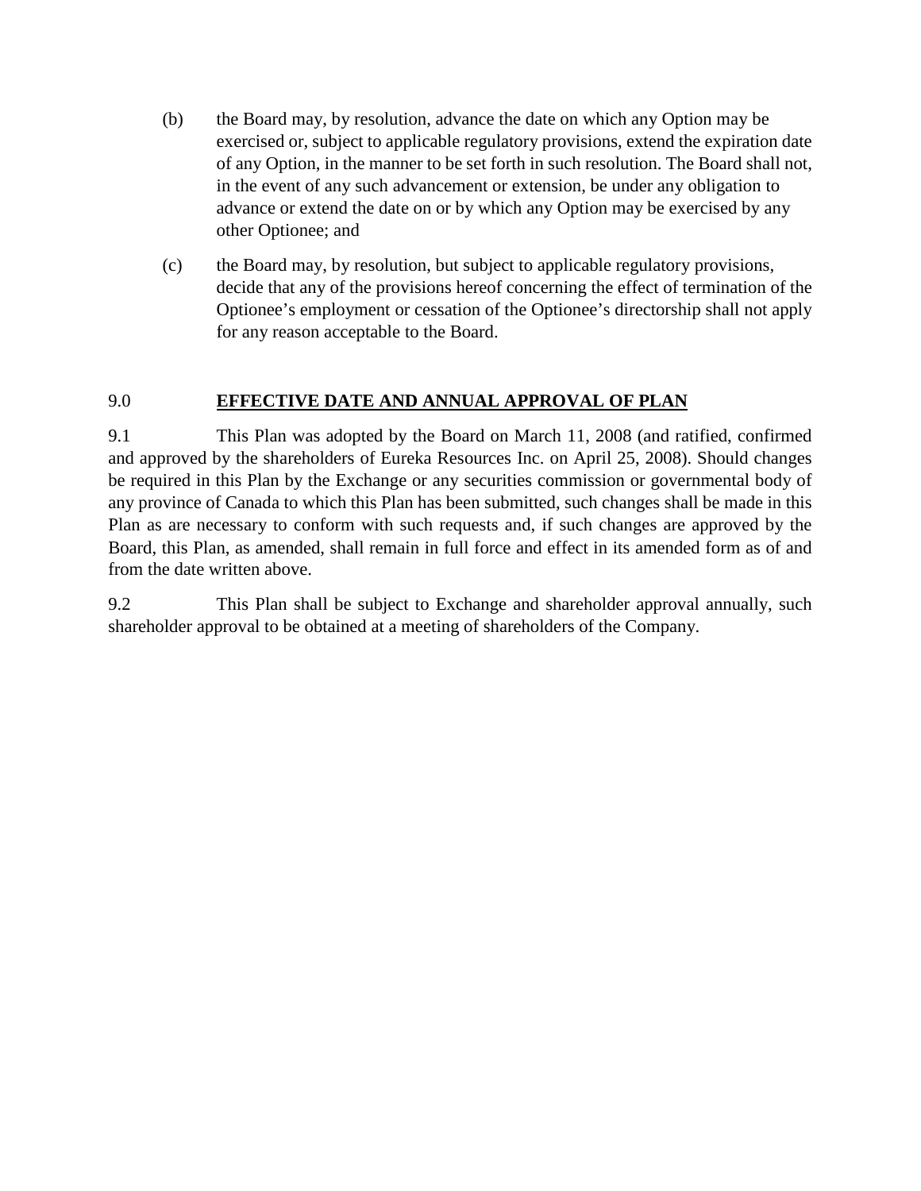(b) the Board may, by resolution, advance the date on which any Option may be exercised or, subject to applicable regulatory provisions, extend the expiration date of any Option, in the manner to be set forth in such resolution. The Board shall not, in the event of any such advancement or extension, be under any obligation to advance or extend the date on or by which any Option may be exercised by any other Optionee; and

(c) the Board may, by resolution, but subject to applicable regulatory provisions, decide that any of the provisions hereof concerning the effect of termination of the Optionee's employment or cessation of the Optionee's directorship shall not apply for any reason acceptable to the Board.

## 9.0 **EFFECTIVE DATE AND ANNUAL APPROVAL OF PLAN**

9.1 This Plan was adopted by the Board on March 11, 2008 (and ratified, confirmed and approved by the shareholders of Eureka Resources Inc. on April 25, 2008). Should changes be required in this Plan by the Exchange or any securities commission or governmental body of any province of Canada to which this Plan has been submitted, such changes shall be made in this Plan as are necessary to conform with such requests and, if such changes are approved by the Board, this Plan, as amended, shall remain in full force and effect in its amended form as of and from the date written above.

9.2 This Plan shall be subject to Exchange and shareholder approval annually, such shareholder approval to be obtained at a meeting of shareholders of the Company.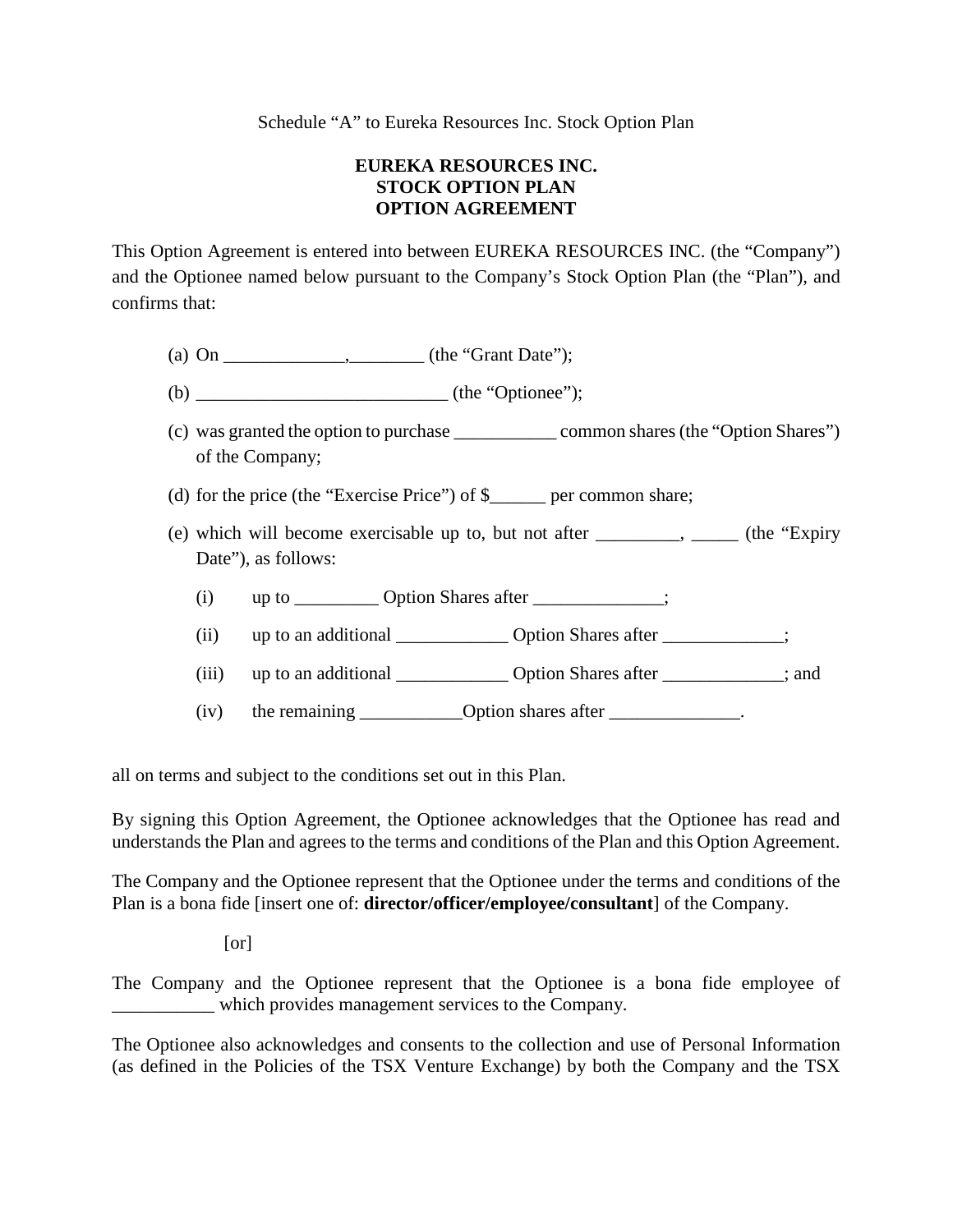Schedule “A” to Eureka Resources Inc. Stock Option Plan

**EUREKA RESOURCES INC.**
**STOCK OPTION PLAN**
**OPTION AGREEMENT**

This Option Agreement is entered into between EUREKA RESOURCES INC. (the “Company”) and the Optionee named below pursuant to the Company’s Stock Option Plan (the “Plan”), and confirms that:

(a) On _____________,________ (the “Grant Date”);

(b) ___________________________ (the “Optionee”);

(c) was granted the option to purchase ___________ common shares (the “Option Shares”) of the Company;

(d) for the price (the “Exercise Price”) of $______ per common share;

(e) which will become exercisable up to, but not after _________, _____ (the “Expiry Date”), as follows:

  (i) up to _________ Option Shares after ______________;

  (ii) up to an additional ____________ Option Shares after _____________;

  (iii) up to an additional ____________ Option Shares after _____________; and

  (iv) the remaining ___________Option shares after ______________.

all on terms and subject to the conditions set out in this Plan.

By signing this Option Agreement, the Optionee acknowledges that the Optionee has read and understands the Plan and agrees to the terms and conditions of the Plan and this Option Agreement.

The Company and the Optionee represent that the Optionee under the terms and conditions of the Plan is a bona fide [insert one of: **director/officer/employee/consultant**] of the Company.

[or]

The Company and the Optionee represent that the Optionee is a bona fide employee of ___________ which provides management services to the Company.

The Optionee also acknowledges and consents to the collection and use of Personal Information (as defined in the Policies of the TSX Venture Exchange) by both the Company and the TSX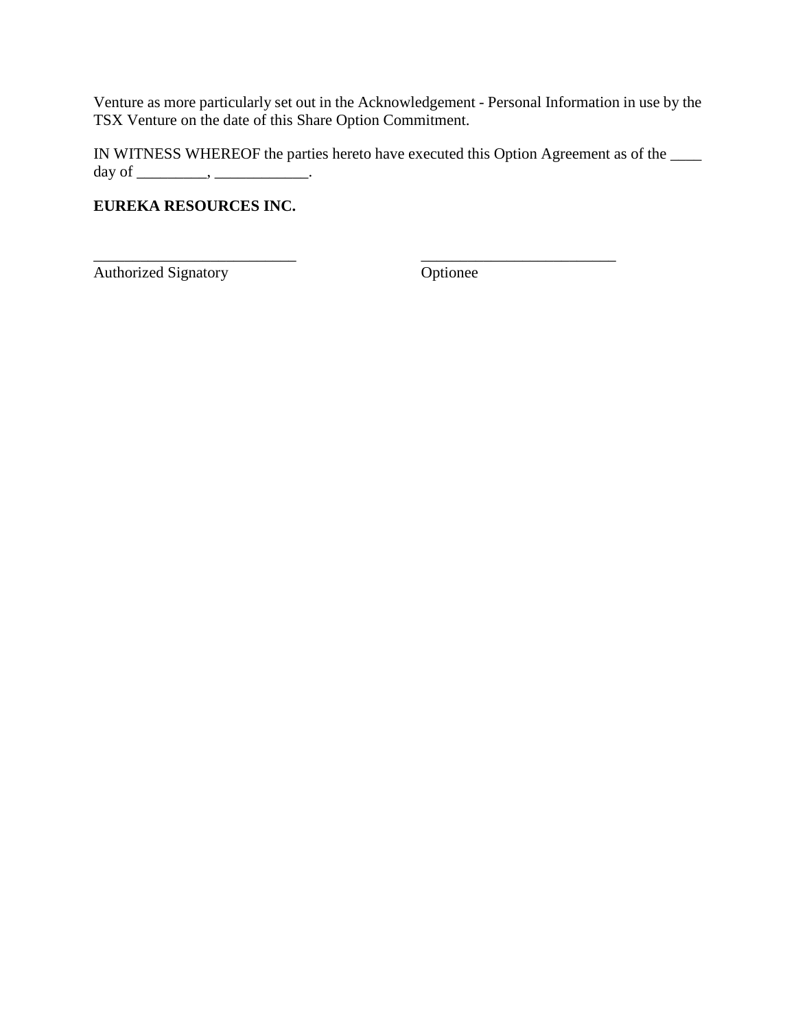Venture as more particularly set out in the Acknowledgement - Personal Information in use by the TSX Venture on the date of this Share Option Commitment.

IN WITNESS WHEREOF the parties hereto have executed this Option Agreement as of the ____ day of _________, ____________.

**EUREKA RESOURCES INC.**

| ___________________________ | ___________________________ |
|---|---|
| Authorized Signatory | Optionee |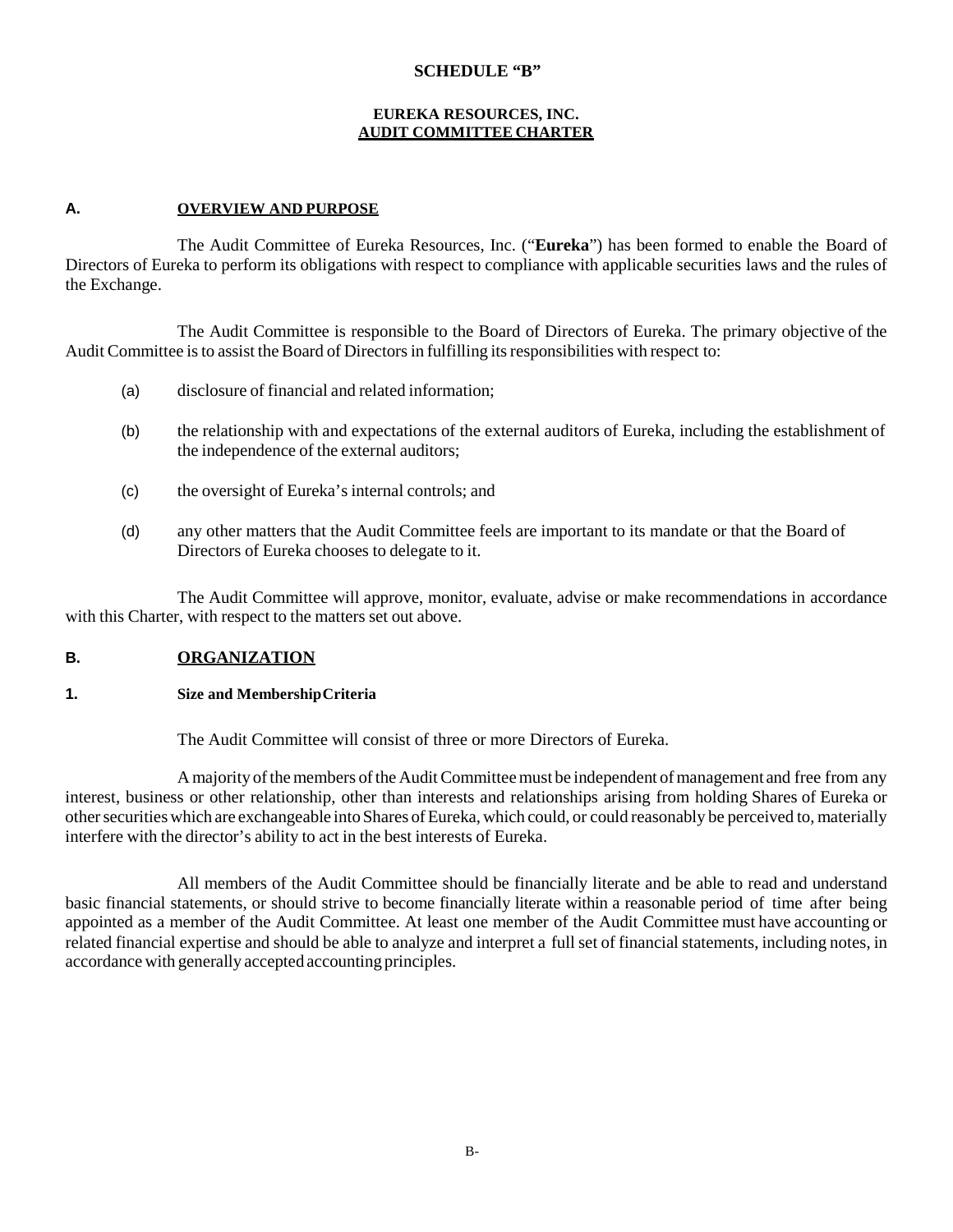**SCHEDULE "B"**

**EUREKA RESOURCES, INC.**
**AUDIT COMMITTEE CHARTER**

## A. OVERVIEW AND PURPOSE

The Audit Committee of Eureka Resources, Inc. ("**Eureka**") has been formed to enable the Board of Directors of Eureka to perform its obligations with respect to compliance with applicable securities laws and the rules of the Exchange.

The Audit Committee is responsible to the Board of Directors of Eureka. The primary objective of the Audit Committee is to assist the Board of Directors in fulfilling its responsibilities with respect to:

(a) disclosure of financial and related information;

(b) the relationship with and expectations of the external auditors of Eureka, including the establishment of the independence of the external auditors;

(c) the oversight of Eureka's internal controls; and

(d) any other matters that the Audit Committee feels are important to its mandate or that the Board of Directors of Eureka chooses to delegate to it.

The Audit Committee will approve, monitor, evaluate, advise or make recommendations in accordance with this Charter, with respect to the matters set out above.

## B. ORGANIZATION

### 1. Size and Membership Criteria

The Audit Committee will consist of three or more Directors of Eureka.

A majority of the members of the Audit Committee must be independent of management and free from any interest, business or other relationship, other than interests and relationships arising from holding Shares of Eureka or other securities which are exchangeable into Shares of Eureka, which could, or could reasonably be perceived to, materially interfere with the director's ability to act in the best interests of Eureka.

All members of the Audit Committee should be financially literate and be able to read and understand basic financial statements, or should strive to become financially literate within a reasonable period of time after being appointed as a member of the Audit Committee. At least one member of the Audit Committee must have accounting or related financial expertise and should be able to analyze and interpret a full set of financial statements, including notes, in accordance with generally accepted accounting principles.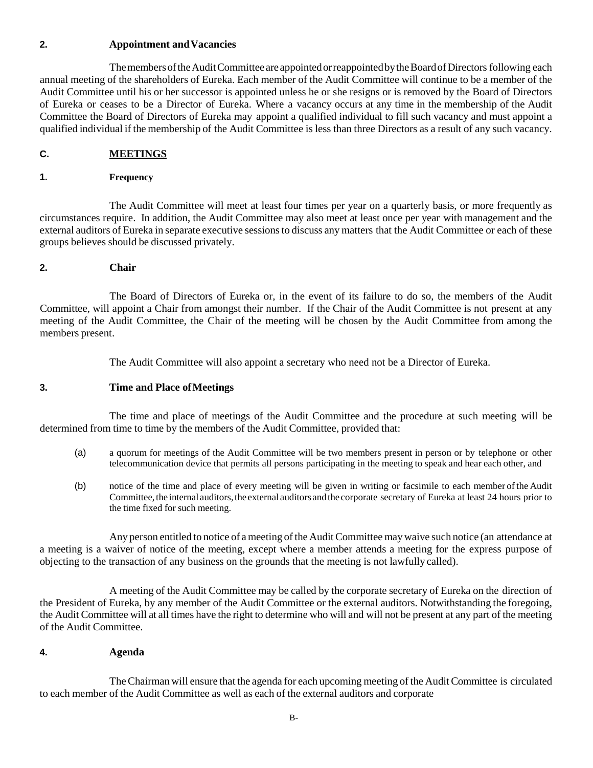### 2. Appointment and Vacancies

The members of the Audit Committee are appointed or reappointed by the Board of Directors following each annual meeting of the shareholders of Eureka. Each member of the Audit Committee will continue to be a member of the Audit Committee until his or her successor is appointed unless he or she resigns or is removed by the Board of Directors of Eureka or ceases to be a Director of Eureka. Where a vacancy occurs at any time in the membership of the Audit Committee the Board of Directors of Eureka may appoint a qualified individual to fill such vacancy and must appoint a qualified individual if the membership of the Audit Committee is less than three Directors as a result of any such vacancy.

## C. MEETINGS

### 1. Frequency

The Audit Committee will meet at least four times per year on a quarterly basis, or more frequently as circumstances require. In addition, the Audit Committee may also meet at least once per year with management and the external auditors of Eureka in separate executive sessions to discuss any matters that the Audit Committee or each of these groups believes should be discussed privately.

### 2. Chair

The Board of Directors of Eureka or, in the event of its failure to do so, the members of the Audit Committee, will appoint a Chair from amongst their number. If the Chair of the Audit Committee is not present at any meeting of the Audit Committee, the Chair of the meeting will be chosen by the Audit Committee from among the members present.

The Audit Committee will also appoint a secretary who need not be a Director of Eureka.

### 3. Time and Place of Meetings

The time and place of meetings of the Audit Committee and the procedure at such meeting will be determined from time to time by the members of the Audit Committee, provided that:

(a) a quorum for meetings of the Audit Committee will be two members present in person or by telephone or other telecommunication device that permits all persons participating in the meeting to speak and hear each other, and

(b) notice of the time and place of every meeting will be given in writing or facsimile to each member of the Audit Committee, the internal auditors, the external auditors and the corporate secretary of Eureka at least 24 hours prior to the time fixed for such meeting.

Any person entitled to notice of a meeting of the Audit Committee may waive such notice (an attendance at a meeting is a waiver of notice of the meeting, except where a member attends a meeting for the express purpose of objecting to the transaction of any business on the grounds that the meeting is not lawfully called).

A meeting of the Audit Committee may be called by the corporate secretary of Eureka on the direction of the President of Eureka, by any member of the Audit Committee or the external auditors. Notwithstanding the foregoing, the Audit Committee will at all times have the right to determine who will and will not be present at any part of the meeting of the Audit Committee.

### 4. Agenda

The Chairman will ensure that the agenda for each upcoming meeting of the Audit Committee is circulated to each member of the Audit Committee as well as each of the external auditors and corporate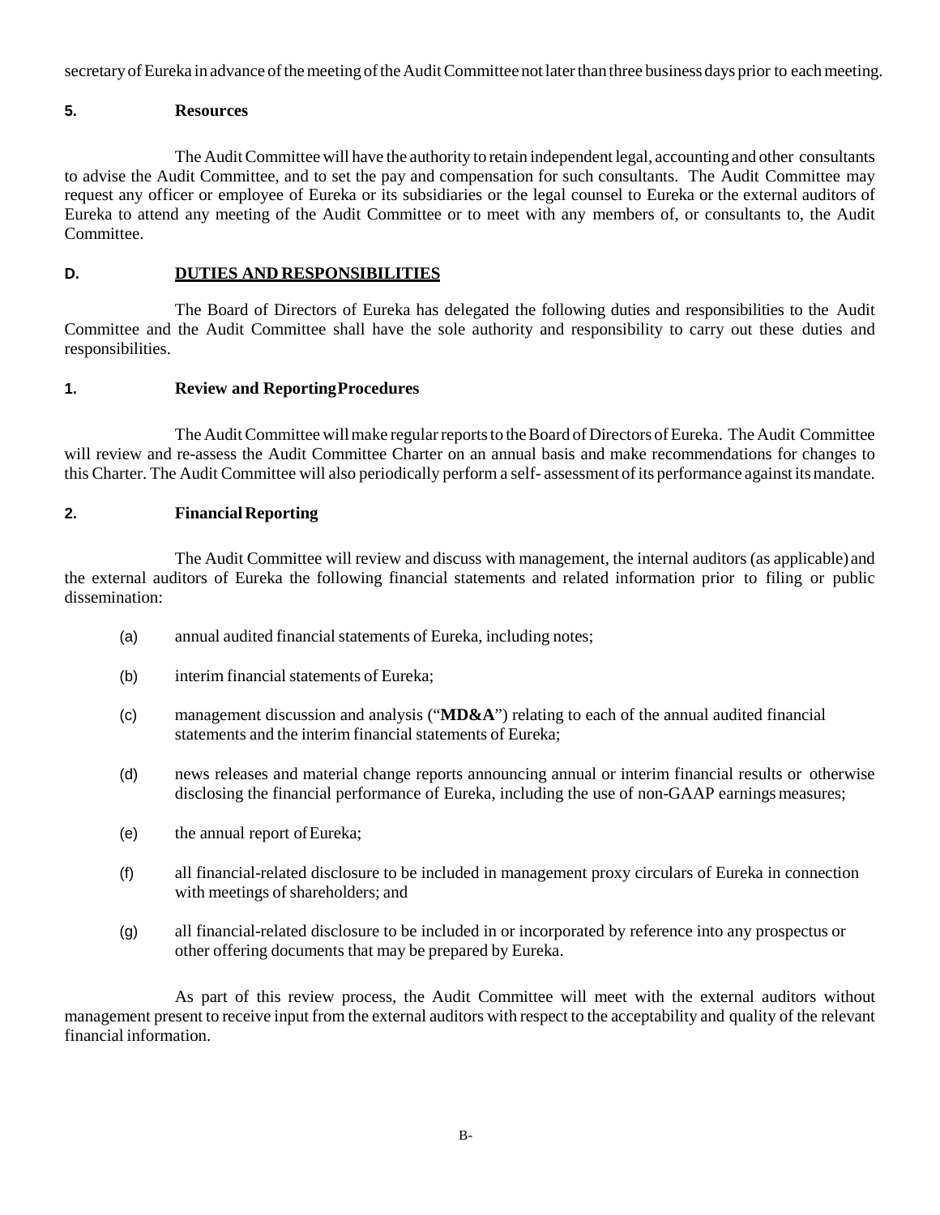secretary of Eureka in advance of the meeting of the Audit Committee not later than three business days prior to each meeting.

### 5. Resources

The Audit Committee will have the authority to retain independent legal, accounting and other consultants to advise the Audit Committee, and to set the pay and compensation for such consultants. The Audit Committee may request any officer or employee of Eureka or its subsidiaries or the legal counsel to Eureka or the external auditors of Eureka to attend any meeting of the Audit Committee or to meet with any members of, or consultants to, the Audit Committee.

## D. DUTIES AND RESPONSIBILITIES

The Board of Directors of Eureka has delegated the following duties and responsibilities to the Audit Committee and the Audit Committee shall have the sole authority and responsibility to carry out these duties and responsibilities.

### 1. Review and Reporting Procedures

The Audit Committee will make regular reports to the Board of Directors of Eureka. The Audit Committee will review and re-assess the Audit Committee Charter on an annual basis and make recommendations for changes to this Charter. The Audit Committee will also periodically perform a self- assessment of its performance against its mandate.

### 2. Financial Reporting

The Audit Committee will review and discuss with management, the internal auditors (as applicable) and the external auditors of Eureka the following financial statements and related information prior to filing or public dissemination:

(a) annual audited financial statements of Eureka, including notes;

(b) interim financial statements of Eureka;

(c) management discussion and analysis ("**MD&A**") relating to each of the annual audited financial statements and the interim financial statements of Eureka;

(d) news releases and material change reports announcing annual or interim financial results or otherwise disclosing the financial performance of Eureka, including the use of non-GAAP earnings measures;

(e) the annual report of Eureka;

(f) all financial-related disclosure to be included in management proxy circulars of Eureka in connection with meetings of shareholders; and

(g) all financial-related disclosure to be included in or incorporated by reference into any prospectus or other offering documents that may be prepared by Eureka.

As part of this review process, the Audit Committee will meet with the external auditors without management present to receive input from the external auditors with respect to the acceptability and quality of the relevant financial information.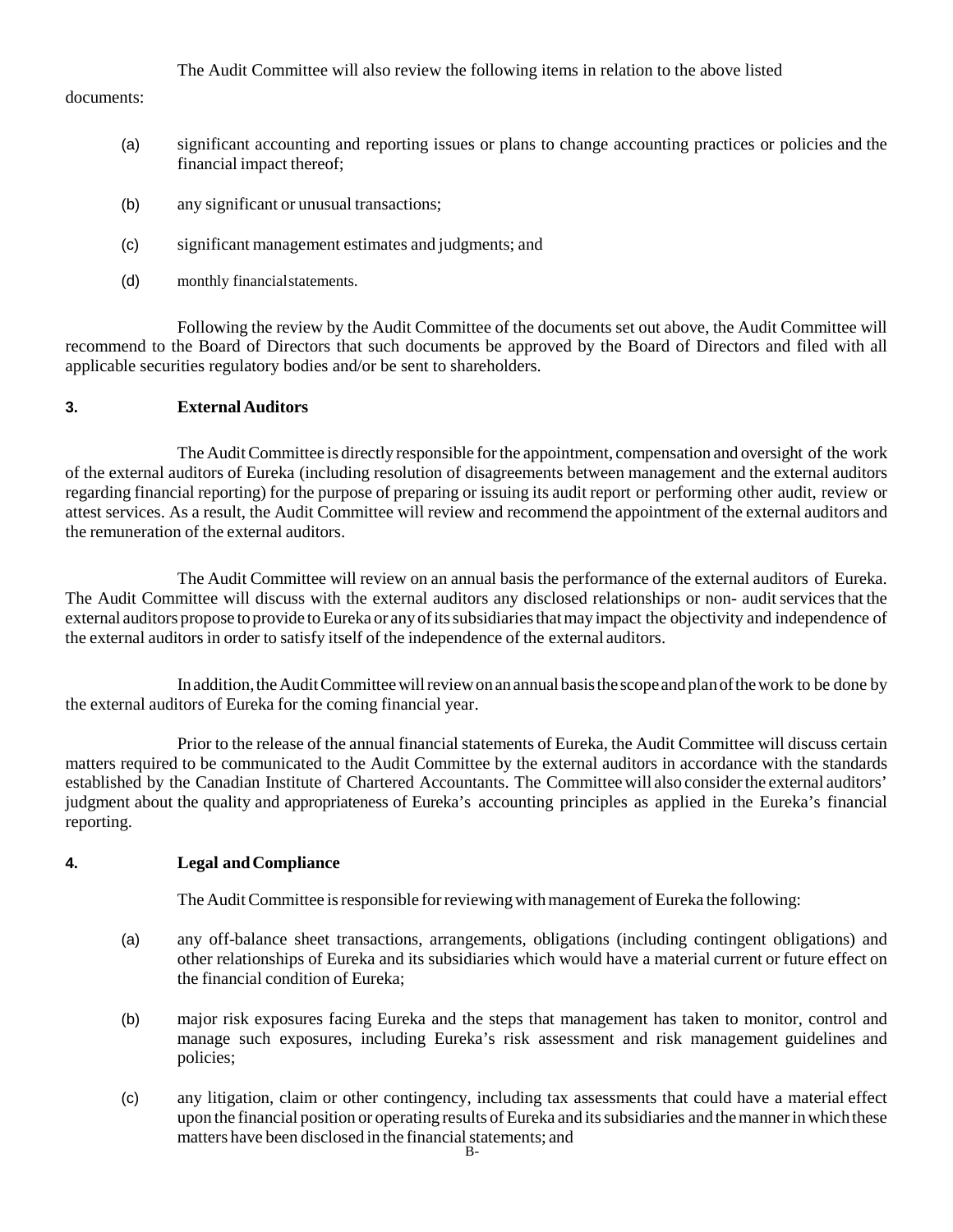The Audit Committee will also review the following items in relation to the above listed documents:

(a) significant accounting and reporting issues or plans to change accounting practices or policies and the financial impact thereof;

(b) any significant or unusual transactions;

(c) significant management estimates and judgments; and

(d) monthly financial statements.

Following the review by the Audit Committee of the documents set out above, the Audit Committee will recommend to the Board of Directors that such documents be approved by the Board of Directors and filed with all applicable securities regulatory bodies and/or be sent to shareholders.

## 3. External Auditors

The Audit Committee is directly responsible for the appointment, compensation and oversight of the work of the external auditors of Eureka (including resolution of disagreements between management and the external auditors regarding financial reporting) for the purpose of preparing or issuing its audit report or performing other audit, review or attest services. As a result, the Audit Committee will review and recommend the appointment of the external auditors and the remuneration of the external auditors.

The Audit Committee will review on an annual basis the performance of the external auditors of Eureka. The Audit Committee will discuss with the external auditors any disclosed relationships or non- audit services that the external auditors propose to provide to Eureka or any of its subsidiaries that may impact the objectivity and independence of the external auditors in order to satisfy itself of the independence of the external auditors.

In addition, the Audit Committee will review on an annual basis the scope and plan of the work to be done by the external auditors of Eureka for the coming financial year.

Prior to the release of the annual financial statements of Eureka, the Audit Committee will discuss certain matters required to be communicated to the Audit Committee by the external auditors in accordance with the standards established by the Canadian Institute of Chartered Accountants. The Committee will also consider the external auditors' judgment about the quality and appropriateness of Eureka's accounting principles as applied in the Eureka's financial reporting.

## 4. Legal and Compliance

The Audit Committee is responsible for reviewing with management of Eureka the following:

(a) any off-balance sheet transactions, arrangements, obligations (including contingent obligations) and other relationships of Eureka and its subsidiaries which would have a material current or future effect on the financial condition of Eureka;

(b) major risk exposures facing Eureka and the steps that management has taken to monitor, control and manage such exposures, including Eureka's risk assessment and risk management guidelines and policies;

(c) any litigation, claim or other contingency, including tax assessments that could have a material effect upon the financial position or operating results of Eureka and its subsidiaries and the manner in which these matters have been disclosed in the financial statements; and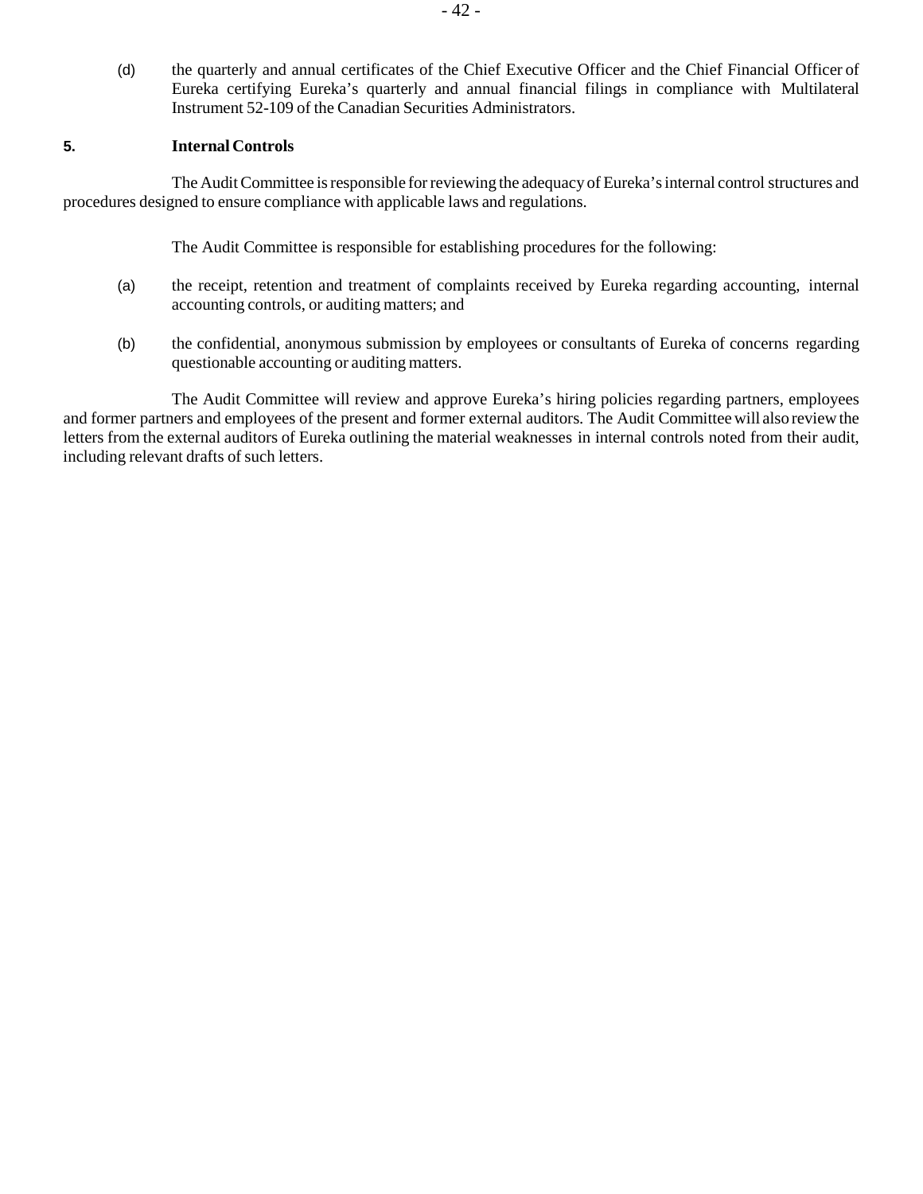(d) the quarterly and annual certificates of the Chief Executive Officer and the Chief Financial Officer of Eureka certifying Eureka's quarterly and annual financial filings in compliance with Multilateral Instrument 52-109 of the Canadian Securities Administrators.

**5. Internal Controls**

The Audit Committee is responsible for reviewing the adequacy of Eureka's internal control structures and procedures designed to ensure compliance with applicable laws and regulations.

The Audit Committee is responsible for establishing procedures for the following:

(a) the receipt, retention and treatment of complaints received by Eureka regarding accounting, internal accounting controls, or auditing matters; and

(b) the confidential, anonymous submission by employees or consultants of Eureka of concerns regarding questionable accounting or auditing matters.

The Audit Committee will review and approve Eureka's hiring policies regarding partners, employees and former partners and employees of the present and former external auditors. The Audit Committee will also review the letters from the external auditors of Eureka outlining the material weaknesses in internal controls noted from their audit, including relevant drafts of such letters.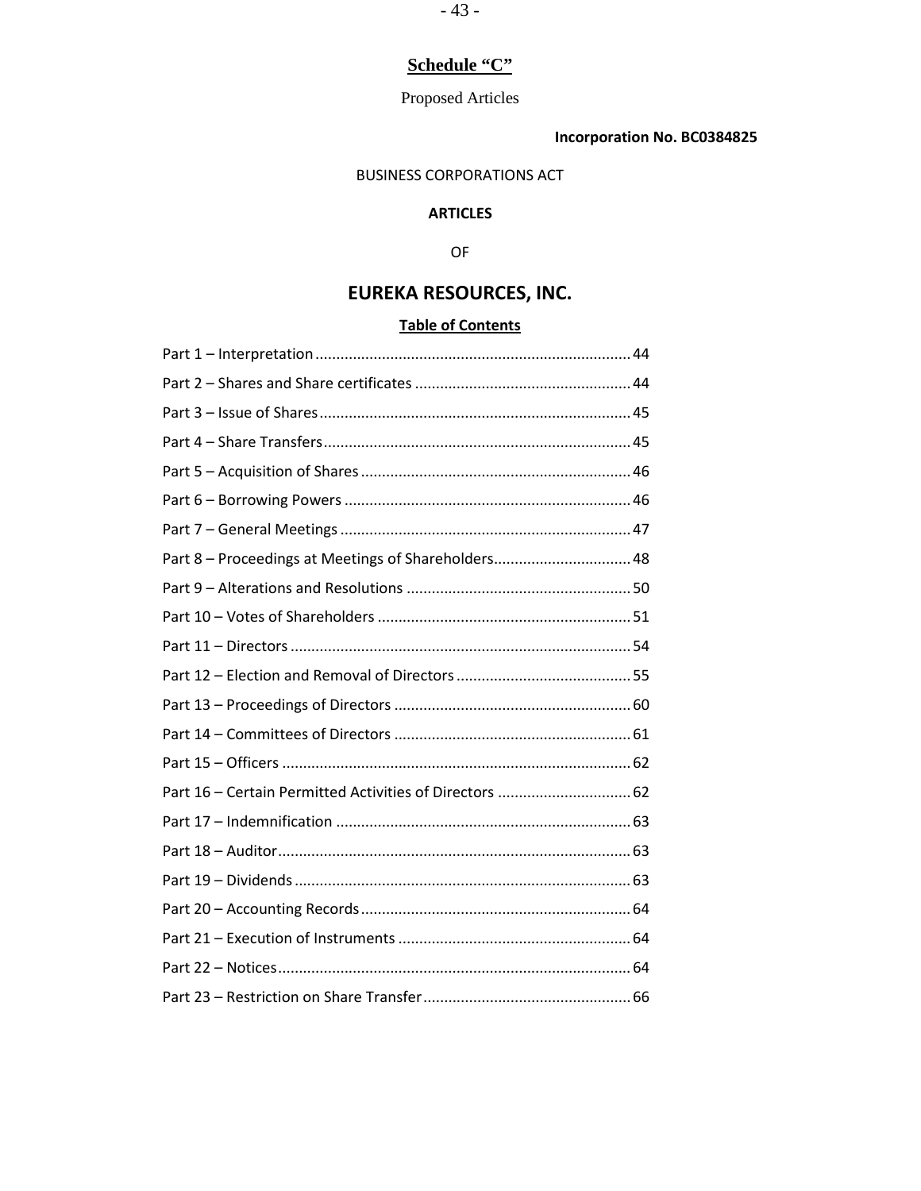## Schedule "C"

Proposed Articles

**Incorporation No. BC0384825**

BUSINESS CORPORATIONS ACT

**ARTICLES**

OF

# EUREKA RESOURCES, INC.

**Table of Contents**

| | |
|---|---|
| Part 1 – Interpretation | 44 |
| Part 2 – Shares and Share certificates | 44 |
| Part 3 – Issue of Shares | 45 |
| Part 4 – Share Transfers | 45 |
| Part 5 – Acquisition of Shares | 46 |
| Part 6 – Borrowing Powers | 46 |
| Part 7 – General Meetings | 47 |
| Part 8 – Proceedings at Meetings of Shareholders | 48 |
| Part 9 – Alterations and Resolutions | 50 |
| Part 10 – Votes of Shareholders | 51 |
| Part 11 – Directors | 54 |
| Part 12 – Election and Removal of Directors | 55 |
| Part 13 – Proceedings of Directors | 60 |
| Part 14 – Committees of Directors | 61 |
| Part 15 – Officers | 62 |
| Part 16 – Certain Permitted Activities of Directors | 62 |
| Part 17 – Indemnification | 63 |
| Part 18 – Auditor | 63 |
| Part 19 – Dividends | 63 |
| Part 20 – Accounting Records | 64 |
| Part 21 – Execution of Instruments | 64 |
| Part 22 – Notices | 64 |
| Part 23 – Restriction on Share Transfer | 66 |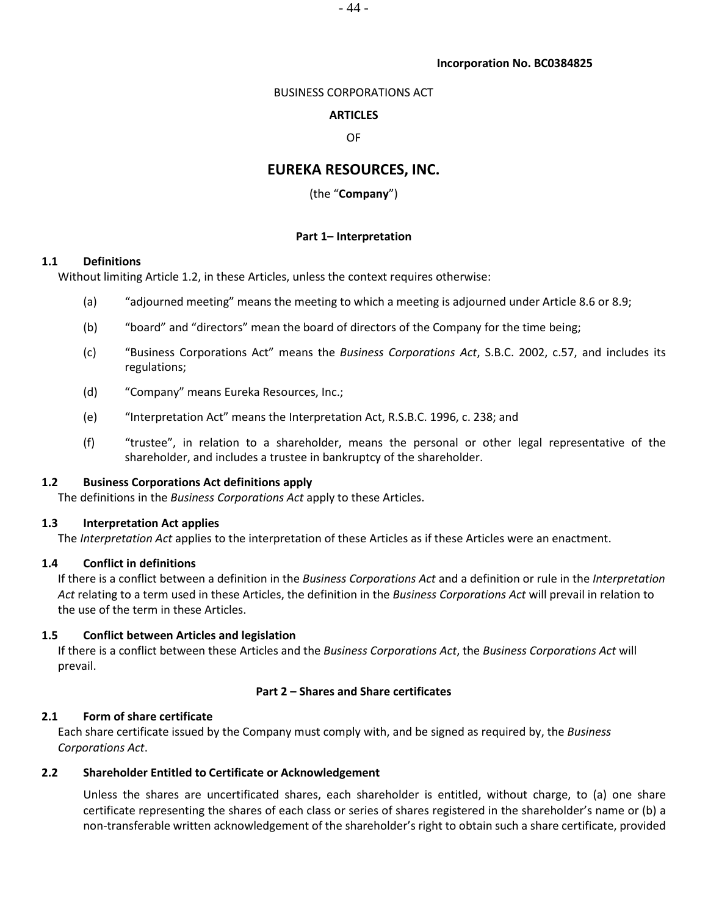**Incorporation No. BC0384825**

BUSINESS CORPORATIONS ACT

**ARTICLES**

OF

# EUREKA RESOURCES, INC.

(the "**Company**")

### Part 1– Interpretation

**1.1 Definitions**

Without limiting Article 1.2, in these Articles, unless the context requires otherwise:

(a) "adjourned meeting" means the meeting to which a meeting is adjourned under Article 8.6 or 8.9;

(b) "board" and "directors" mean the board of directors of the Company for the time being;

(c) "Business Corporations Act" means the *Business Corporations Act*, S.B.C. 2002, c.57, and includes its regulations;

(d) "Company" means Eureka Resources, Inc.;

(e) "Interpretation Act" means the Interpretation Act, R.S.B.C. 1996, c. 238; and

(f) "trustee", in relation to a shareholder, means the personal or other legal representative of the shareholder, and includes a trustee in bankruptcy of the shareholder.

**1.2 Business Corporations Act definitions apply**

The definitions in the *Business Corporations Act* apply to these Articles.

**1.3 Interpretation Act applies**

The *Interpretation Act* applies to the interpretation of these Articles as if these Articles were an enactment.

**1.4 Conflict in definitions**

If there is a conflict between a definition in the *Business Corporations Act* and a definition or rule in the *Interpretation Act* relating to a term used in these Articles, the definition in the *Business Corporations Act* will prevail in relation to the use of the term in these Articles.

**1.5 Conflict between Articles and legislation**

If there is a conflict between these Articles and the *Business Corporations Act*, the *Business Corporations Act* will prevail.

### Part 2 – Shares and Share certificates

**2.1 Form of share certificate**

Each share certificate issued by the Company must comply with, and be signed as required by, the *Business Corporations Act*.

**2.2 Shareholder Entitled to Certificate or Acknowledgement**

Unless the shares are uncertificated shares, each shareholder is entitled, without charge, to (a) one share certificate representing the shares of each class or series of shares registered in the shareholder's name or (b) a non-transferable written acknowledgement of the shareholder's right to obtain such a share certificate, provided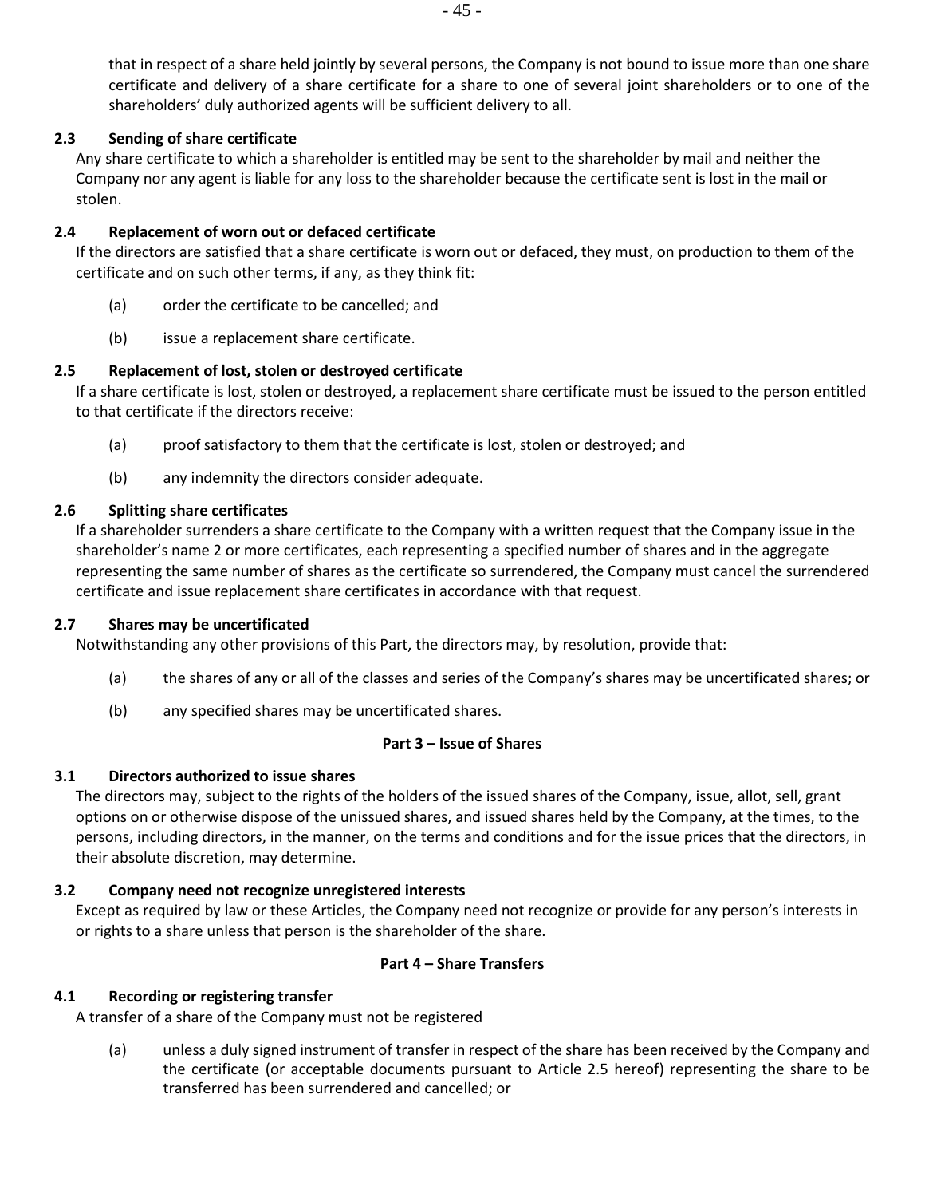that in respect of a share held jointly by several persons, the Company is not bound to issue more than one share certificate and delivery of a share certificate for a share to one of several joint shareholders or to one of the shareholders' duly authorized agents will be sufficient delivery to all.

**2.3 Sending of share certificate**

Any share certificate to which a shareholder is entitled may be sent to the shareholder by mail and neither the Company nor any agent is liable for any loss to the shareholder because the certificate sent is lost in the mail or stolen.

**2.4 Replacement of worn out or defaced certificate**

If the directors are satisfied that a share certificate is worn out or defaced, they must, on production to them of the certificate and on such other terms, if any, as they think fit:

(a) order the certificate to be cancelled; and

(b) issue a replacement share certificate.

**2.5 Replacement of lost, stolen or destroyed certificate**

If a share certificate is lost, stolen or destroyed, a replacement share certificate must be issued to the person entitled to that certificate if the directors receive:

(a) proof satisfactory to them that the certificate is lost, stolen or destroyed; and

(b) any indemnity the directors consider adequate.

**2.6 Splitting share certificates**

If a shareholder surrenders a share certificate to the Company with a written request that the Company issue in the shareholder's name 2 or more certificates, each representing a specified number of shares and in the aggregate representing the same number of shares as the certificate so surrendered, the Company must cancel the surrendered certificate and issue replacement share certificates in accordance with that request.

**2.7 Shares may be uncertificated**

Notwithstanding any other provisions of this Part, the directors may, by resolution, provide that:

(a) the shares of any or all of the classes and series of the Company's shares may be uncertificated shares; or

(b) any specified shares may be uncertificated shares.

## Part 3 – Issue of Shares

**3.1 Directors authorized to issue shares**

The directors may, subject to the rights of the holders of the issued shares of the Company, issue, allot, sell, grant options on or otherwise dispose of the unissued shares, and issued shares held by the Company, at the times, to the persons, including directors, in the manner, on the terms and conditions and for the issue prices that the directors, in their absolute discretion, may determine.

**3.2 Company need not recognize unregistered interests**

Except as required by law or these Articles, the Company need not recognize or provide for any person's interests in or rights to a share unless that person is the shareholder of the share.

## Part 4 – Share Transfers

**4.1 Recording or registering transfer**

A transfer of a share of the Company must not be registered

(a) unless a duly signed instrument of transfer in respect of the share has been received by the Company and the certificate (or acceptable documents pursuant to Article 2.5 hereof) representing the share to be transferred has been surrendered and cancelled; or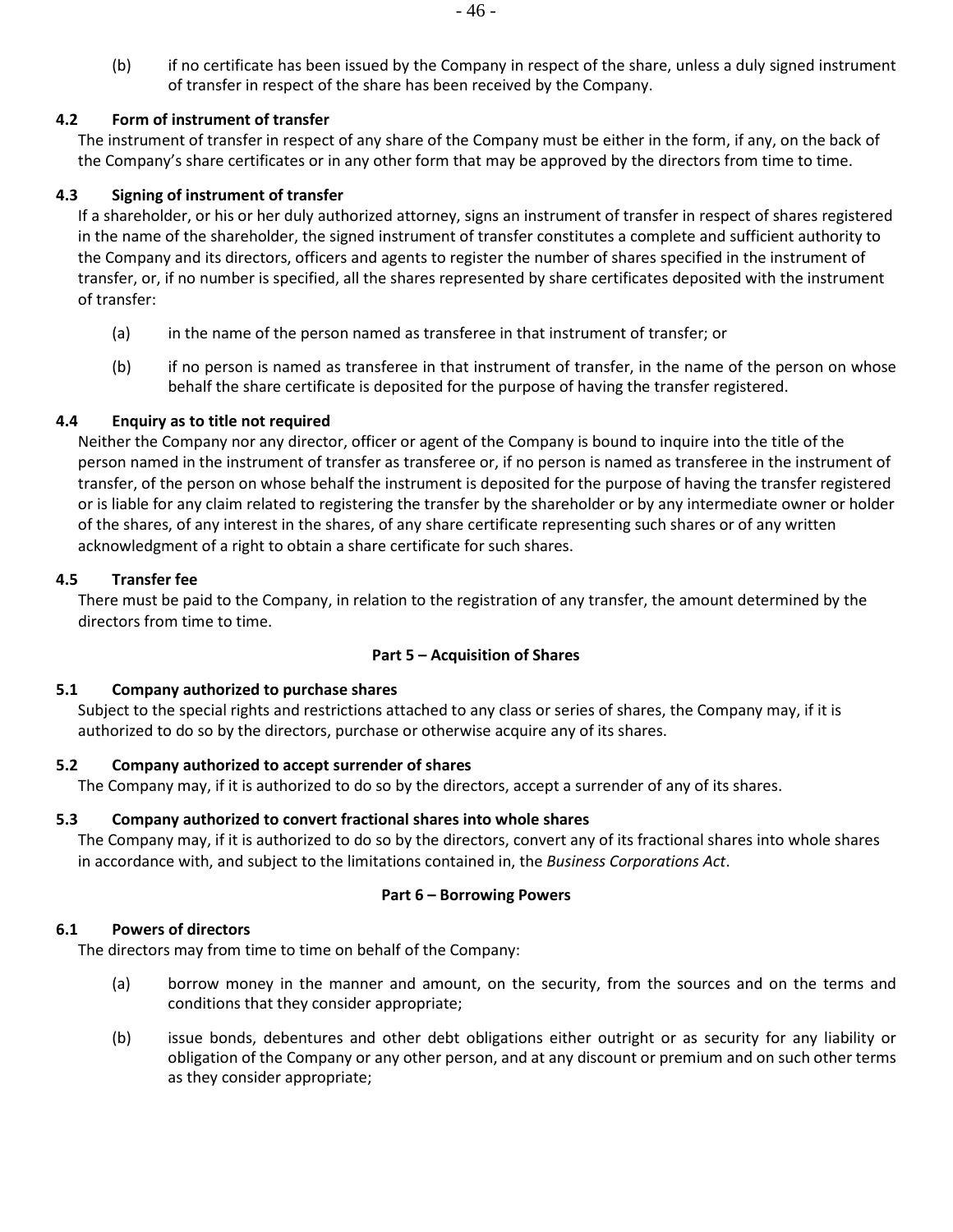(b) if no certificate has been issued by the Company in respect of the share, unless a duly signed instrument of transfer in respect of the share has been received by the Company.

**4.2 Form of instrument of transfer**

The instrument of transfer in respect of any share of the Company must be either in the form, if any, on the back of the Company's share certificates or in any other form that may be approved by the directors from time to time.

**4.3 Signing of instrument of transfer**

If a shareholder, or his or her duly authorized attorney, signs an instrument of transfer in respect of shares registered in the name of the shareholder, the signed instrument of transfer constitutes a complete and sufficient authority to the Company and its directors, officers and agents to register the number of shares specified in the instrument of transfer, or, if no number is specified, all the shares represented by share certificates deposited with the instrument of transfer:

(a) in the name of the person named as transferee in that instrument of transfer; or

(b) if no person is named as transferee in that instrument of transfer, in the name of the person on whose behalf the share certificate is deposited for the purpose of having the transfer registered.

**4.4 Enquiry as to title not required**

Neither the Company nor any director, officer or agent of the Company is bound to inquire into the title of the person named in the instrument of transfer as transferee or, if no person is named as transferee in the instrument of transfer, of the person on whose behalf the instrument is deposited for the purpose of having the transfer registered or is liable for any claim related to registering the transfer by the shareholder or by any intermediate owner or holder of the shares, of any interest in the shares, of any share certificate representing such shares or of any written acknowledgment of a right to obtain a share certificate for such shares.

**4.5 Transfer fee**

There must be paid to the Company, in relation to the registration of any transfer, the amount determined by the directors from time to time.

**Part 5 – Acquisition of Shares**

**5.1 Company authorized to purchase shares**

Subject to the special rights and restrictions attached to any class or series of shares, the Company may, if it is authorized to do so by the directors, purchase or otherwise acquire any of its shares.

**5.2 Company authorized to accept surrender of shares**

The Company may, if it is authorized to do so by the directors, accept a surrender of any of its shares.

**5.3 Company authorized to convert fractional shares into whole shares**

The Company may, if it is authorized to do so by the directors, convert any of its fractional shares into whole shares in accordance with, and subject to the limitations contained in, the *Business Corporations Act*.

**Part 6 – Borrowing Powers**

**6.1 Powers of directors**

The directors may from time to time on behalf of the Company:

(a) borrow money in the manner and amount, on the security, from the sources and on the terms and conditions that they consider appropriate;

(b) issue bonds, debentures and other debt obligations either outright or as security for any liability or obligation of the Company or any other person, and at any discount or premium and on such other terms as they consider appropriate;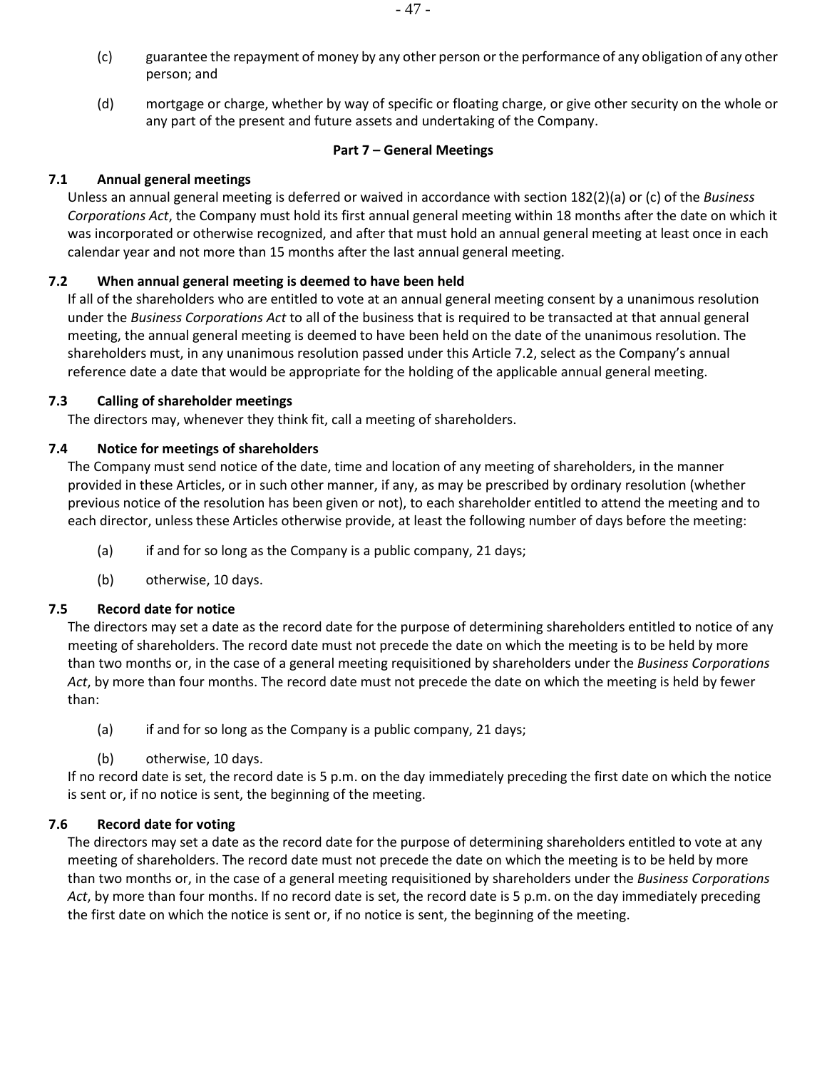(c) guarantee the repayment of money by any other person or the performance of any obligation of any other person; and

(d) mortgage or charge, whether by way of specific or floating charge, or give other security on the whole or any part of the present and future assets and undertaking of the Company.

## Part 7 – General Meetings

### 7.1 Annual general meetings

Unless an annual general meeting is deferred or waived in accordance with section 182(2)(a) or (c) of the *Business Corporations Act*, the Company must hold its first annual general meeting within 18 months after the date on which it was incorporated or otherwise recognized, and after that must hold an annual general meeting at least once in each calendar year and not more than 15 months after the last annual general meeting.

### 7.2 When annual general meeting is deemed to have been held

If all of the shareholders who are entitled to vote at an annual general meeting consent by a unanimous resolution under the *Business Corporations Act* to all of the business that is required to be transacted at that annual general meeting, the annual general meeting is deemed to have been held on the date of the unanimous resolution. The shareholders must, in any unanimous resolution passed under this Article 7.2, select as the Company's annual reference date a date that would be appropriate for the holding of the applicable annual general meeting.

### 7.3 Calling of shareholder meetings

The directors may, whenever they think fit, call a meeting of shareholders.

### 7.4 Notice for meetings of shareholders

The Company must send notice of the date, time and location of any meeting of shareholders, in the manner provided in these Articles, or in such other manner, if any, as may be prescribed by ordinary resolution (whether previous notice of the resolution has been given or not), to each shareholder entitled to attend the meeting and to each director, unless these Articles otherwise provide, at least the following number of days before the meeting:

(a) if and for so long as the Company is a public company, 21 days;

(b) otherwise, 10 days.

### 7.5 Record date for notice

The directors may set a date as the record date for the purpose of determining shareholders entitled to notice of any meeting of shareholders. The record date must not precede the date on which the meeting is to be held by more than two months or, in the case of a general meeting requisitioned by shareholders under the *Business Corporations Act*, by more than four months. The record date must not precede the date on which the meeting is held by fewer than:

(a) if and for so long as the Company is a public company, 21 days;

(b) otherwise, 10 days.

If no record date is set, the record date is 5 p.m. on the day immediately preceding the first date on which the notice is sent or, if no notice is sent, the beginning of the meeting.

### 7.6 Record date for voting

The directors may set a date as the record date for the purpose of determining shareholders entitled to vote at any meeting of shareholders. The record date must not precede the date on which the meeting is to be held by more than two months or, in the case of a general meeting requisitioned by shareholders under the *Business Corporations Act*, by more than four months. If no record date is set, the record date is 5 p.m. on the day immediately preceding the first date on which the notice is sent or, if no notice is sent, the beginning of the meeting.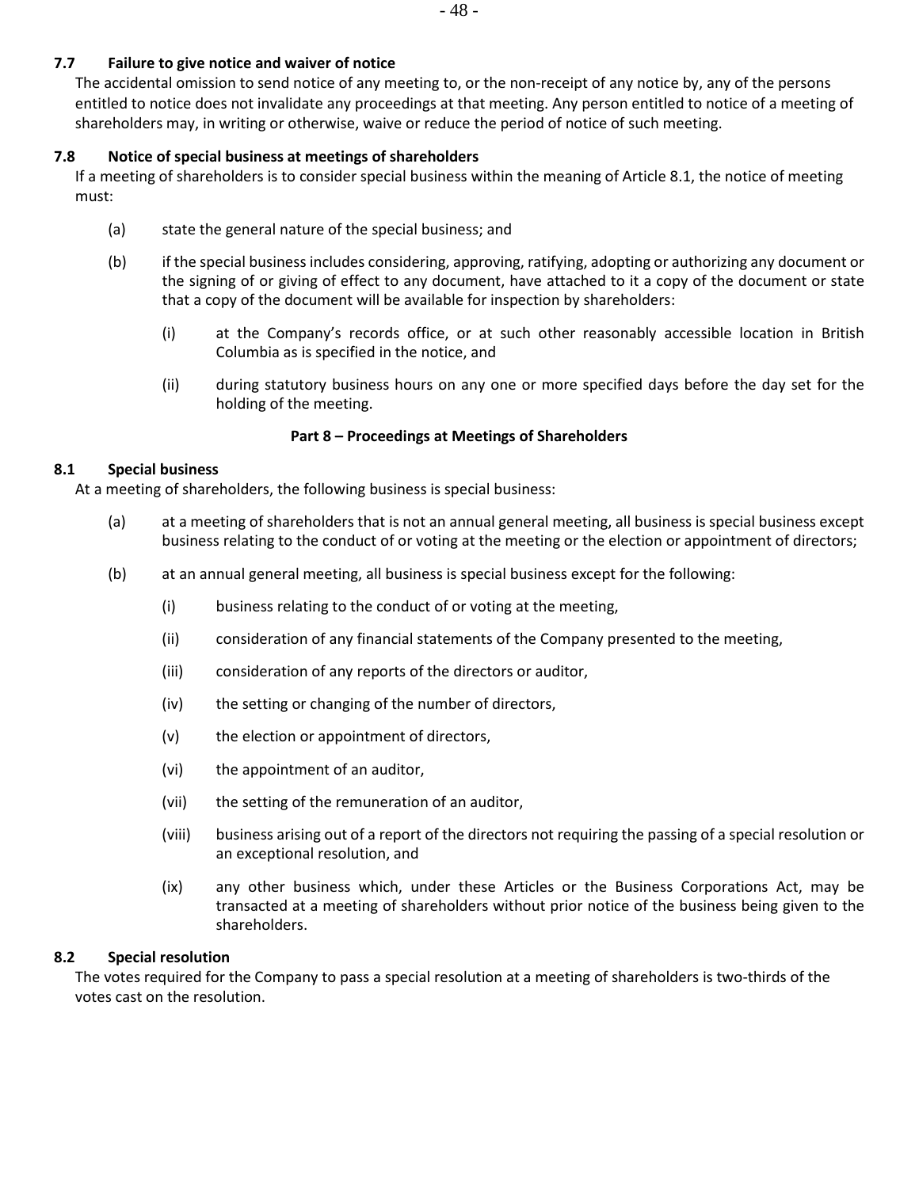### 7.7 Failure to give notice and waiver of notice

The accidental omission to send notice of any meeting to, or the non-receipt of any notice by, any of the persons entitled to notice does not invalidate any proceedings at that meeting. Any person entitled to notice of a meeting of shareholders may, in writing or otherwise, waive or reduce the period of notice of such meeting.

### 7.8 Notice of special business at meetings of shareholders

If a meeting of shareholders is to consider special business within the meaning of Article 8.1, the notice of meeting must:

(a) state the general nature of the special business; and

(b) if the special business includes considering, approving, ratifying, adopting or authorizing any document or the signing of or giving of effect to any document, have attached to it a copy of the document or state that a copy of the document will be available for inspection by shareholders:

  (i) at the Company's records office, or at such other reasonably accessible location in British Columbia as is specified in the notice, and

  (ii) during statutory business hours on any one or more specified days before the day set for the holding of the meeting.

## Part 8 – Proceedings at Meetings of Shareholders

### 8.1 Special business

At a meeting of shareholders, the following business is special business:

(a) at a meeting of shareholders that is not an annual general meeting, all business is special business except business relating to the conduct of or voting at the meeting or the election or appointment of directors;

(b) at an annual general meeting, all business is special business except for the following:

  (i) business relating to the conduct of or voting at the meeting,

  (ii) consideration of any financial statements of the Company presented to the meeting,

  (iii) consideration of any reports of the directors or auditor,

  (iv) the setting or changing of the number of directors,

  (v) the election or appointment of directors,

  (vi) the appointment of an auditor,

  (vii) the setting of the remuneration of an auditor,

  (viii) business arising out of a report of the directors not requiring the passing of a special resolution or an exceptional resolution, and

  (ix) any other business which, under these Articles or the Business Corporations Act, may be transacted at a meeting of shareholders without prior notice of the business being given to the shareholders.

### 8.2 Special resolution

The votes required for the Company to pass a special resolution at a meeting of shareholders is two-thirds of the votes cast on the resolution.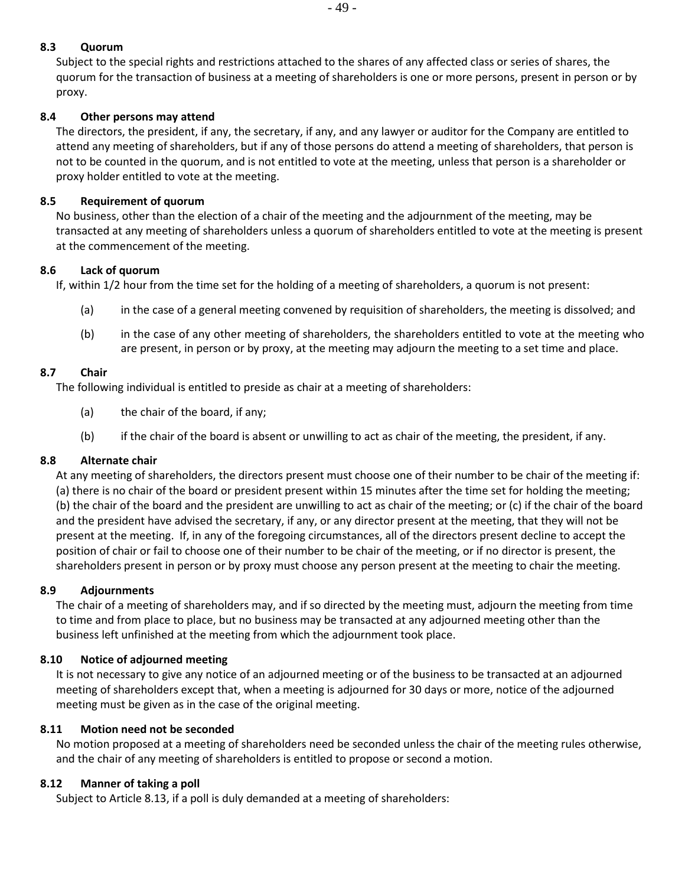### 8.3 Quorum

Subject to the special rights and restrictions attached to the shares of any affected class or series of shares, the quorum for the transaction of business at a meeting of shareholders is one or more persons, present in person or by proxy.

### 8.4 Other persons may attend

The directors, the president, if any, the secretary, if any, and any lawyer or auditor for the Company are entitled to attend any meeting of shareholders, but if any of those persons do attend a meeting of shareholders, that person is not to be counted in the quorum, and is not entitled to vote at the meeting, unless that person is a shareholder or proxy holder entitled to vote at the meeting.

### 8.5 Requirement of quorum

No business, other than the election of a chair of the meeting and the adjournment of the meeting, may be transacted at any meeting of shareholders unless a quorum of shareholders entitled to vote at the meeting is present at the commencement of the meeting.

### 8.6 Lack of quorum

If, within 1/2 hour from the time set for the holding of a meeting of shareholders, a quorum is not present:

(a) in the case of a general meeting convened by requisition of shareholders, the meeting is dissolved; and

(b) in the case of any other meeting of shareholders, the shareholders entitled to vote at the meeting who are present, in person or by proxy, at the meeting may adjourn the meeting to a set time and place.

### 8.7 Chair

The following individual is entitled to preside as chair at a meeting of shareholders:

(a) the chair of the board, if any;

(b) if the chair of the board is absent or unwilling to act as chair of the meeting, the president, if any.

### 8.8 Alternate chair

At any meeting of shareholders, the directors present must choose one of their number to be chair of the meeting if: (a) there is no chair of the board or president present within 15 minutes after the time set for holding the meeting; (b) the chair of the board and the president are unwilling to act as chair of the meeting; or (c) if the chair of the board and the president have advised the secretary, if any, or any director present at the meeting, that they will not be present at the meeting. If, in any of the foregoing circumstances, all of the directors present decline to accept the position of chair or fail to choose one of their number to be chair of the meeting, or if no director is present, the shareholders present in person or by proxy must choose any person present at the meeting to chair the meeting.

### 8.9 Adjournments

The chair of a meeting of shareholders may, and if so directed by the meeting must, adjourn the meeting from time to time and from place to place, but no business may be transacted at any adjourned meeting other than the business left unfinished at the meeting from which the adjournment took place.

### 8.10 Notice of adjourned meeting

It is not necessary to give any notice of an adjourned meeting or of the business to be transacted at an adjourned meeting of shareholders except that, when a meeting is adjourned for 30 days or more, notice of the adjourned meeting must be given as in the case of the original meeting.

### 8.11 Motion need not be seconded

No motion proposed at a meeting of shareholders need be seconded unless the chair of the meeting rules otherwise, and the chair of any meeting of shareholders is entitled to propose or second a motion.

### 8.12 Manner of taking a poll

Subject to Article 8.13, if a poll is duly demanded at a meeting of shareholders: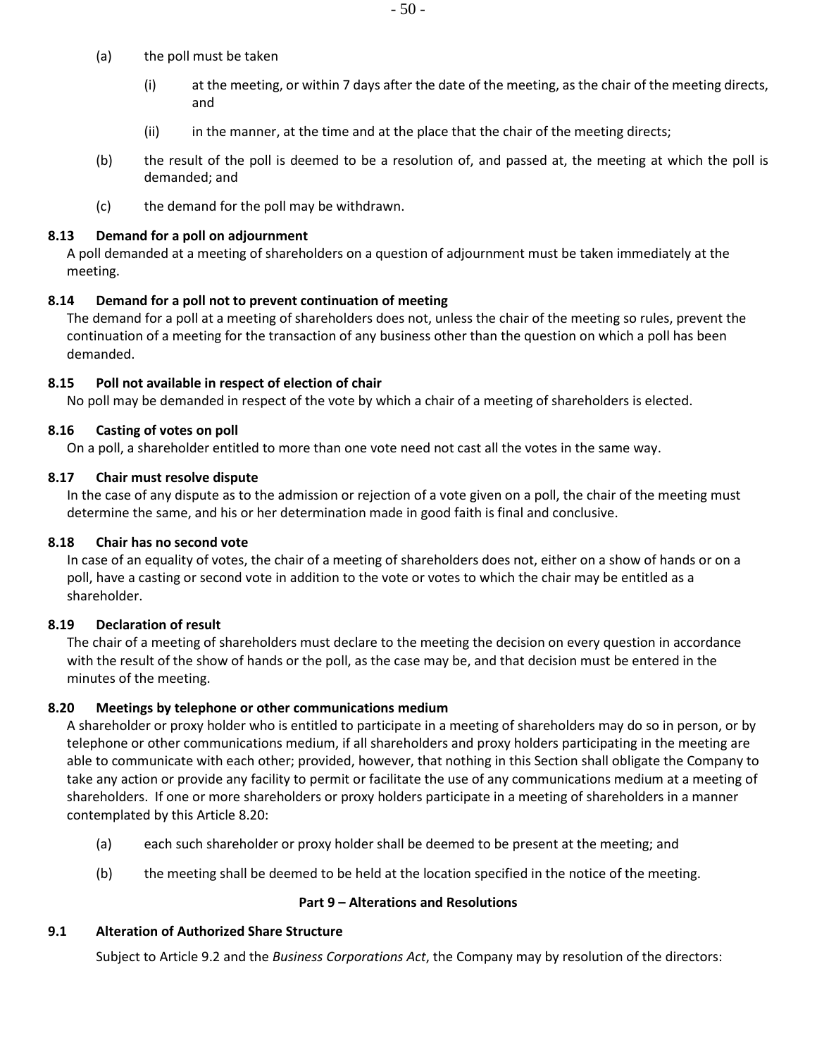(a) the poll must be taken

  (i) at the meeting, or within 7 days after the date of the meeting, as the chair of the meeting directs, and

  (ii) in the manner, at the time and at the place that the chair of the meeting directs;

(b) the result of the poll is deemed to be a resolution of, and passed at, the meeting at which the poll is demanded; and

(c) the demand for the poll may be withdrawn.

**8.13 Demand for a poll on adjournment**

A poll demanded at a meeting of shareholders on a question of adjournment must be taken immediately at the meeting.

**8.14 Demand for a poll not to prevent continuation of meeting**

The demand for a poll at a meeting of shareholders does not, unless the chair of the meeting so rules, prevent the continuation of a meeting for the transaction of any business other than the question on which a poll has been demanded.

**8.15 Poll not available in respect of election of chair**

No poll may be demanded in respect of the vote by which a chair of a meeting of shareholders is elected.

**8.16 Casting of votes on poll**

On a poll, a shareholder entitled to more than one vote need not cast all the votes in the same way.

**8.17 Chair must resolve dispute**

In the case of any dispute as to the admission or rejection of a vote given on a poll, the chair of the meeting must determine the same, and his or her determination made in good faith is final and conclusive.

**8.18 Chair has no second vote**

In case of an equality of votes, the chair of a meeting of shareholders does not, either on a show of hands or on a poll, have a casting or second vote in addition to the vote or votes to which the chair may be entitled as a shareholder.

**8.19 Declaration of result**

The chair of a meeting of shareholders must declare to the meeting the decision on every question in accordance with the result of the show of hands or the poll, as the case may be, and that decision must be entered in the minutes of the meeting.

**8.20 Meetings by telephone or other communications medium**

A shareholder or proxy holder who is entitled to participate in a meeting of shareholders may do so in person, or by telephone or other communications medium, if all shareholders and proxy holders participating in the meeting are able to communicate with each other; provided, however, that nothing in this Section shall obligate the Company to take any action or provide any facility to permit or facilitate the use of any communications medium at a meeting of shareholders. If one or more shareholders or proxy holders participate in a meeting of shareholders in a manner contemplated by this Article 8.20:

(a) each such shareholder or proxy holder shall be deemed to be present at the meeting; and

(b) the meeting shall be deemed to be held at the location specified in the notice of the meeting.

## Part 9 – Alterations and Resolutions

**9.1 Alteration of Authorized Share Structure**

Subject to Article 9.2 and the *Business Corporations Act*, the Company may by resolution of the directors: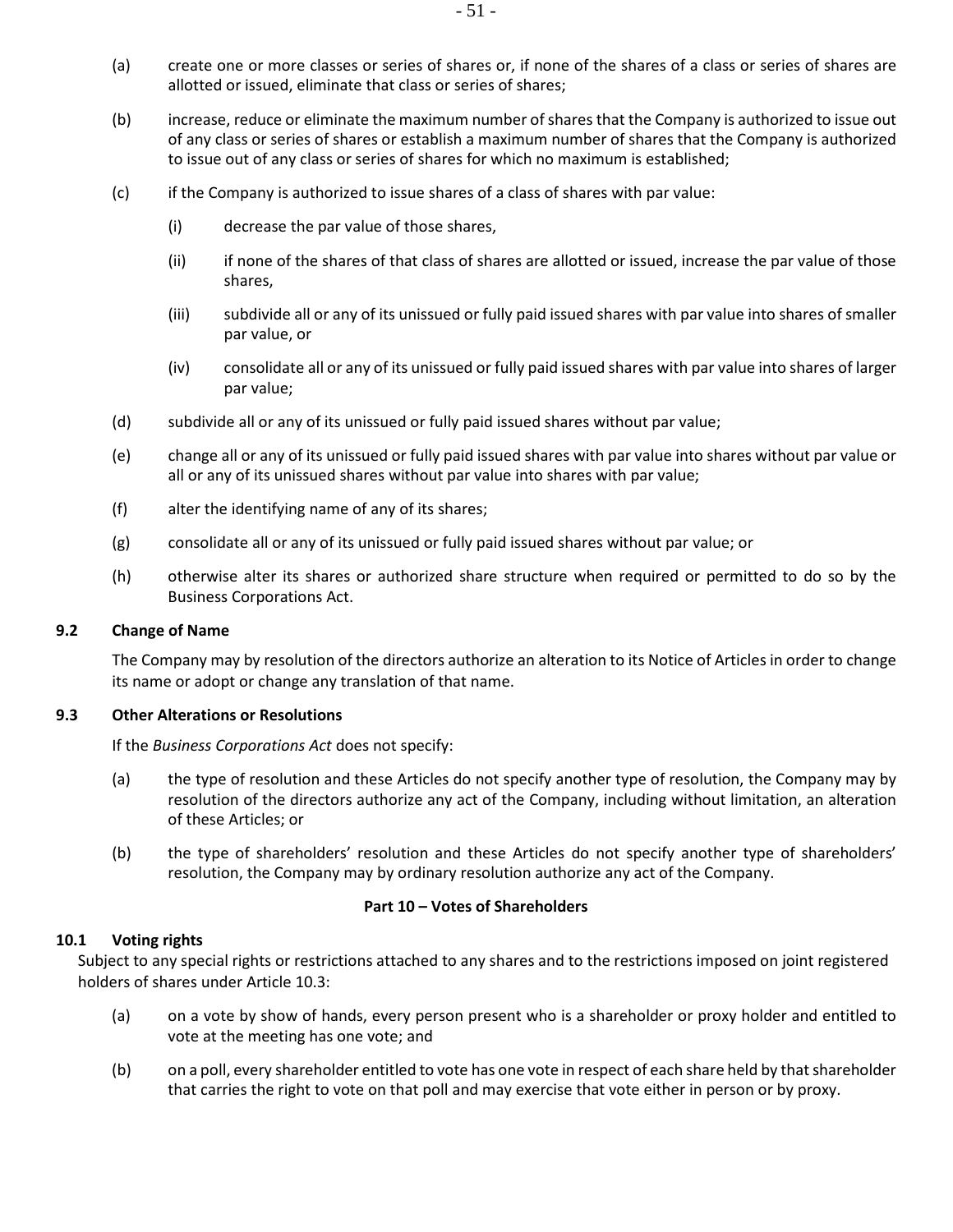(a) create one or more classes or series of shares or, if none of the shares of a class or series of shares are allotted or issued, eliminate that class or series of shares;

(b) increase, reduce or eliminate the maximum number of shares that the Company is authorized to issue out of any class or series of shares or establish a maximum number of shares that the Company is authorized to issue out of any class or series of shares for which no maximum is established;

(c) if the Company is authorized to issue shares of a class of shares with par value:

  (i) decrease the par value of those shares,

  (ii) if none of the shares of that class of shares are allotted or issued, increase the par value of those shares,

  (iii) subdivide all or any of its unissued or fully paid issued shares with par value into shares of smaller par value, or

  (iv) consolidate all or any of its unissued or fully paid issued shares with par value into shares of larger par value;

(d) subdivide all or any of its unissued or fully paid issued shares without par value;

(e) change all or any of its unissued or fully paid issued shares with par value into shares without par value or all or any of its unissued shares without par value into shares with par value;

(f) alter the identifying name of any of its shares;

(g) consolidate all or any of its unissued or fully paid issued shares without par value; or

(h) otherwise alter its shares or authorized share structure when required or permitted to do so by the Business Corporations Act.

### 9.2 Change of Name

The Company may by resolution of the directors authorize an alteration to its Notice of Articles in order to change its name or adopt or change any translation of that name.

### 9.3 Other Alterations or Resolutions

If the *Business Corporations Act* does not specify:

(a) the type of resolution and these Articles do not specify another type of resolution, the Company may by resolution of the directors authorize any act of the Company, including without limitation, an alteration of these Articles; or

(b) the type of shareholders' resolution and these Articles do not specify another type of shareholders' resolution, the Company may by ordinary resolution authorize any act of the Company.

## Part 10 – Votes of Shareholders

### 10.1 Voting rights

Subject to any special rights or restrictions attached to any shares and to the restrictions imposed on joint registered holders of shares under Article 10.3:

(a) on a vote by show of hands, every person present who is a shareholder or proxy holder and entitled to vote at the meeting has one vote; and

(b) on a poll, every shareholder entitled to vote has one vote in respect of each share held by that shareholder that carries the right to vote on that poll and may exercise that vote either in person or by proxy.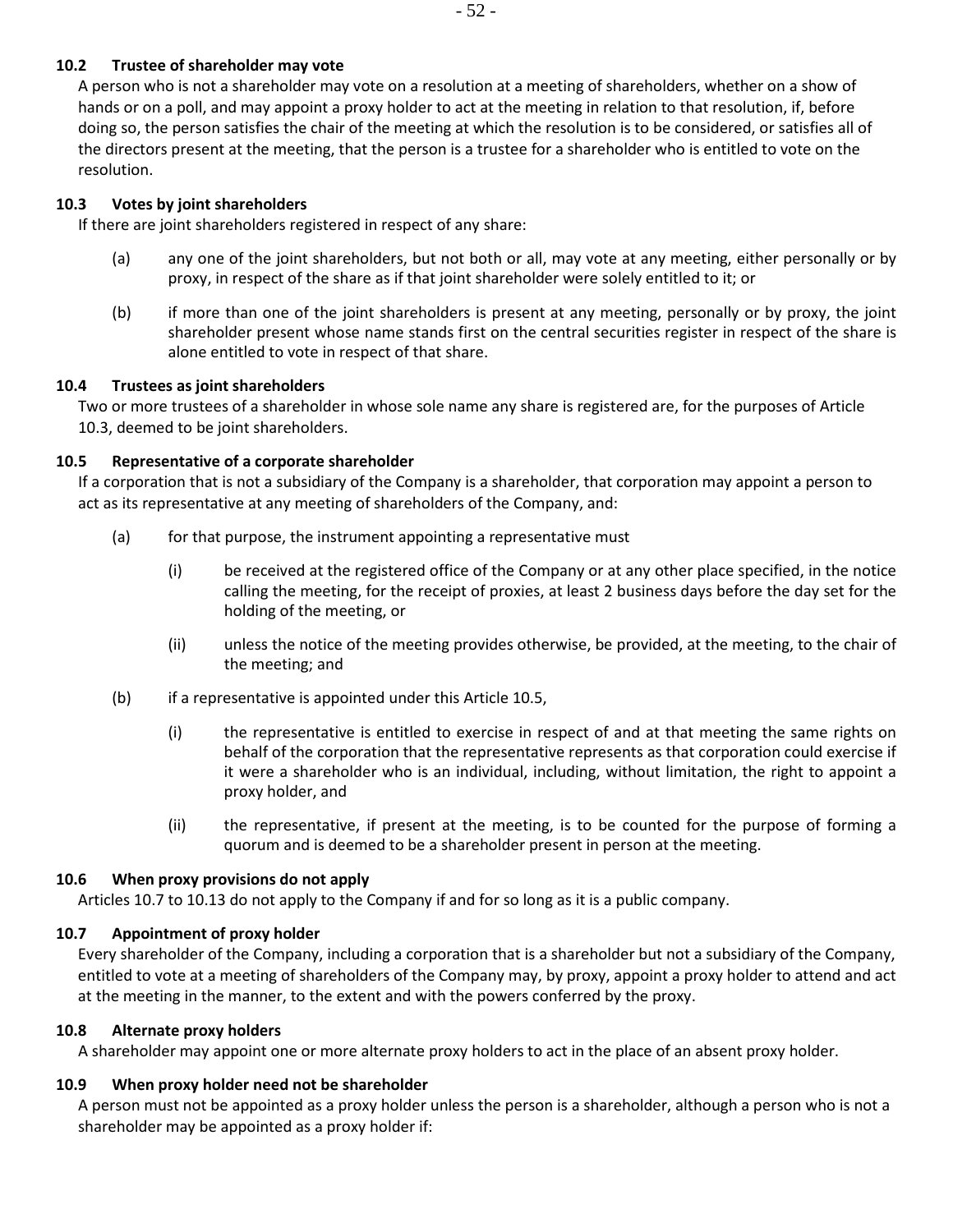### 10.2 Trustee of shareholder may vote

A person who is not a shareholder may vote on a resolution at a meeting of shareholders, whether on a show of hands or on a poll, and may appoint a proxy holder to act at the meeting in relation to that resolution, if, before doing so, the person satisfies the chair of the meeting at which the resolution is to be considered, or satisfies all of the directors present at the meeting, that the person is a trustee for a shareholder who is entitled to vote on the resolution.

### 10.3 Votes by joint shareholders

If there are joint shareholders registered in respect of any share:

(a) any one of the joint shareholders, but not both or all, may vote at any meeting, either personally or by proxy, in respect of the share as if that joint shareholder were solely entitled to it; or

(b) if more than one of the joint shareholders is present at any meeting, personally or by proxy, the joint shareholder present whose name stands first on the central securities register in respect of the share is alone entitled to vote in respect of that share.

### 10.4 Trustees as joint shareholders

Two or more trustees of a shareholder in whose sole name any share is registered are, for the purposes of Article 10.3, deemed to be joint shareholders.

### 10.5 Representative of a corporate shareholder

If a corporation that is not a subsidiary of the Company is a shareholder, that corporation may appoint a person to act as its representative at any meeting of shareholders of the Company, and:

(a) for that purpose, the instrument appointing a representative must

(i) be received at the registered office of the Company or at any other place specified, in the notice calling the meeting, for the receipt of proxies, at least 2 business days before the day set for the holding of the meeting, or

(ii) unless the notice of the meeting provides otherwise, be provided, at the meeting, to the chair of the meeting; and

(b) if a representative is appointed under this Article 10.5,

(i) the representative is entitled to exercise in respect of and at that meeting the same rights on behalf of the corporation that the representative represents as that corporation could exercise if it were a shareholder who is an individual, including, without limitation, the right to appoint a proxy holder, and

(ii) the representative, if present at the meeting, is to be counted for the purpose of forming a quorum and is deemed to be a shareholder present in person at the meeting.

### 10.6 When proxy provisions do not apply

Articles 10.7 to 10.13 do not apply to the Company if and for so long as it is a public company.

### 10.7 Appointment of proxy holder

Every shareholder of the Company, including a corporation that is a shareholder but not a subsidiary of the Company, entitled to vote at a meeting of shareholders of the Company may, by proxy, appoint a proxy holder to attend and act at the meeting in the manner, to the extent and with the powers conferred by the proxy.

### 10.8 Alternate proxy holders

A shareholder may appoint one or more alternate proxy holders to act in the place of an absent proxy holder.

### 10.9 When proxy holder need not be shareholder

A person must not be appointed as a proxy holder unless the person is a shareholder, although a person who is not a shareholder may be appointed as a proxy holder if: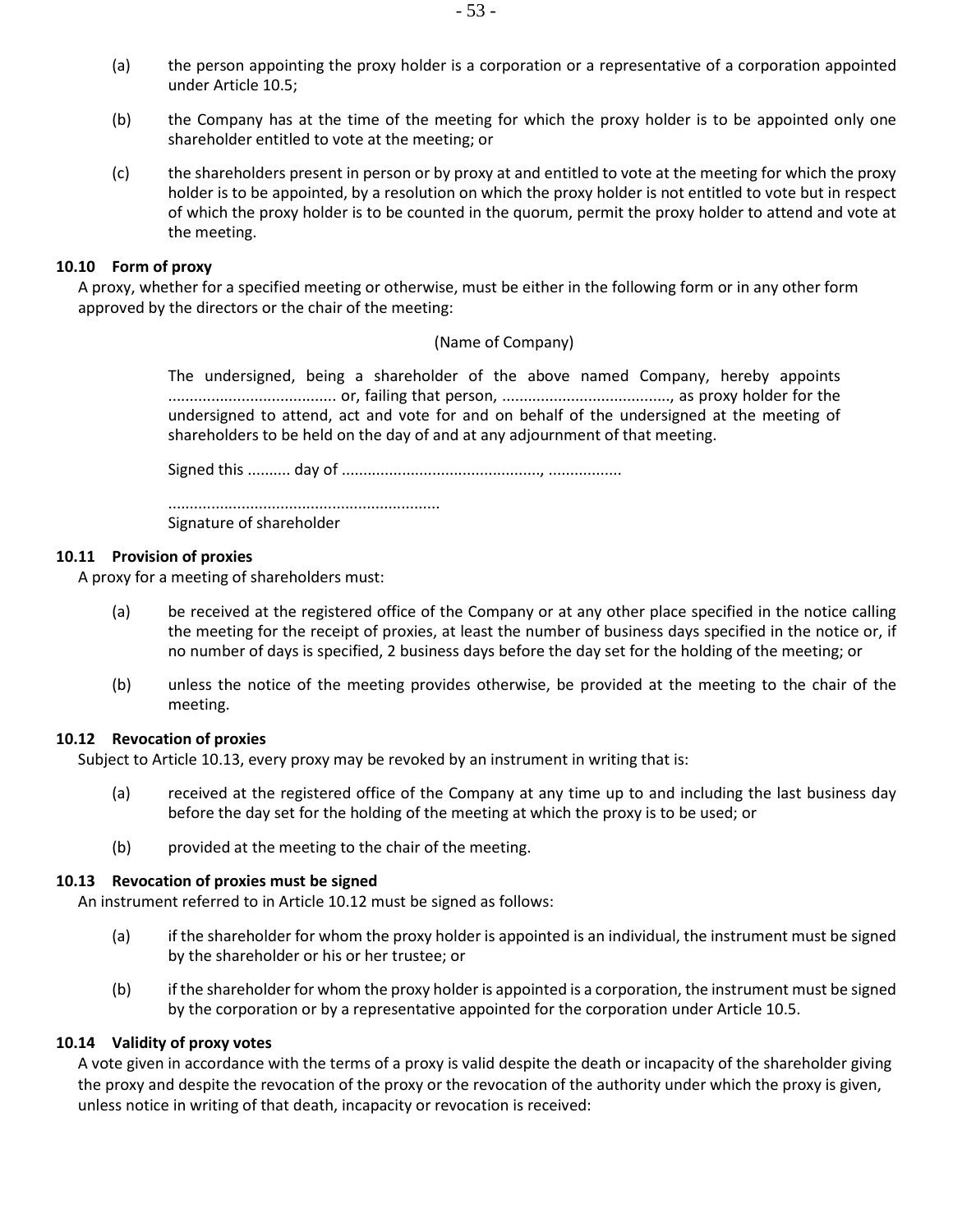(a) the person appointing the proxy holder is a corporation or a representative of a corporation appointed under Article 10.5;

(b) the Company has at the time of the meeting for which the proxy holder is to be appointed only one shareholder entitled to vote at the meeting; or

(c) the shareholders present in person or by proxy at and entitled to vote at the meeting for which the proxy holder is to be appointed, by a resolution on which the proxy holder is not entitled to vote but in respect of which the proxy holder is to be counted in the quorum, permit the proxy holder to attend and vote at the meeting.

### 10.10 Form of proxy

A proxy, whether for a specified meeting or otherwise, must be either in the following form or in any other form approved by the directors or the chair of the meeting:

(Name of Company)

> The undersigned, being a shareholder of the above named Company, hereby appoints ...................................... or, failing that person, ......................................, as proxy holder for the undersigned to attend, act and vote for and on behalf of the undersigned at the meeting of shareholders to be held on the day of and at any adjournment of that meeting.
>
> Signed this .......... day of ..............................................., .................
>
> ..............................................................
> Signature of shareholder

### 10.11 Provision of proxies

A proxy for a meeting of shareholders must:

(a) be received at the registered office of the Company or at any other place specified in the notice calling the meeting for the receipt of proxies, at least the number of business days specified in the notice or, if no number of days is specified, 2 business days before the day set for the holding of the meeting; or

(b) unless the notice of the meeting provides otherwise, be provided at the meeting to the chair of the meeting.

### 10.12 Revocation of proxies

Subject to Article 10.13, every proxy may be revoked by an instrument in writing that is:

(a) received at the registered office of the Company at any time up to and including the last business day before the day set for the holding of the meeting at which the proxy is to be used; or

(b) provided at the meeting to the chair of the meeting.

### 10.13 Revocation of proxies must be signed

An instrument referred to in Article 10.12 must be signed as follows:

(a) if the shareholder for whom the proxy holder is appointed is an individual, the instrument must be signed by the shareholder or his or her trustee; or

(b) if the shareholder for whom the proxy holder is appointed is a corporation, the instrument must be signed by the corporation or by a representative appointed for the corporation under Article 10.5.

### 10.14 Validity of proxy votes

A vote given in accordance with the terms of a proxy is valid despite the death or incapacity of the shareholder giving the proxy and despite the revocation of the proxy or the revocation of the authority under which the proxy is given, unless notice in writing of that death, incapacity or revocation is received: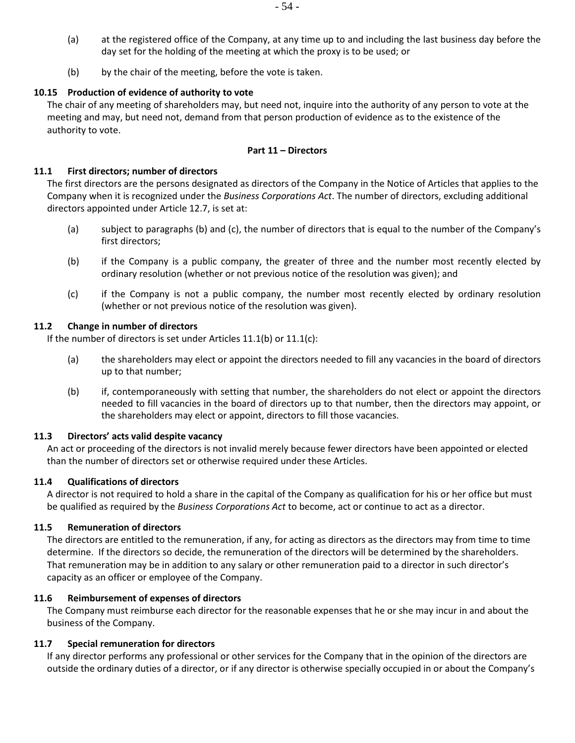(a) at the registered office of the Company, at any time up to and including the last business day before the day set for the holding of the meeting at which the proxy is to be used; or

(b) by the chair of the meeting, before the vote is taken.

**10.15 Production of evidence of authority to vote**

The chair of any meeting of shareholders may, but need not, inquire into the authority of any person to vote at the meeting and may, but need not, demand from that person production of evidence as to the existence of the authority to vote.

## Part 11 – Directors

**11.1 First directors; number of directors**

The first directors are the persons designated as directors of the Company in the Notice of Articles that applies to the Company when it is recognized under the *Business Corporations Act*. The number of directors, excluding additional directors appointed under Article 12.7, is set at:

(a) subject to paragraphs (b) and (c), the number of directors that is equal to the number of the Company's first directors;

(b) if the Company is a public company, the greater of three and the number most recently elected by ordinary resolution (whether or not previous notice of the resolution was given); and

(c) if the Company is not a public company, the number most recently elected by ordinary resolution (whether or not previous notice of the resolution was given).

**11.2 Change in number of directors**

If the number of directors is set under Articles 11.1(b) or 11.1(c):

(a) the shareholders may elect or appoint the directors needed to fill any vacancies in the board of directors up to that number;

(b) if, contemporaneously with setting that number, the shareholders do not elect or appoint the directors needed to fill vacancies in the board of directors up to that number, then the directors may appoint, or the shareholders may elect or appoint, directors to fill those vacancies.

**11.3 Directors' acts valid despite vacancy**

An act or proceeding of the directors is not invalid merely because fewer directors have been appointed or elected than the number of directors set or otherwise required under these Articles.

**11.4 Qualifications of directors**

A director is not required to hold a share in the capital of the Company as qualification for his or her office but must be qualified as required by the *Business Corporations Act* to become, act or continue to act as a director.

**11.5 Remuneration of directors**

The directors are entitled to the remuneration, if any, for acting as directors as the directors may from time to time determine. If the directors so decide, the remuneration of the directors will be determined by the shareholders. That remuneration may be in addition to any salary or other remuneration paid to a director in such director's capacity as an officer or employee of the Company.

**11.6 Reimbursement of expenses of directors**

The Company must reimburse each director for the reasonable expenses that he or she may incur in and about the business of the Company.

**11.7 Special remuneration for directors**

If any director performs any professional or other services for the Company that in the opinion of the directors are outside the ordinary duties of a director, or if any director is otherwise specially occupied in or about the Company's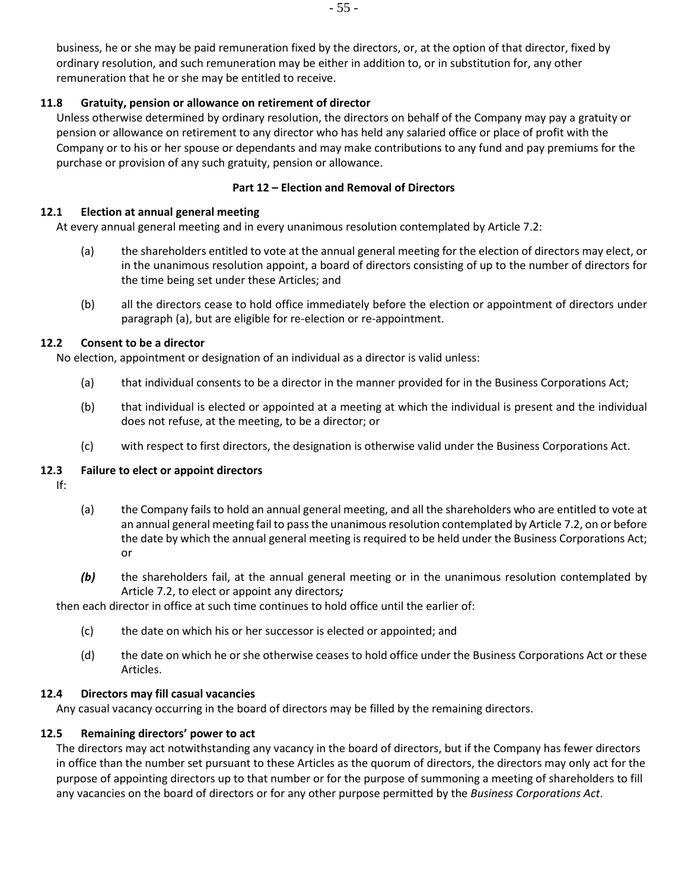business, he or she may be paid remuneration fixed by the directors, or, at the option of that director, fixed by ordinary resolution, and such remuneration may be either in addition to, or in substitution for, any other remuneration that he or she may be entitled to receive.

**11.8 Gratuity, pension or allowance on retirement of director**

Unless otherwise determined by ordinary resolution, the directors on behalf of the Company may pay a gratuity or pension or allowance on retirement to any director who has held any salaried office or place of profit with the Company or to his or her spouse or dependants and may make contributions to any fund and pay premiums for the purchase or provision of any such gratuity, pension or allowance.

## Part 12 – Election and Removal of Directors

**12.1 Election at annual general meeting**

At every annual general meeting and in every unanimous resolution contemplated by Article 7.2:

(a) the shareholders entitled to vote at the annual general meeting for the election of directors may elect, or in the unanimous resolution appoint, a board of directors consisting of up to the number of directors for the time being set under these Articles; and

(b) all the directors cease to hold office immediately before the election or appointment of directors under paragraph (a), but are eligible for re-election or re-appointment.

**12.2 Consent to be a director**

No election, appointment or designation of an individual as a director is valid unless:

(a) that individual consents to be a director in the manner provided for in the Business Corporations Act;

(b) that individual is elected or appointed at a meeting at which the individual is present and the individual does not refuse, at the meeting, to be a director; or

(c) with respect to first directors, the designation is otherwise valid under the Business Corporations Act.

**12.3 Failure to elect or appoint directors**

If:

(a) the Company fails to hold an annual general meeting, and all the shareholders who are entitled to vote at an annual general meeting fail to pass the unanimous resolution contemplated by Article 7.2, on or before the date by which the annual general meeting is required to be held under the Business Corporations Act; or

***(b)*** the shareholders fail, at the annual general meeting or in the unanimous resolution contemplated by Article 7.2, to elect or appoint any directors***;***

then each director in office at such time continues to hold office until the earlier of:

(c) the date on which his or her successor is elected or appointed; and

(d) the date on which he or she otherwise ceases to hold office under the Business Corporations Act or these Articles.

**12.4 Directors may fill casual vacancies**

Any casual vacancy occurring in the board of directors may be filled by the remaining directors.

**12.5 Remaining directors' power to act**

The directors may act notwithstanding any vacancy in the board of directors, but if the Company has fewer directors in office than the number set pursuant to these Articles as the quorum of directors, the directors may only act for the purpose of appointing directors up to that number or for the purpose of summoning a meeting of shareholders to fill any vacancies on the board of directors or for any other purpose permitted by the *Business Corporations Act*.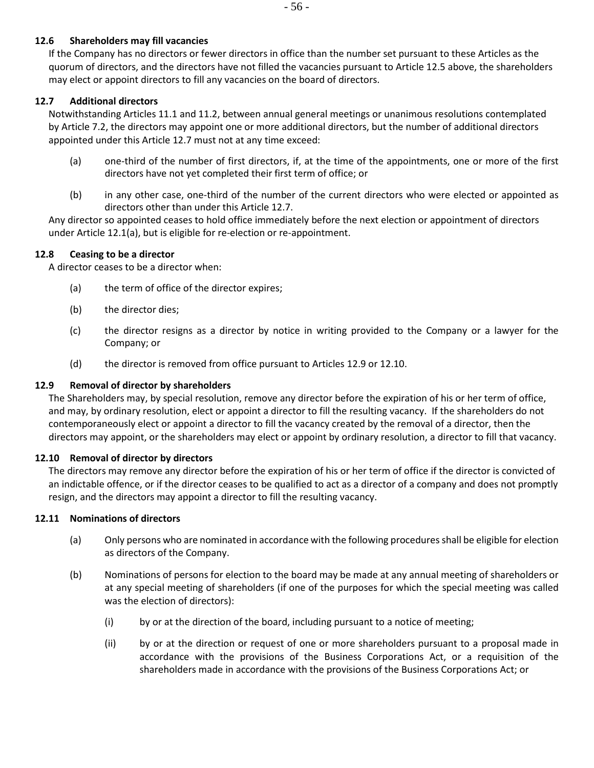### 12.6 Shareholders may fill vacancies

If the Company has no directors or fewer directors in office than the number set pursuant to these Articles as the quorum of directors, and the directors have not filled the vacancies pursuant to Article 12.5 above, the shareholders may elect or appoint directors to fill any vacancies on the board of directors.

### 12.7 Additional directors

Notwithstanding Articles 11.1 and 11.2, between annual general meetings or unanimous resolutions contemplated by Article 7.2, the directors may appoint one or more additional directors, but the number of additional directors appointed under this Article 12.7 must not at any time exceed:

(a) one-third of the number of first directors, if, at the time of the appointments, one or more of the first directors have not yet completed their first term of office; or

(b) in any other case, one-third of the number of the current directors who were elected or appointed as directors other than under this Article 12.7.

Any director so appointed ceases to hold office immediately before the next election or appointment of directors under Article 12.1(a), but is eligible for re-election or re-appointment.

### 12.8 Ceasing to be a director

A director ceases to be a director when:

(a) the term of office of the director expires;

(b) the director dies;

(c) the director resigns as a director by notice in writing provided to the Company or a lawyer for the Company; or

(d) the director is removed from office pursuant to Articles 12.9 or 12.10.

### 12.9 Removal of director by shareholders

The Shareholders may, by special resolution, remove any director before the expiration of his or her term of office, and may, by ordinary resolution, elect or appoint a director to fill the resulting vacancy. If the shareholders do not contemporaneously elect or appoint a director to fill the vacancy created by the removal of a director, then the directors may appoint, or the shareholders may elect or appoint by ordinary resolution, a director to fill that vacancy.

### 12.10 Removal of director by directors

The directors may remove any director before the expiration of his or her term of office if the director is convicted of an indictable offence, or if the director ceases to be qualified to act as a director of a company and does not promptly resign, and the directors may appoint a director to fill the resulting vacancy.

### 12.11 Nominations of directors

(a) Only persons who are nominated in accordance with the following procedures shall be eligible for election as directors of the Company.

(b) Nominations of persons for election to the board may be made at any annual meeting of shareholders or at any special meeting of shareholders (if one of the purposes for which the special meeting was called was the election of directors):

   (i) by or at the direction of the board, including pursuant to a notice of meeting;

   (ii) by or at the direction or request of one or more shareholders pursuant to a proposal made in accordance with the provisions of the Business Corporations Act, or a requisition of the shareholders made in accordance with the provisions of the Business Corporations Act; or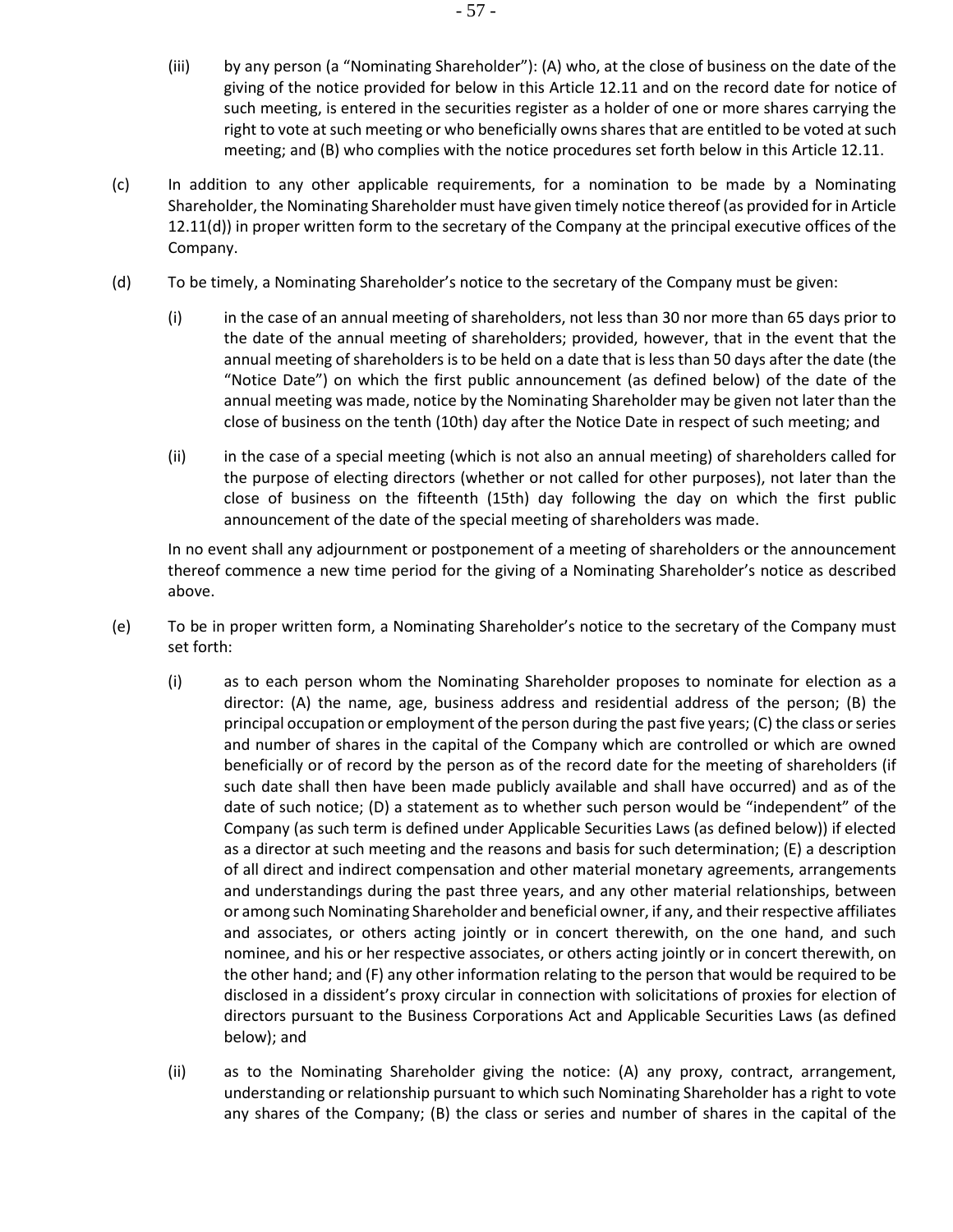(iii) by any person (a "Nominating Shareholder"): (A) who, at the close of business on the date of the giving of the notice provided for below in this Article 12.11 and on the record date for notice of such meeting, is entered in the securities register as a holder of one or more shares carrying the right to vote at such meeting or who beneficially owns shares that are entitled to be voted at such meeting; and (B) who complies with the notice procedures set forth below in this Article 12.11.

(c) In addition to any other applicable requirements, for a nomination to be made by a Nominating Shareholder, the Nominating Shareholder must have given timely notice thereof (as provided for in Article 12.11(d)) in proper written form to the secretary of the Company at the principal executive offices of the Company.

(d) To be timely, a Nominating Shareholder's notice to the secretary of the Company must be given:

(i) in the case of an annual meeting of shareholders, not less than 30 nor more than 65 days prior to the date of the annual meeting of shareholders; provided, however, that in the event that the annual meeting of shareholders is to be held on a date that is less than 50 days after the date (the "Notice Date") on which the first public announcement (as defined below) of the date of the annual meeting was made, notice by the Nominating Shareholder may be given not later than the close of business on the tenth (10th) day after the Notice Date in respect of such meeting; and

(ii) in the case of a special meeting (which is not also an annual meeting) of shareholders called for the purpose of electing directors (whether or not called for other purposes), not later than the close of business on the fifteenth (15th) day following the day on which the first public announcement of the date of the special meeting of shareholders was made.

In no event shall any adjournment or postponement of a meeting of shareholders or the announcement thereof commence a new time period for the giving of a Nominating Shareholder's notice as described above.

(e) To be in proper written form, a Nominating Shareholder's notice to the secretary of the Company must set forth:

(i) as to each person whom the Nominating Shareholder proposes to nominate for election as a director: (A) the name, age, business address and residential address of the person; (B) the principal occupation or employment of the person during the past five years; (C) the class or series and number of shares in the capital of the Company which are controlled or which are owned beneficially or of record by the person as of the record date for the meeting of shareholders (if such date shall then have been made publicly available and shall have occurred) and as of the date of such notice; (D) a statement as to whether such person would be "independent" of the Company (as such term is defined under Applicable Securities Laws (as defined below)) if elected as a director at such meeting and the reasons and basis for such determination; (E) a description of all direct and indirect compensation and other material monetary agreements, arrangements and understandings during the past three years, and any other material relationships, between or among such Nominating Shareholder and beneficial owner, if any, and their respective affiliates and associates, or others acting jointly or in concert therewith, on the one hand, and such nominee, and his or her respective associates, or others acting jointly or in concert therewith, on the other hand; and (F) any other information relating to the person that would be required to be disclosed in a dissident's proxy circular in connection with solicitations of proxies for election of directors pursuant to the Business Corporations Act and Applicable Securities Laws (as defined below); and

(ii) as to the Nominating Shareholder giving the notice: (A) any proxy, contract, arrangement, understanding or relationship pursuant to which such Nominating Shareholder has a right to vote any shares of the Company; (B) the class or series and number of shares in the capital of the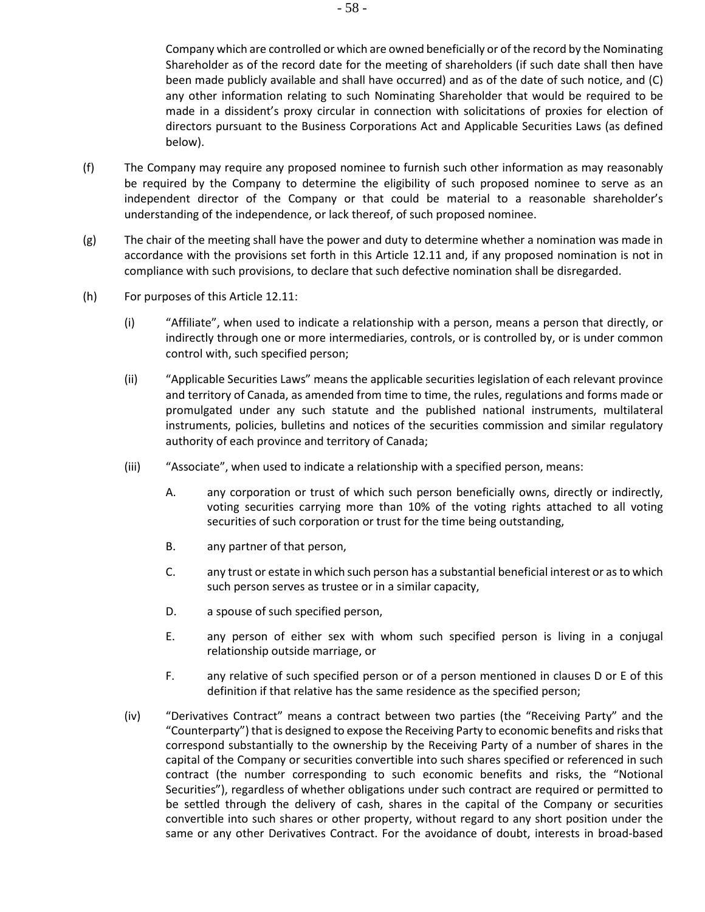Company which are controlled or which are owned beneficially or of the record by the Nominating Shareholder as of the record date for the meeting of shareholders (if such date shall then have been made publicly available and shall have occurred) and as of the date of such notice, and (C) any other information relating to such Nominating Shareholder that would be required to be made in a dissident's proxy circular in connection with solicitations of proxies for election of directors pursuant to the Business Corporations Act and Applicable Securities Laws (as defined below).

(f) The Company may require any proposed nominee to furnish such other information as may reasonably be required by the Company to determine the eligibility of such proposed nominee to serve as an independent director of the Company or that could be material to a reasonable shareholder's understanding of the independence, or lack thereof, of such proposed nominee.

(g) The chair of the meeting shall have the power and duty to determine whether a nomination was made in accordance with the provisions set forth in this Article 12.11 and, if any proposed nomination is not in compliance with such provisions, to declare that such defective nomination shall be disregarded.

(h) For purposes of this Article 12.11:

(i) "Affiliate", when used to indicate a relationship with a person, means a person that directly, or indirectly through one or more intermediaries, controls, or is controlled by, or is under common control with, such specified person;

(ii) "Applicable Securities Laws" means the applicable securities legislation of each relevant province and territory of Canada, as amended from time to time, the rules, regulations and forms made or promulgated under any such statute and the published national instruments, multilateral instruments, policies, bulletins and notices of the securities commission and similar regulatory authority of each province and territory of Canada;

(iii) "Associate", when used to indicate a relationship with a specified person, means:

A. any corporation or trust of which such person beneficially owns, directly or indirectly, voting securities carrying more than 10% of the voting rights attached to all voting securities of such corporation or trust for the time being outstanding,

B. any partner of that person,

C. any trust or estate in which such person has a substantial beneficial interest or as to which such person serves as trustee or in a similar capacity,

D. a spouse of such specified person,

E. any person of either sex with whom such specified person is living in a conjugal relationship outside marriage, or

F. any relative of such specified person or of a person mentioned in clauses D or E of this definition if that relative has the same residence as the specified person;

(iv) "Derivatives Contract" means a contract between two parties (the "Receiving Party" and the "Counterparty") that is designed to expose the Receiving Party to economic benefits and risks that correspond substantially to the ownership by the Receiving Party of a number of shares in the capital of the Company or securities convertible into such shares specified or referenced in such contract (the number corresponding to such economic benefits and risks, the "Notional Securities"), regardless of whether obligations under such contract are required or permitted to be settled through the delivery of cash, shares in the capital of the Company or securities convertible into such shares or other property, without regard to any short position under the same or any other Derivatives Contract. For the avoidance of doubt, interests in broad-based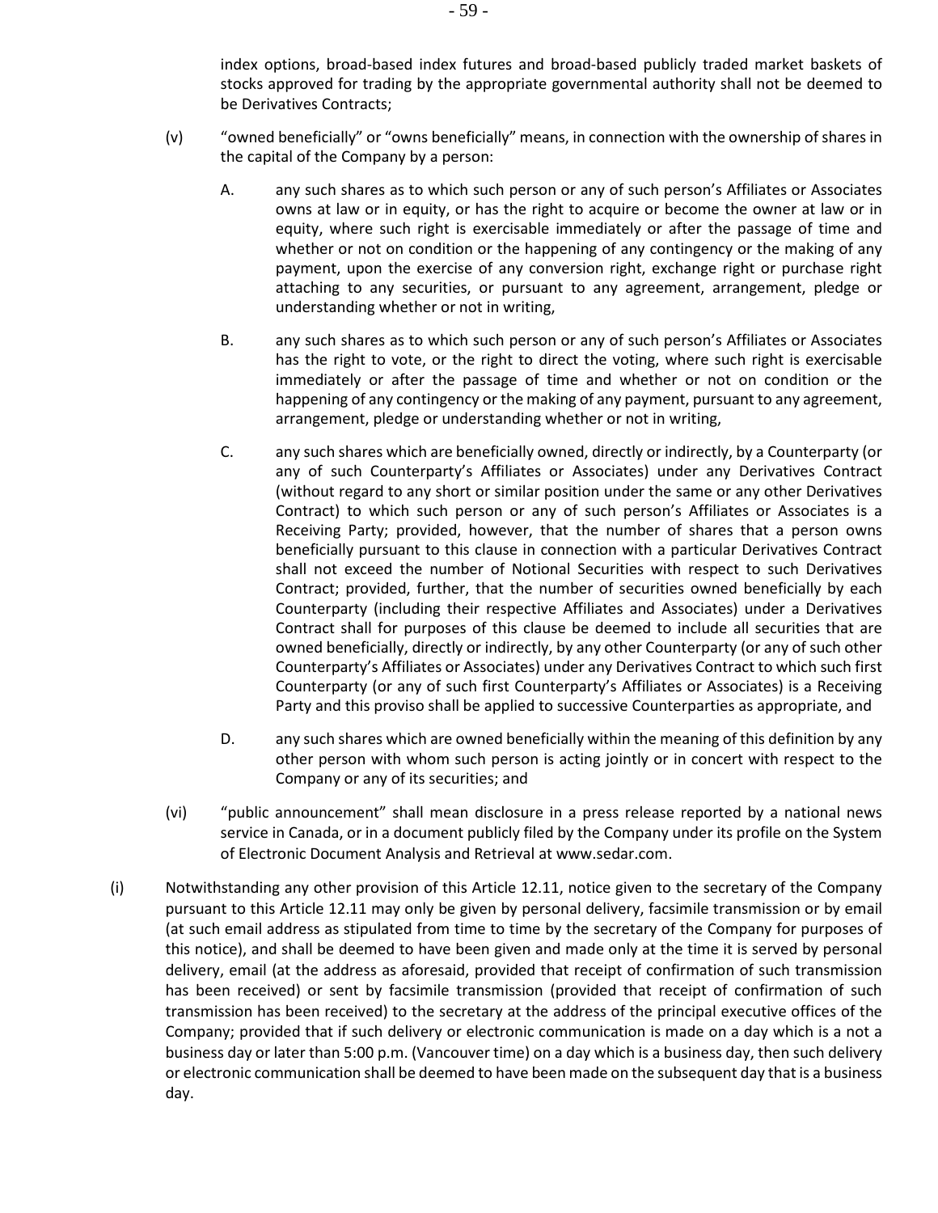index options, broad-based index futures and broad-based publicly traded market baskets of stocks approved for trading by the appropriate governmental authority shall not be deemed to be Derivatives Contracts;

(v) "owned beneficially" or "owns beneficially" means, in connection with the ownership of shares in the capital of the Company by a person:

A. any such shares as to which such person or any of such person's Affiliates or Associates owns at law or in equity, or has the right to acquire or become the owner at law or in equity, where such right is exercisable immediately or after the passage of time and whether or not on condition or the happening of any contingency or the making of any payment, upon the exercise of any conversion right, exchange right or purchase right attaching to any securities, or pursuant to any agreement, arrangement, pledge or understanding whether or not in writing,

B. any such shares as to which such person or any of such person's Affiliates or Associates has the right to vote, or the right to direct the voting, where such right is exercisable immediately or after the passage of time and whether or not on condition or the happening of any contingency or the making of any payment, pursuant to any agreement, arrangement, pledge or understanding whether or not in writing,

C. any such shares which are beneficially owned, directly or indirectly, by a Counterparty (or any of such Counterparty's Affiliates or Associates) under any Derivatives Contract (without regard to any short or similar position under the same or any other Derivatives Contract) to which such person or any of such person's Affiliates or Associates is a Receiving Party; provided, however, that the number of shares that a person owns beneficially pursuant to this clause in connection with a particular Derivatives Contract shall not exceed the number of Notional Securities with respect to such Derivatives Contract; provided, further, that the number of securities owned beneficially by each Counterparty (including their respective Affiliates and Associates) under a Derivatives Contract shall for purposes of this clause be deemed to include all securities that are owned beneficially, directly or indirectly, by any other Counterparty (or any of such other Counterparty's Affiliates or Associates) under any Derivatives Contract to which such first Counterparty (or any of such first Counterparty's Affiliates or Associates) is a Receiving Party and this proviso shall be applied to successive Counterparties as appropriate, and

D. any such shares which are owned beneficially within the meaning of this definition by any other person with whom such person is acting jointly or in concert with respect to the Company or any of its securities; and

(vi) "public announcement" shall mean disclosure in a press release reported by a national news service in Canada, or in a document publicly filed by the Company under its profile on the System of Electronic Document Analysis and Retrieval at www.sedar.com.

(i) Notwithstanding any other provision of this Article 12.11, notice given to the secretary of the Company pursuant to this Article 12.11 may only be given by personal delivery, facsimile transmission or by email (at such email address as stipulated from time to time by the secretary of the Company for purposes of this notice), and shall be deemed to have been given and made only at the time it is served by personal delivery, email (at the address as aforesaid, provided that receipt of confirmation of such transmission has been received) or sent by facsimile transmission (provided that receipt of confirmation of such transmission has been received) to the secretary at the address of the principal executive offices of the Company; provided that if such delivery or electronic communication is made on a day which is a not a business day or later than 5:00 p.m. (Vancouver time) on a day which is a business day, then such delivery or electronic communication shall be deemed to have been made on the subsequent day that is a business day.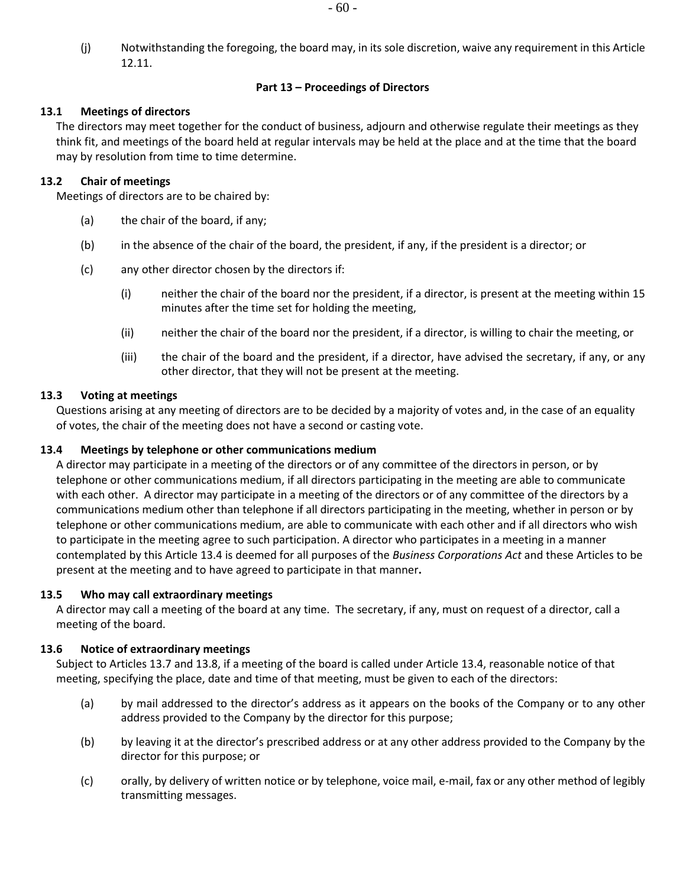(j) Notwithstanding the foregoing, the board may, in its sole discretion, waive any requirement in this Article 12.11.

## Part 13 – Proceedings of Directors

### 13.1 Meetings of directors

The directors may meet together for the conduct of business, adjourn and otherwise regulate their meetings as they think fit, and meetings of the board held at regular intervals may be held at the place and at the time that the board may by resolution from time to time determine.

### 13.2 Chair of meetings

Meetings of directors are to be chaired by:

(a) the chair of the board, if any;

(b) in the absence of the chair of the board, the president, if any, if the president is a director; or

(c) any other director chosen by the directors if:

(i) neither the chair of the board nor the president, if a director, is present at the meeting within 15 minutes after the time set for holding the meeting,

(ii) neither the chair of the board nor the president, if a director, is willing to chair the meeting, or

(iii) the chair of the board and the president, if a director, have advised the secretary, if any, or any other director, that they will not be present at the meeting.

### 13.3 Voting at meetings

Questions arising at any meeting of directors are to be decided by a majority of votes and, in the case of an equality of votes, the chair of the meeting does not have a second or casting vote.

### 13.4 Meetings by telephone or other communications medium

A director may participate in a meeting of the directors or of any committee of the directors in person, or by telephone or other communications medium, if all directors participating in the meeting are able to communicate with each other. A director may participate in a meeting of the directors or of any committee of the directors by a communications medium other than telephone if all directors participating in the meeting, whether in person or by telephone or other communications medium, are able to communicate with each other and if all directors who wish to participate in the meeting agree to such participation. A director who participates in a meeting in a manner contemplated by this Article 13.4 is deemed for all purposes of the *Business Corporations Act* and these Articles to be present at the meeting and to have agreed to participate in that manner**.**

### 13.5 Who may call extraordinary meetings

A director may call a meeting of the board at any time. The secretary, if any, must on request of a director, call a meeting of the board.

### 13.6 Notice of extraordinary meetings

Subject to Articles 13.7 and 13.8, if a meeting of the board is called under Article 13.4, reasonable notice of that meeting, specifying the place, date and time of that meeting, must be given to each of the directors:

(a) by mail addressed to the director's address as it appears on the books of the Company or to any other address provided to the Company by the director for this purpose;

(b) by leaving it at the director's prescribed address or at any other address provided to the Company by the director for this purpose; or

(c) orally, by delivery of written notice or by telephone, voice mail, e-mail, fax or any other method of legibly transmitting messages.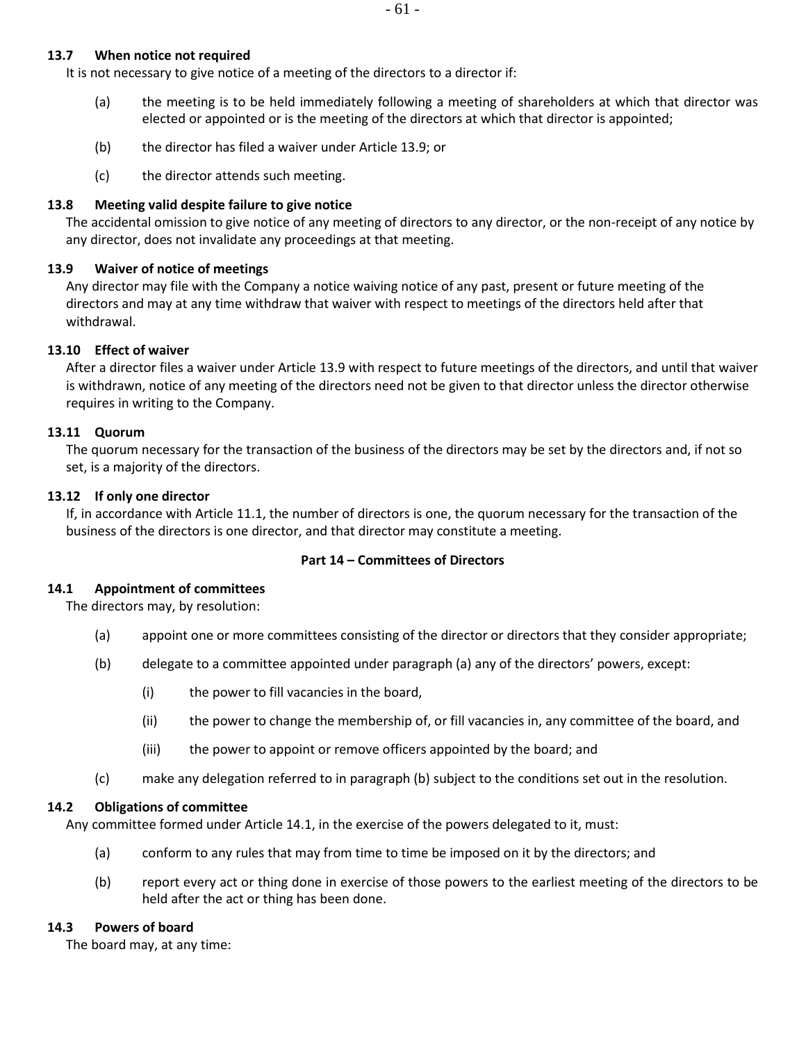**13.7 When notice not required**

It is not necessary to give notice of a meeting of the directors to a director if:

(a) the meeting is to be held immediately following a meeting of shareholders at which that director was elected or appointed or is the meeting of the directors at which that director is appointed;

(b) the director has filed a waiver under Article 13.9; or

(c) the director attends such meeting.

**13.8 Meeting valid despite failure to give notice**

The accidental omission to give notice of any meeting of directors to any director, or the non-receipt of any notice by any director, does not invalidate any proceedings at that meeting.

**13.9 Waiver of notice of meetings**

Any director may file with the Company a notice waiving notice of any past, present or future meeting of the directors and may at any time withdraw that waiver with respect to meetings of the directors held after that withdrawal.

**13.10 Effect of waiver**

After a director files a waiver under Article 13.9 with respect to future meetings of the directors, and until that waiver is withdrawn, notice of any meeting of the directors need not be given to that director unless the director otherwise requires in writing to the Company.

**13.11 Quorum**

The quorum necessary for the transaction of the business of the directors may be set by the directors and, if not so set, is a majority of the directors.

**13.12 If only one director**

If, in accordance with Article 11.1, the number of directors is one, the quorum necessary for the transaction of the business of the directors is one director, and that director may constitute a meeting.

## Part 14 – Committees of Directors

**14.1 Appointment of committees**

The directors may, by resolution:

(a) appoint one or more committees consisting of the director or directors that they consider appropriate;

(b) delegate to a committee appointed under paragraph (a) any of the directors' powers, except:

- (i) the power to fill vacancies in the board,
- (ii) the power to change the membership of, or fill vacancies in, any committee of the board, and
- (iii) the power to appoint or remove officers appointed by the board; and

(c) make any delegation referred to in paragraph (b) subject to the conditions set out in the resolution.

**14.2 Obligations of committee**

Any committee formed under Article 14.1, in the exercise of the powers delegated to it, must:

(a) conform to any rules that may from time to time be imposed on it by the directors; and

(b) report every act or thing done in exercise of those powers to the earliest meeting of the directors to be held after the act or thing has been done.

**14.3 Powers of board**

The board may, at any time: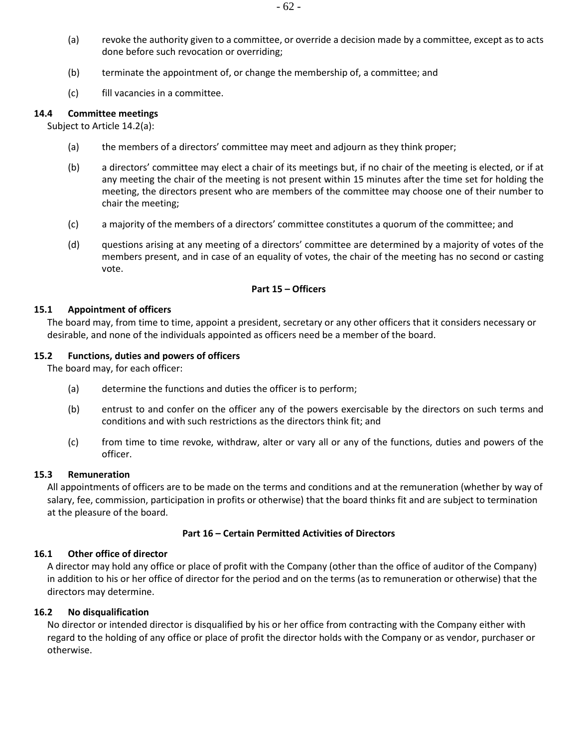(a) revoke the authority given to a committee, or override a decision made by a committee, except as to acts done before such revocation or overriding;

(b) terminate the appointment of, or change the membership of, a committee; and

(c) fill vacancies in a committee.

**14.4 Committee meetings**

Subject to Article 14.2(a):

(a) the members of a directors' committee may meet and adjourn as they think proper;

(b) a directors' committee may elect a chair of its meetings but, if no chair of the meeting is elected, or if at any meeting the chair of the meeting is not present within 15 minutes after the time set for holding the meeting, the directors present who are members of the committee may choose one of their number to chair the meeting;

(c) a majority of the members of a directors' committee constitutes a quorum of the committee; and

(d) questions arising at any meeting of a directors' committee are determined by a majority of votes of the members present, and in case of an equality of votes, the chair of the meeting has no second or casting vote.

## Part 15 – Officers

**15.1 Appointment of officers**

The board may, from time to time, appoint a president, secretary or any other officers that it considers necessary or desirable, and none of the individuals appointed as officers need be a member of the board.

**15.2 Functions, duties and powers of officers**

The board may, for each officer:

(a) determine the functions and duties the officer is to perform;

(b) entrust to and confer on the officer any of the powers exercisable by the directors on such terms and conditions and with such restrictions as the directors think fit; and

(c) from time to time revoke, withdraw, alter or vary all or any of the functions, duties and powers of the officer.

**15.3 Remuneration**

All appointments of officers are to be made on the terms and conditions and at the remuneration (whether by way of salary, fee, commission, participation in profits or otherwise) that the board thinks fit and are subject to termination at the pleasure of the board.

## Part 16 – Certain Permitted Activities of Directors

**16.1 Other office of director**

A director may hold any office or place of profit with the Company (other than the office of auditor of the Company) in addition to his or her office of director for the period and on the terms (as to remuneration or otherwise) that the directors may determine.

**16.2 No disqualification**

No director or intended director is disqualified by his or her office from contracting with the Company either with regard to the holding of any office or place of profit the director holds with the Company or as vendor, purchaser or otherwise.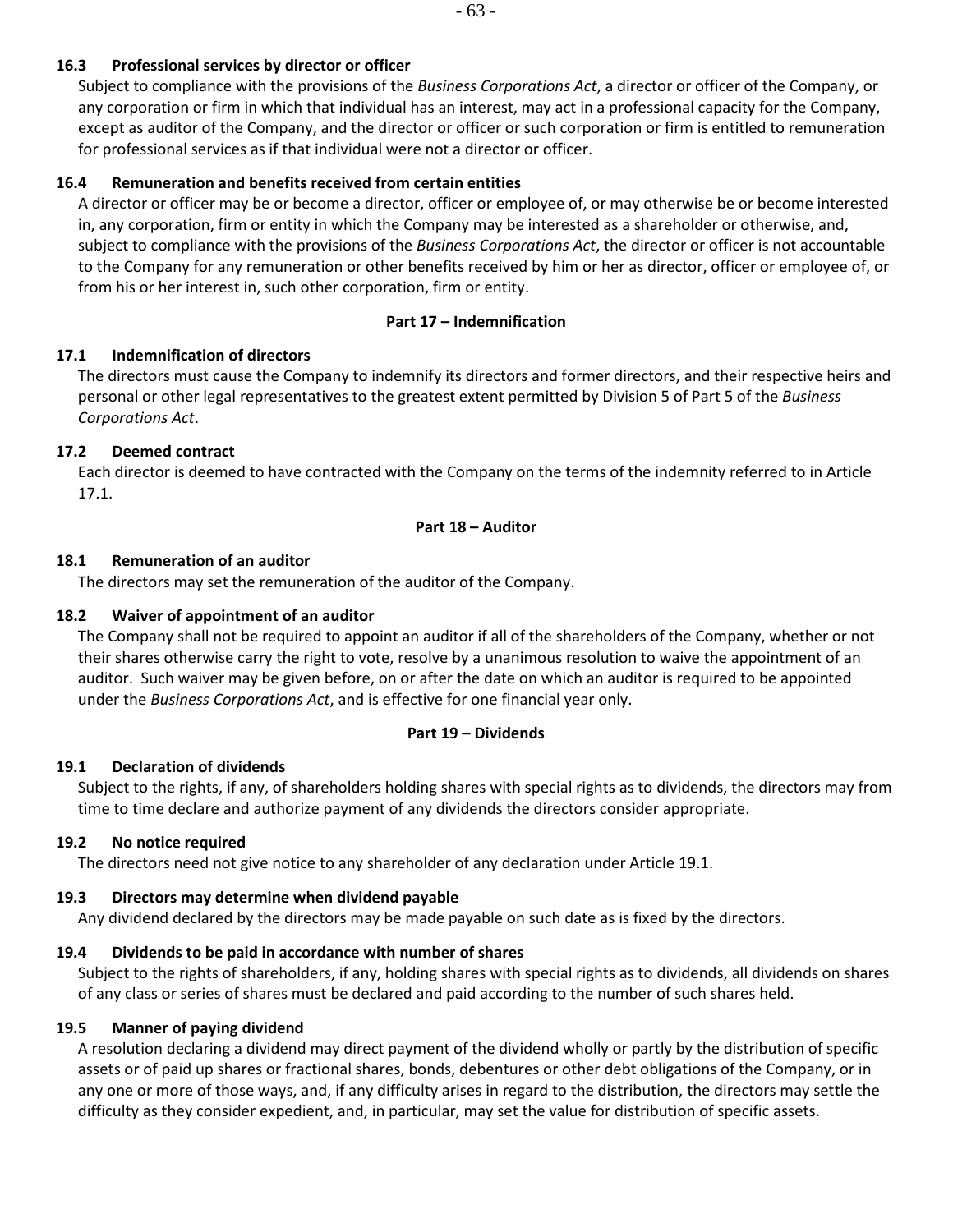**16.3 Professional services by director or officer**

Subject to compliance with the provisions of the *Business Corporations Act*, a director or officer of the Company, or any corporation or firm in which that individual has an interest, may act in a professional capacity for the Company, except as auditor of the Company, and the director or officer or such corporation or firm is entitled to remuneration for professional services as if that individual were not a director or officer.

**16.4 Remuneration and benefits received from certain entities**

A director or officer may be or become a director, officer or employee of, or may otherwise be or become interested in, any corporation, firm or entity in which the Company may be interested as a shareholder or otherwise, and, subject to compliance with the provisions of the *Business Corporations Act*, the director or officer is not accountable to the Company for any remuneration or other benefits received by him or her as director, officer or employee of, or from his or her interest in, such other corporation, firm or entity.

## Part 17 – Indemnification

**17.1 Indemnification of directors**

The directors must cause the Company to indemnify its directors and former directors, and their respective heirs and personal or other legal representatives to the greatest extent permitted by Division 5 of Part 5 of the *Business Corporations Act*.

**17.2 Deemed contract**

Each director is deemed to have contracted with the Company on the terms of the indemnity referred to in Article 17.1.

## Part 18 – Auditor

**18.1 Remuneration of an auditor**

The directors may set the remuneration of the auditor of the Company.

**18.2 Waiver of appointment of an auditor**

The Company shall not be required to appoint an auditor if all of the shareholders of the Company, whether or not their shares otherwise carry the right to vote, resolve by a unanimous resolution to waive the appointment of an auditor. Such waiver may be given before, on or after the date on which an auditor is required to be appointed under the *Business Corporations Act*, and is effective for one financial year only.

## Part 19 – Dividends

**19.1 Declaration of dividends**

Subject to the rights, if any, of shareholders holding shares with special rights as to dividends, the directors may from time to time declare and authorize payment of any dividends the directors consider appropriate.

**19.2 No notice required**

The directors need not give notice to any shareholder of any declaration under Article 19.1.

**19.3 Directors may determine when dividend payable**

Any dividend declared by the directors may be made payable on such date as is fixed by the directors.

**19.4 Dividends to be paid in accordance with number of shares**

Subject to the rights of shareholders, if any, holding shares with special rights as to dividends, all dividends on shares of any class or series of shares must be declared and paid according to the number of such shares held.

**19.5 Manner of paying dividend**

A resolution declaring a dividend may direct payment of the dividend wholly or partly by the distribution of specific assets or of paid up shares or fractional shares, bonds, debentures or other debt obligations of the Company, or in any one or more of those ways, and, if any difficulty arises in regard to the distribution, the directors may settle the difficulty as they consider expedient, and, in particular, may set the value for distribution of specific assets.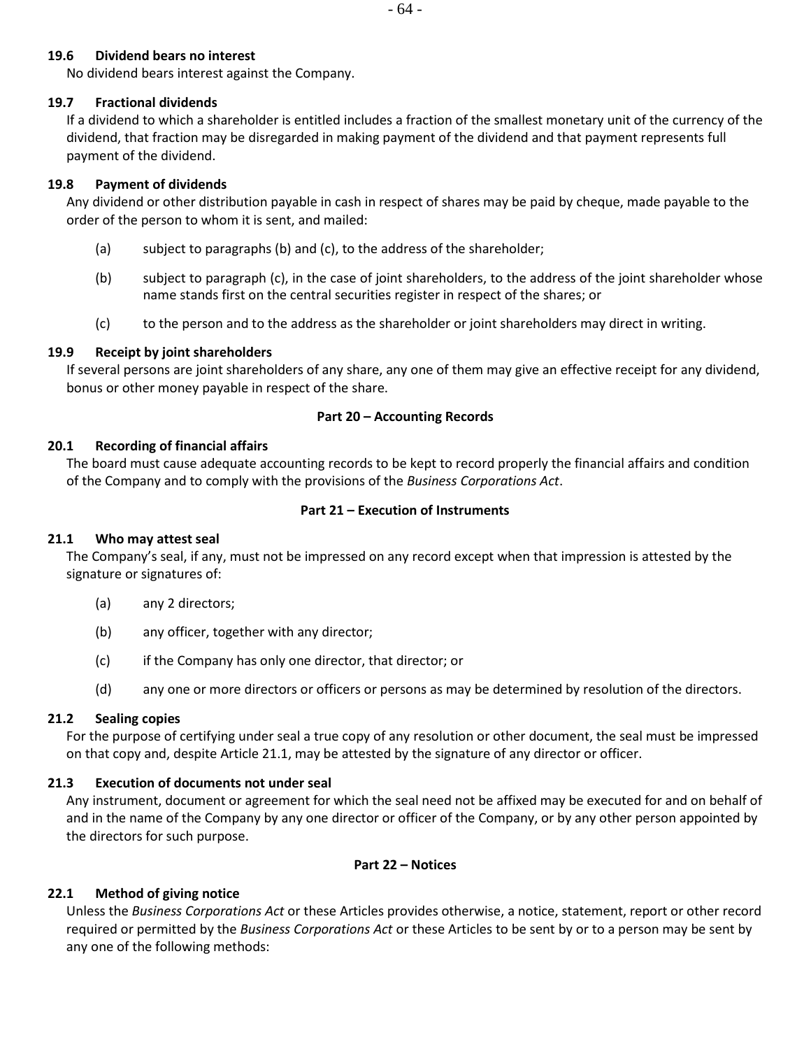**19.6 Dividend bears no interest**

No dividend bears interest against the Company.

**19.7 Fractional dividends**

If a dividend to which a shareholder is entitled includes a fraction of the smallest monetary unit of the currency of the dividend, that fraction may be disregarded in making payment of the dividend and that payment represents full payment of the dividend.

**19.8 Payment of dividends**

Any dividend or other distribution payable in cash in respect of shares may be paid by cheque, made payable to the order of the person to whom it is sent, and mailed:

(a) subject to paragraphs (b) and (c), to the address of the shareholder;

(b) subject to paragraph (c), in the case of joint shareholders, to the address of the joint shareholder whose name stands first on the central securities register in respect of the shares; or

(c) to the person and to the address as the shareholder or joint shareholders may direct in writing.

**19.9 Receipt by joint shareholders**

If several persons are joint shareholders of any share, any one of them may give an effective receipt for any dividend, bonus or other money payable in respect of the share.

## Part 20 – Accounting Records

**20.1 Recording of financial affairs**

The board must cause adequate accounting records to be kept to record properly the financial affairs and condition of the Company and to comply with the provisions of the *Business Corporations Act*.

## Part 21 – Execution of Instruments

**21.1 Who may attest seal**

The Company's seal, if any, must not be impressed on any record except when that impression is attested by the signature or signatures of:

(a) any 2 directors;

(b) any officer, together with any director;

(c) if the Company has only one director, that director; or

(d) any one or more directors or officers or persons as may be determined by resolution of the directors.

**21.2 Sealing copies**

For the purpose of certifying under seal a true copy of any resolution or other document, the seal must be impressed on that copy and, despite Article 21.1, may be attested by the signature of any director or officer.

**21.3 Execution of documents not under seal**

Any instrument, document or agreement for which the seal need not be affixed may be executed for and on behalf of and in the name of the Company by any one director or officer of the Company, or by any other person appointed by the directors for such purpose.

## Part 22 – Notices

**22.1 Method of giving notice**

Unless the *Business Corporations Act* or these Articles provides otherwise, a notice, statement, report or other record required or permitted by the *Business Corporations Act* or these Articles to be sent by or to a person may be sent by any one of the following methods: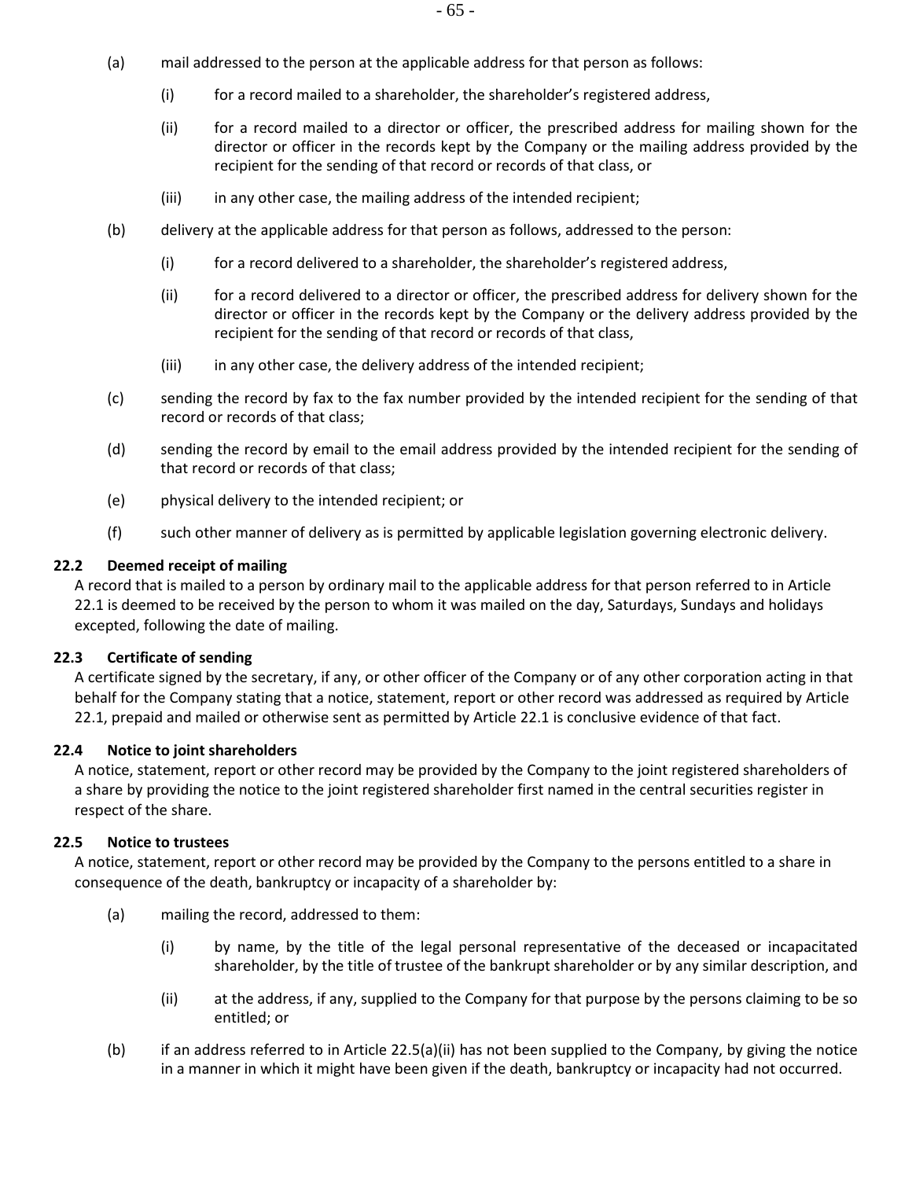(a) mail addressed to the person at the applicable address for that person as follows:

   (i) for a record mailed to a shareholder, the shareholder's registered address,

   (ii) for a record mailed to a director or officer, the prescribed address for mailing shown for the director or officer in the records kept by the Company or the mailing address provided by the recipient for the sending of that record or records of that class, or

   (iii) in any other case, the mailing address of the intended recipient;

(b) delivery at the applicable address for that person as follows, addressed to the person:

   (i) for a record delivered to a shareholder, the shareholder's registered address,

   (ii) for a record delivered to a director or officer, the prescribed address for delivery shown for the director or officer in the records kept by the Company or the delivery address provided by the recipient for the sending of that record or records of that class,

   (iii) in any other case, the delivery address of the intended recipient;

(c) sending the record by fax to the fax number provided by the intended recipient for the sending of that record or records of that class;

(d) sending the record by email to the email address provided by the intended recipient for the sending of that record or records of that class;

(e) physical delivery to the intended recipient; or

(f) such other manner of delivery as is permitted by applicable legislation governing electronic delivery.

**22.2 Deemed receipt of mailing**

A record that is mailed to a person by ordinary mail to the applicable address for that person referred to in Article 22.1 is deemed to be received by the person to whom it was mailed on the day, Saturdays, Sundays and holidays excepted, following the date of mailing.

**22.3 Certificate of sending**

A certificate signed by the secretary, if any, or other officer of the Company or of any other corporation acting in that behalf for the Company stating that a notice, statement, report or other record was addressed as required by Article 22.1, prepaid and mailed or otherwise sent as permitted by Article 22.1 is conclusive evidence of that fact.

**22.4 Notice to joint shareholders**

A notice, statement, report or other record may be provided by the Company to the joint registered shareholders of a share by providing the notice to the joint registered shareholder first named in the central securities register in respect of the share.

**22.5 Notice to trustees**

A notice, statement, report or other record may be provided by the Company to the persons entitled to a share in consequence of the death, bankruptcy or incapacity of a shareholder by:

(a) mailing the record, addressed to them:

   (i) by name, by the title of the legal personal representative of the deceased or incapacitated shareholder, by the title of trustee of the bankrupt shareholder or by any similar description, and

   (ii) at the address, if any, supplied to the Company for that purpose by the persons claiming to be so entitled; or

(b) if an address referred to in Article 22.5(a)(ii) has not been supplied to the Company, by giving the notice in a manner in which it might have been given if the death, bankruptcy or incapacity had not occurred.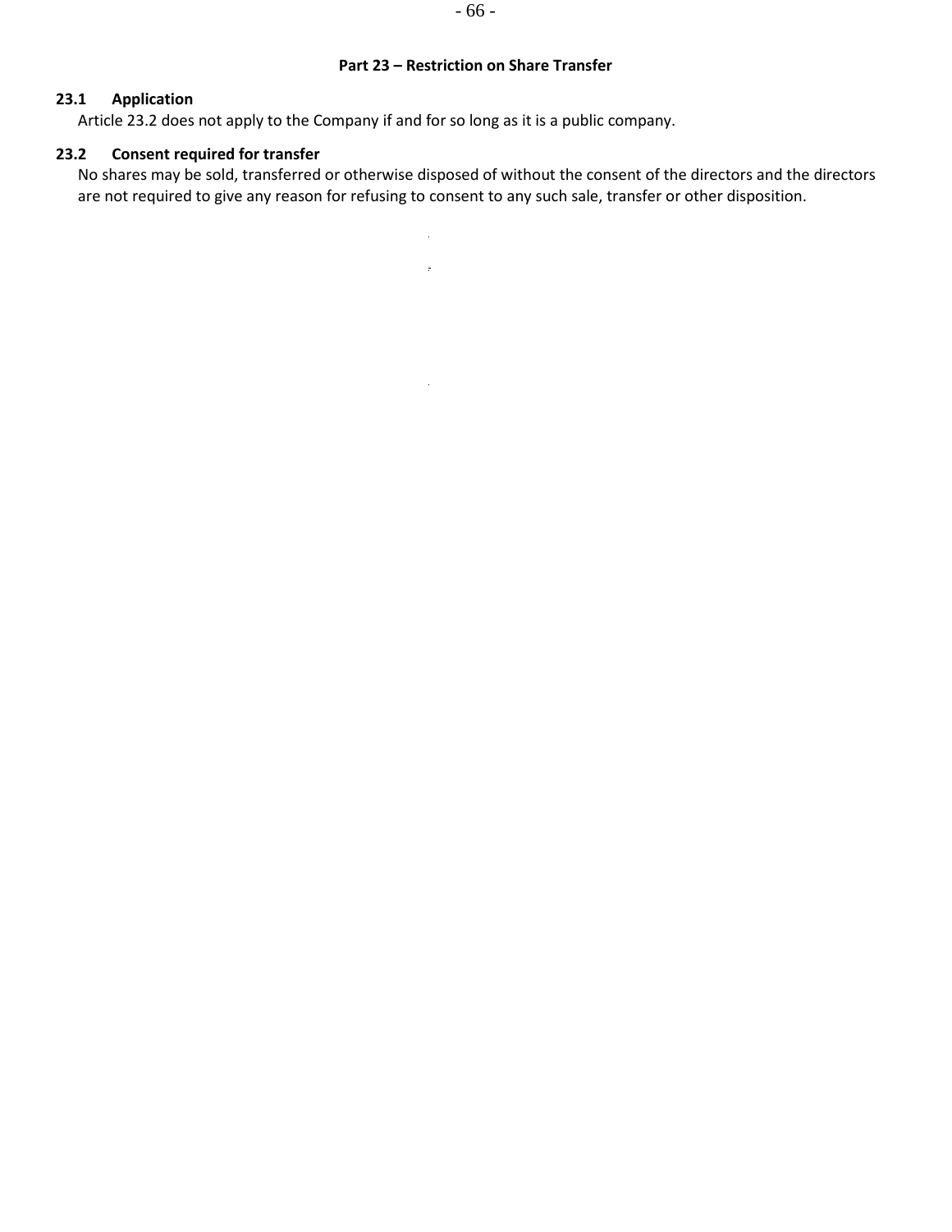## Part 23 – Restriction on Share Transfer

### 23.1 Application

Article 23.2 does not apply to the Company if and for so long as it is a public company.

### 23.2 Consent required for transfer

No shares may be sold, transferred or otherwise disposed of without the consent of the directors and the directors are not required to give any reason for refusing to consent to any such sale, transfer or other disposition.